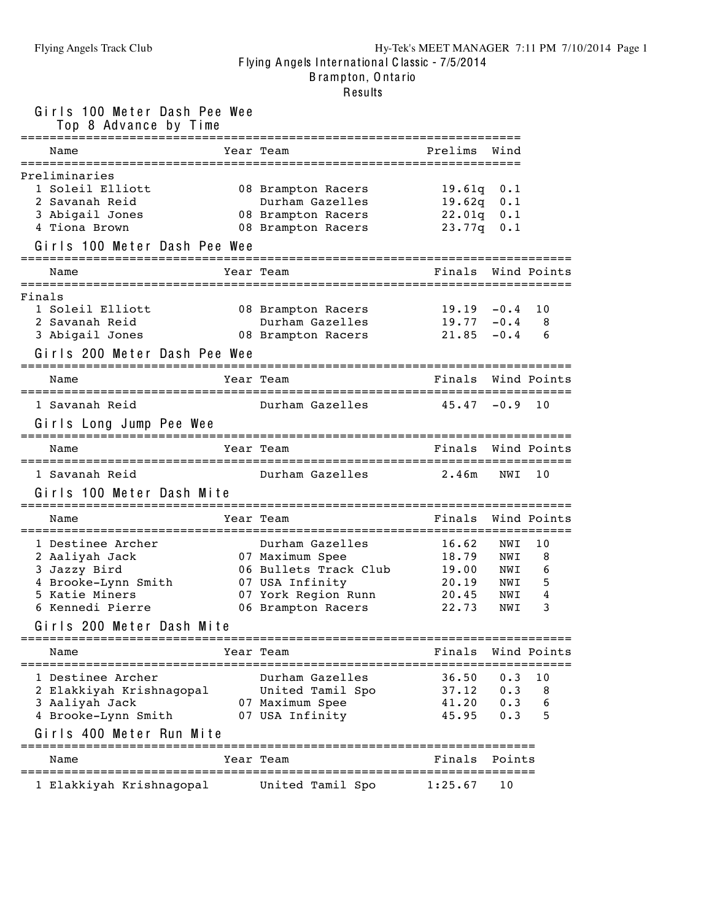Flying Angels International Classic - 7/5/2014
Brampton, Ontario
Results

## Girls 100 Meter Dash Pee Wee

Top 8 Advance by Time

| | Name | Year | Team | Prelims | Wind |
|---|---|---|---|---|---|
| **Preliminaries** | | | | | |
| 1 | Soleil Elliott | 08 | Brampton Racers | 19.61q | 0.1 |
| 2 | Savanah Reid | | Durham Gazelles | 19.62q | 0.1 |
| 3 | Abigail Jones | 08 | Brampton Racers | 22.01q | 0.1 |
| 4 | Tiona Brown | 08 | Brampton Racers | 23.77q | 0.1 |

## Girls 100 Meter Dash Pee Wee

| | Name | Year | Team | Finals | Wind | Points |
|---|---|---|---|---|---|---|
| **Finals** | | | | | | |
| 1 | Soleil Elliott | 08 | Brampton Racers | 19.19 | -0.4 | 10 |
| 2 | Savanah Reid | | Durham Gazelles | 19.77 | -0.4 | 8 |
| 3 | Abigail Jones | 08 | Brampton Racers | 21.85 | -0.4 | 6 |

## Girls 200 Meter Dash Pee Wee

| | Name | Year | Team | Finals | Wind | Points |
|---|---|---|---|---|---|---|
| 1 | Savanah Reid | | Durham Gazelles | 45.47 | -0.9 | 10 |

## Girls Long Jump Pee Wee

| | Name | Year | Team | Finals | Wind | Points |
|---|---|---|---|---|---|---|
| 1 | Savanah Reid | | Durham Gazelles | 2.46m | NWI | 10 |

## Girls 100 Meter Dash Mite

| | Name | Year | Team | Finals | Wind | Points |
|---|---|---|---|---|---|---|
| 1 | Destinee Archer | | Durham Gazelles | 16.62 | NWI | 10 |
| 2 | Aaliyah Jack | 07 | Maximum Spee | 18.79 | NWI | 8 |
| 3 | Jazzy Bird | 06 | Bullets Track Club | 19.00 | NWI | 6 |
| 4 | Brooke-Lynn Smith | 07 | USA Infinity | 20.19 | NWI | 5 |
| 5 | Katie Miners | 07 | York Region Runn | 20.45 | NWI | 4 |
| 6 | Kennedi Pierre | 06 | Brampton Racers | 22.73 | NWI | 3 |

## Girls 200 Meter Dash Mite

| | Name | Year | Team | Finals | Wind | Points |
|---|---|---|---|---|---|---|
| 1 | Destinee Archer | | Durham Gazelles | 36.50 | 0.3 | 10 |
| 2 | Elakkiyah Krishnagopal | | United Tamil Spo | 37.12 | 0.3 | 8 |
| 3 | Aaliyah Jack | 07 | Maximum Spee | 41.20 | 0.3 | 6 |
| 4 | Brooke-Lynn Smith | 07 | USA Infinity | 45.95 | 0.3 | 5 |

## Girls 400 Meter Run Mite

| | Name | Year | Team | Finals | Points |
|---|---|---|---|---|---|
| 1 | Elakkiyah Krishnagopal | | United Tamil Spo | 1:25.67 | 10 |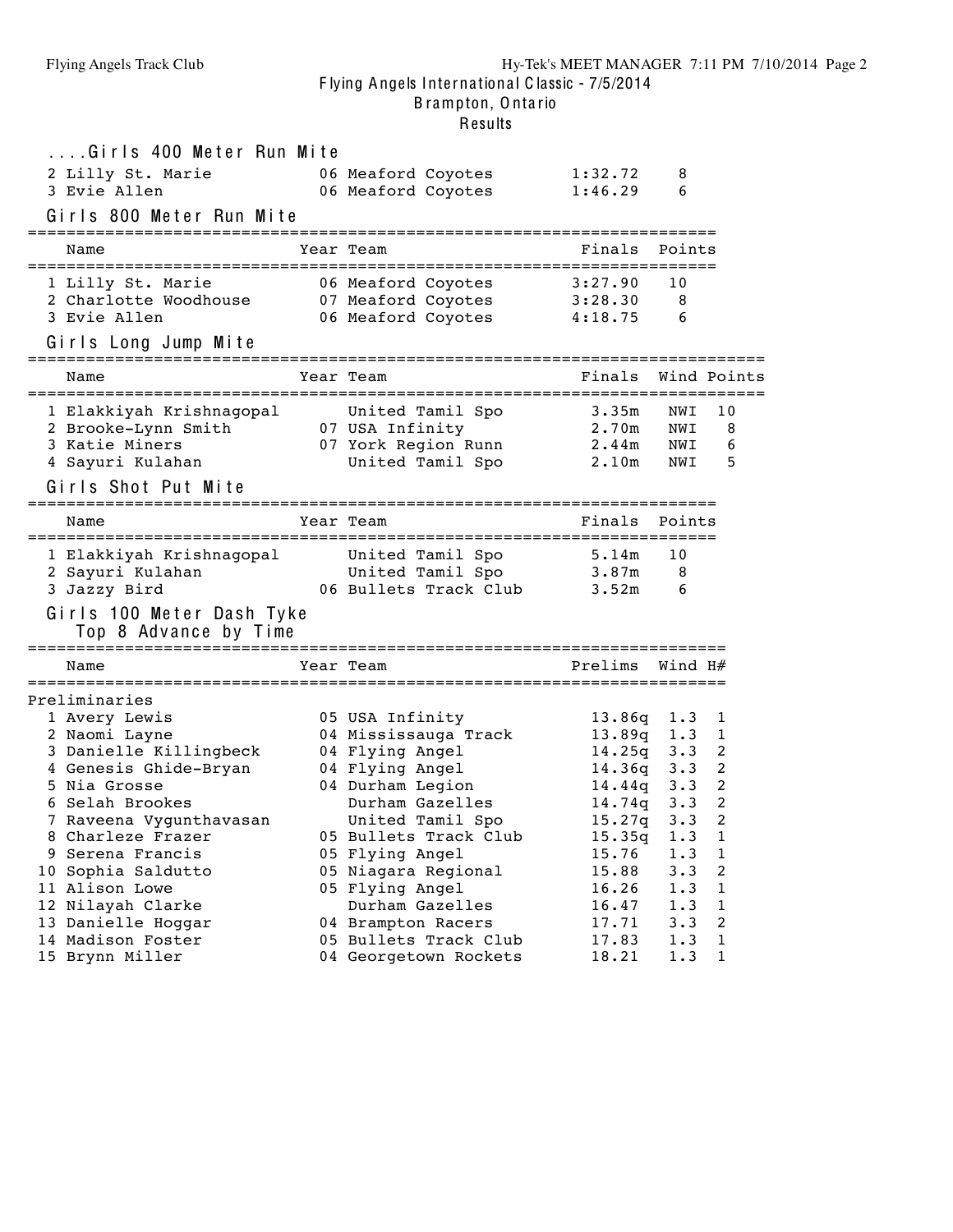## ....Girls 400 Meter Run Mite

| Name | Year | Team | Finals | Points |
|---|---|---|---|---|
| 2 Lilly St. Marie | 06 | Meaford Coyotes | 1:32.72 | 8 |
| 3 Evie Allen | 06 | Meaford Coyotes | 1:46.29 | 6 |

## Girls 800 Meter Run Mite

| Name | Year | Team | Finals | Points |
|---|---|---|---|---|
| 1 Lilly St. Marie | 06 | Meaford Coyotes | 3:27.90 | 10 |
| 2 Charlotte Woodhouse | 07 | Meaford Coyotes | 3:28.30 | 8 |
| 3 Evie Allen | 06 | Meaford Coyotes | 4:18.75 | 6 |

## Girls Long Jump Mite

| Name | Year | Team | Finals | Wind | Points |
|---|---|---|---|---|---|
| 1 Elakkiyah Krishnagopal | | United Tamil Spo | 3.35m | NWI | 10 |
| 2 Brooke-Lynn Smith | 07 | USA Infinity | 2.70m | NWI | 8 |
| 3 Katie Miners | 07 | York Region Runn | 2.44m | NWI | 6 |
| 4 Sayuri Kulahan | | United Tamil Spo | 2.10m | NWI | 5 |

## Girls Shot Put Mite

| Name | Year | Team | Finals | Points |
|---|---|---|---|---|
| 1 Elakkiyah Krishnagopal | | United Tamil Spo | 5.14m | 10 |
| 2 Sayuri Kulahan | | United Tamil Spo | 3.87m | 8 |
| 3 Jazzy Bird | 06 | Bullets Track Club | 3.52m | 6 |

## Girls 100 Meter Dash Tyke

Top 8 Advance by Time

| Name | Year | Team | Prelims | Wind | H# |
|---|---|---|---|---|---|
| **Preliminaries** | | | | | |
| 1 Avery Lewis | 05 | USA Infinity | 13.86q | 1.3 | 1 |
| 2 Naomi Layne | 04 | Mississauga Track | 13.89q | 1.3 | 1 |
| 3 Danielle Killingbeck | 04 | Flying Angel | 14.25q | 3.3 | 2 |
| 4 Genesis Ghide-Bryan | 04 | Flying Angel | 14.36q | 3.3 | 2 |
| 5 Nia Grosse | 04 | Durham Legion | 14.44q | 3.3 | 2 |
| 6 Selah Brookes | | Durham Gazelles | 14.74q | 3.3 | 2 |
| 7 Raveena Vygunthavasan | | United Tamil Spo | 15.27q | 3.3 | 2 |
| 8 Charleze Frazer | 05 | Bullets Track Club | 15.35q | 1.3 | 1 |
| 9 Serena Francis | 05 | Flying Angel | 15.76 | 1.3 | 1 |
| 10 Sophia Saldutto | 05 | Niagara Regional | 15.88 | 3.3 | 2 |
| 11 Alison Lowe | 05 | Flying Angel | 16.26 | 1.3 | 1 |
| 12 Nilayah Clarke | | Durham Gazelles | 16.47 | 1.3 | 1 |
| 13 Danielle Hoggar | 04 | Brampton Racers | 17.71 | 3.3 | 2 |
| 14 Madison Foster | 05 | Bullets Track Club | 17.83 | 1.3 | 1 |
| 15 Brynn Miller | 04 | Georgetown Rockets | 18.21 | 1.3 | 1 |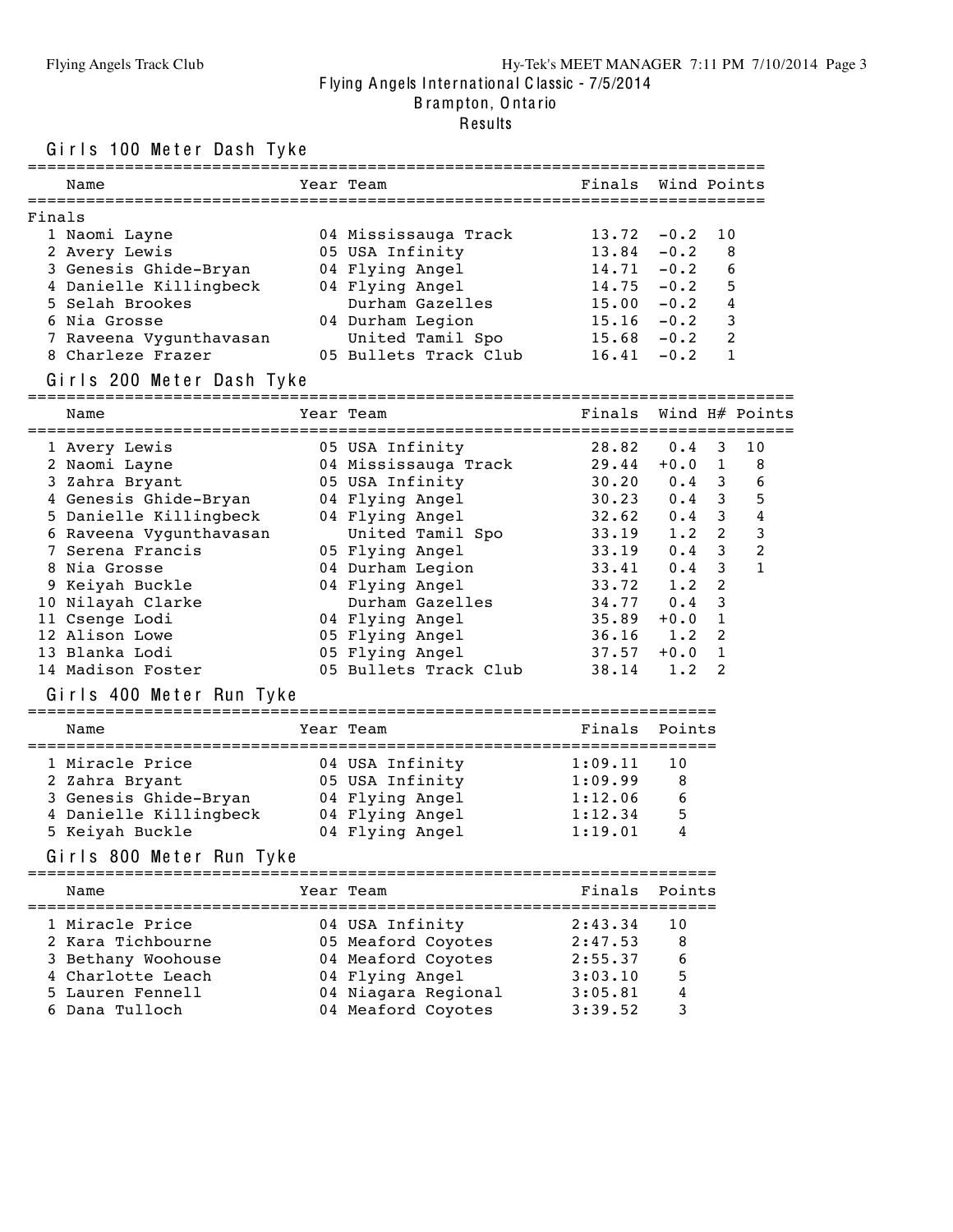Flying Angels International Classic - 7/5/2014

Brampton, Ontario

Results

## Girls 100 Meter Dash Tyke

Finals

| Place | Name | Year | Team | Finals | Wind | Points |
|---|---|---|---|---|---|---|
| 1 | Naomi Layne | 04 | Mississauga Track | 13.72 | -0.2 | 10 |
| 2 | Avery Lewis | 05 | USA Infinity | 13.84 | -0.2 | 8 |
| 3 | Genesis Ghide-Bryan | 04 | Flying Angel | 14.71 | -0.2 | 6 |
| 4 | Danielle Killingbeck | 04 | Flying Angel | 14.75 | -0.2 | 5 |
| 5 | Selah Brookes | | Durham Gazelles | 15.00 | -0.2 | 4 |
| 6 | Nia Grosse | 04 | Durham Legion | 15.16 | -0.2 | 3 |
| 7 | Raveena Vygunthavasan | | United Tamil Spo | 15.68 | -0.2 | 2 |
| 8 | Charleze Frazer | 05 | Bullets Track Club | 16.41 | -0.2 | 1 |

## Girls 200 Meter Dash Tyke

| Place | Name | Year | Team | Finals | Wind | H# | Points |
|---|---|---|---|---|---|---|---|
| 1 | Avery Lewis | 05 | USA Infinity | 28.82 | 0.4 | 3 | 10 |
| 2 | Naomi Layne | 04 | Mississauga Track | 29.44 | +0.0 | 1 | 8 |
| 3 | Zahra Bryant | 05 | USA Infinity | 30.20 | 0.4 | 3 | 6 |
| 4 | Genesis Ghide-Bryan | 04 | Flying Angel | 30.23 | 0.4 | 3 | 5 |
| 5 | Danielle Killingbeck | 04 | Flying Angel | 32.62 | 0.4 | 3 | 4 |
| 6 | Raveena Vygunthavasan | | United Tamil Spo | 33.19 | 1.2 | 2 | 3 |
| 7 | Serena Francis | 05 | Flying Angel | 33.19 | 0.4 | 3 | 2 |
| 8 | Nia Grosse | 04 | Durham Legion | 33.41 | 0.4 | 3 | 1 |
| 9 | Keiyah Buckle | 04 | Flying Angel | 33.72 | 1.2 | 2 | |
| 10 | Nilayah Clarke | | Durham Gazelles | 34.77 | 0.4 | 3 | |
| 11 | Csenge Lodi | 04 | Flying Angel | 35.89 | +0.0 | 1 | |
| 12 | Alison Lowe | 05 | Flying Angel | 36.16 | 1.2 | 2 | |
| 13 | Blanka Lodi | 05 | Flying Angel | 37.57 | +0.0 | 1 | |
| 14 | Madison Foster | 05 | Bullets Track Club | 38.14 | 1.2 | 2 | |

## Girls 400 Meter Run Tyke

| Place | Name | Year | Team | Finals | Points |
|---|---|---|---|---|---|
| 1 | Miracle Price | 04 | USA Infinity | 1:09.11 | 10 |
| 2 | Zahra Bryant | 05 | USA Infinity | 1:09.99 | 8 |
| 3 | Genesis Ghide-Bryan | 04 | Flying Angel | 1:12.06 | 6 |
| 4 | Danielle Killingbeck | 04 | Flying Angel | 1:12.34 | 5 |
| 5 | Keiyah Buckle | 04 | Flying Angel | 1:19.01 | 4 |

## Girls 800 Meter Run Tyke

| Place | Name | Year | Team | Finals | Points |
|---|---|---|---|---|---|
| 1 | Miracle Price | 04 | USA Infinity | 2:43.34 | 10 |
| 2 | Kara Tichbourne | 05 | Meaford Coyotes | 2:47.53 | 8 |
| 3 | Bethany Woohouse | 04 | Meaford Coyotes | 2:55.37 | 6 |
| 4 | Charlotte Leach | 04 | Flying Angel | 3:03.10 | 5 |
| 5 | Lauren Fennell | 04 | Niagara Regional | 3:05.81 | 4 |
| 6 | Dana Tulloch | 04 | Meaford Coyotes | 3:39.52 | 3 |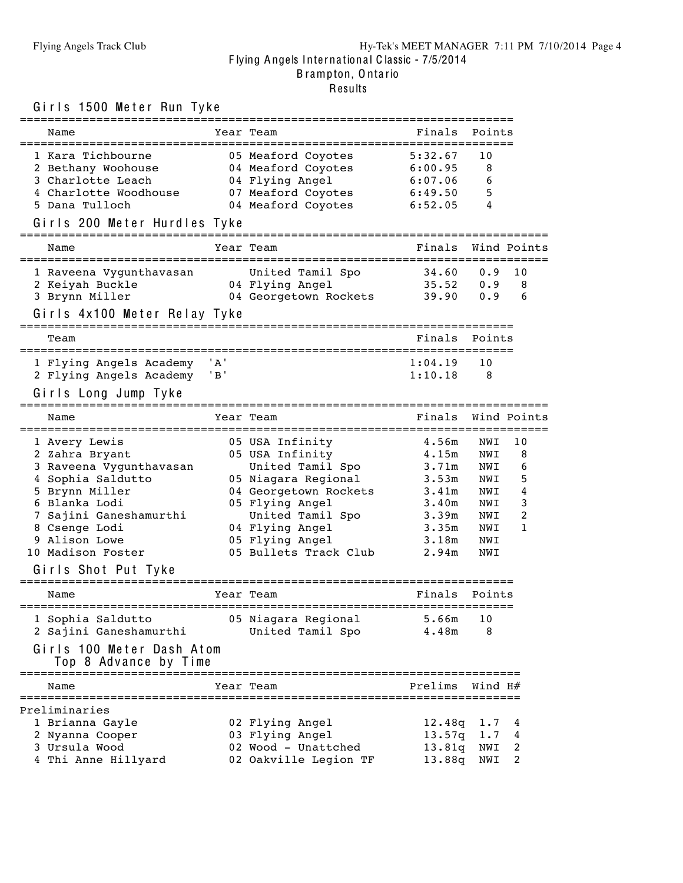Flying Angels International Classic - 7/5/2014
Brampton, Ontario
Results

## Girls 1500 Meter Run Tyke

| | Name | Year | Team | Finals | Points |
|---|---|---|---|---|---|
| 1 | Kara Tichbourne | 05 | Meaford Coyotes | 5:32.67 | 10 |
| 2 | Bethany Woohouse | 04 | Meaford Coyotes | 6:00.95 | 8 |
| 3 | Charlotte Leach | 04 | Flying Angel | 6:07.06 | 6 |
| 4 | Charlotte Woodhouse | 07 | Meaford Coyotes | 6:49.50 | 5 |
| 5 | Dana Tulloch | 04 | Meaford Coyotes | 6:52.05 | 4 |

## Girls 200 Meter Hurdles Tyke

| | Name | Year | Team | Finals | Wind | Points |
|---|---|---|---|---|---|---|
| 1 | Raveena Vygunthavasan | | United Tamil Spo | 34.60 | 0.9 | 10 |
| 2 | Keiyah Buckle | 04 | Flying Angel | 35.52 | 0.9 | 8 |
| 3 | Brynn Miller | 04 | Georgetown Rockets | 39.90 | 0.9 | 6 |

## Girls 4x100 Meter Relay Tyke

| | Team | Relay | Finals | Points |
|---|---|---|---|---|
| 1 | Flying Angels Academy | 'A' | 1:04.19 | 10 |
| 2 | Flying Angels Academy | 'B' | 1:10.18 | 8 |

## Girls Long Jump Tyke

| | Name | Year | Team | Finals | Wind | Points |
|---|---|---|---|---|---|---|
| 1 | Avery Lewis | 05 | USA Infinity | 4.56m | NWI | 10 |
| 2 | Zahra Bryant | 05 | USA Infinity | 4.15m | NWI | 8 |
| 3 | Raveena Vygunthavasan | | United Tamil Spo | 3.71m | NWI | 6 |
| 4 | Sophia Saldutto | 05 | Niagara Regional | 3.53m | NWI | 5 |
| 5 | Brynn Miller | 04 | Georgetown Rockets | 3.41m | NWI | 4 |
| 6 | Blanka Lodi | 05 | Flying Angel | 3.40m | NWI | 3 |
| 7 | Sajini Ganeshamurthi | | United Tamil Spo | 3.39m | NWI | 2 |
| 8 | Csenge Lodi | 04 | Flying Angel | 3.35m | NWI | 1 |
| 9 | Alison Lowe | 05 | Flying Angel | 3.18m | NWI | |
| 10 | Madison Foster | 05 | Bullets Track Club | 2.94m | NWI | |

## Girls Shot Put Tyke

| | Name | Year | Team | Finals | Points |
|---|---|---|---|---|---|
| 1 | Sophia Saldutto | 05 | Niagara Regional | 5.66m | 10 |
| 2 | Sajini Ganeshamurthi | | United Tamil Spo | 4.48m | 8 |

## Girls 100 Meter Dash Atom

Top 8 Advance by Time

Preliminaries

| | Name | Year | Team | Prelims | Wind | H# |
|---|---|---|---|---|---|---|
| 1 | Brianna Gayle | 02 | Flying Angel | 12.48q | 1.7 | 4 |
| 2 | Nyanna Cooper | 03 | Flying Angel | 13.57q | 1.7 | 4 |
| 3 | Ursula Wood | 02 | Wood - Unattched | 13.81q | NWI | 2 |
| 4 | Thi Anne Hillyard | 02 | Oakville Legion TF | 13.88q | NWI | 2 |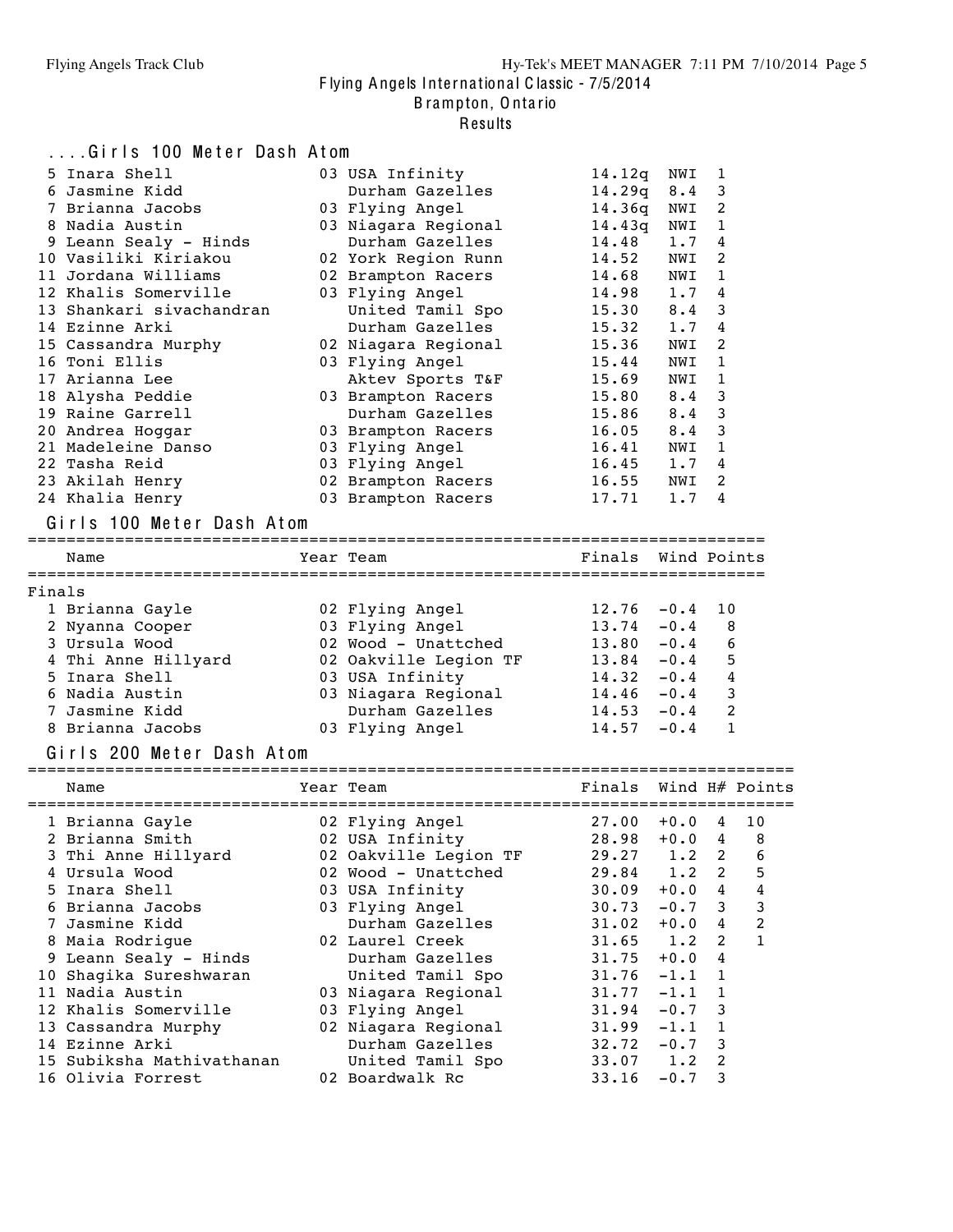# Flying Angels International Classic - 7/5/2014

## Brampton, Ontario

### Results

### ....Girls 100 Meter Dash Atom

| Place | Name | Year | Team | Prelims | Wind | H# |
|---|---|---|---|---|---|---|
| 5 | Inara Shell | 03 | USA Infinity | 14.12q | NWI | 1 |
| 6 | Jasmine Kidd | | Durham Gazelles | 14.29q | 8.4 | 3 |
| 7 | Brianna Jacobs | 03 | Flying Angel | 14.36q | NWI | 2 |
| 8 | Nadia Austin | 03 | Niagara Regional | 14.43q | NWI | 1 |
| 9 | Leann Sealy - Hinds | | Durham Gazelles | 14.48 | 1.7 | 4 |
| 10 | Vasiliki Kiriakou | 02 | York Region Runn | 14.52 | NWI | 2 |
| 11 | Jordana Williams | 02 | Brampton Racers | 14.68 | NWI | 1 |
| 12 | Khalis Somerville | 03 | Flying Angel | 14.98 | 1.7 | 4 |
| 13 | Shankari sivachandran | | United Tamil Spo | 15.30 | 8.4 | 3 |
| 14 | Ezinne Arki | | Durham Gazelles | 15.32 | 1.7 | 4 |
| 15 | Cassandra Murphy | 02 | Niagara Regional | 15.36 | NWI | 2 |
| 16 | Toni Ellis | 03 | Flying Angel | 15.44 | NWI | 1 |
| 17 | Arianna Lee | | Aktev Sports T&F | 15.69 | NWI | 1 |
| 18 | Alysha Peddie | 03 | Brampton Racers | 15.80 | 8.4 | 3 |
| 19 | Raine Garrell | | Durham Gazelles | 15.86 | 8.4 | 3 |
| 20 | Andrea Hoggar | 03 | Brampton Racers | 16.05 | 8.4 | 3 |
| 21 | Madeleine Danso | 03 | Flying Angel | 16.41 | NWI | 1 |
| 22 | Tasha Reid | 03 | Flying Angel | 16.45 | 1.7 | 4 |
| 23 | Akilah Henry | 02 | Brampton Racers | 16.55 | NWI | 2 |
| 24 | Khalia Henry | 03 | Brampton Racers | 17.71 | 1.7 | 4 |

### Girls 100 Meter Dash Atom

Finals

| Place | Name | Year | Team | Finals | Wind | Points |
|---|---|---|---|---|---|---|
| 1 | Brianna Gayle | 02 | Flying Angel | 12.76 | -0.4 | 10 |
| 2 | Nyanna Cooper | 03 | Flying Angel | 13.74 | -0.4 | 8 |
| 3 | Ursula Wood | 02 | Wood - Unattched | 13.80 | -0.4 | 6 |
| 4 | Thi Anne Hillyard | 02 | Oakville Legion TF | 13.84 | -0.4 | 5 |
| 5 | Inara Shell | 03 | USA Infinity | 14.32 | -0.4 | 4 |
| 6 | Nadia Austin | 03 | Niagara Regional | 14.46 | -0.4 | 3 |
| 7 | Jasmine Kidd | | Durham Gazelles | 14.53 | -0.4 | 2 |
| 8 | Brianna Jacobs | 03 | Flying Angel | 14.57 | -0.4 | 1 |

### Girls 200 Meter Dash Atom

| Place | Name | Year | Team | Finals | Wind | H# | Points |
|---|---|---|---|---|---|---|---|
| 1 | Brianna Gayle | 02 | Flying Angel | 27.00 | +0.0 | 4 | 10 |
| 2 | Brianna Smith | 02 | USA Infinity | 28.98 | +0.0 | 4 | 8 |
| 3 | Thi Anne Hillyard | 02 | Oakville Legion TF | 29.27 | 1.2 | 2 | 6 |
| 4 | Ursula Wood | 02 | Wood - Unattched | 29.84 | 1.2 | 2 | 5 |
| 5 | Inara Shell | 03 | USA Infinity | 30.09 | +0.0 | 4 | 4 |
| 6 | Brianna Jacobs | 03 | Flying Angel | 30.73 | -0.7 | 3 | 3 |
| 7 | Jasmine Kidd | | Durham Gazelles | 31.02 | +0.0 | 4 | 2 |
| 8 | Maia Rodrigue | 02 | Laurel Creek | 31.65 | 1.2 | 2 | 1 |
| 9 | Leann Sealy - Hinds | | Durham Gazelles | 31.75 | +0.0 | 4 | |
| 10 | Shagika Sureshwaran | | United Tamil Spo | 31.76 | -1.1 | 1 | |
| 11 | Nadia Austin | 03 | Niagara Regional | 31.77 | -1.1 | 1 | |
| 12 | Khalis Somerville | 03 | Flying Angel | 31.94 | -0.7 | 3 | |
| 13 | Cassandra Murphy | 02 | Niagara Regional | 31.99 | -1.1 | 1 | |
| 14 | Ezinne Arki | | Durham Gazelles | 32.72 | -0.7 | 3 | |
| 15 | Subiksha Mathivathanan | | United Tamil Spo | 33.07 | 1.2 | 2 | |
| 16 | Olivia Forrest | 02 | Boardwalk Rc | 33.16 | -0.7 | 3 | |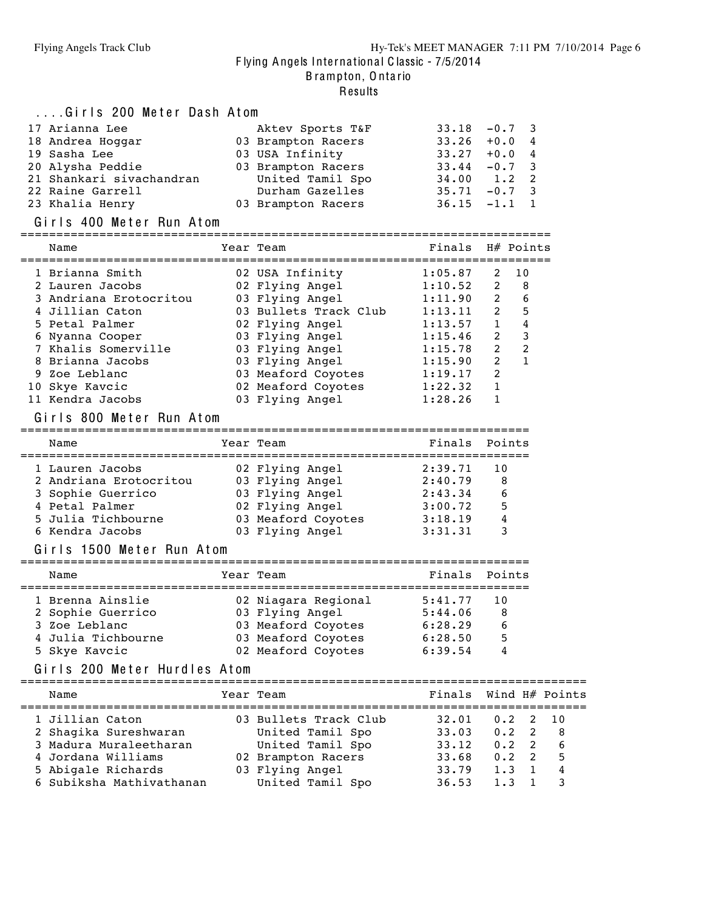Flying Angels International Classic - 7/5/2014
Brampton, Ontario
Results

## ....Girls 200 Meter Dash Atom

| Place | Name | Year | Team | Finals | Wind | H# |
|---|---|---|---|---|---|---|
| 17 | Arianna Lee | | Aktev Sports T&F | 33.18 | -0.7 | 3 |
| 18 | Andrea Hoggar | 03 | Brampton Racers | 33.26 | +0.0 | 4 |
| 19 | Sasha Lee | 03 | USA Infinity | 33.27 | +0.0 | 4 |
| 20 | Alysha Peddie | 03 | Brampton Racers | 33.44 | -0.7 | 3 |
| 21 | Shankari sivachandran | | United Tamil Spo | 34.00 | 1.2 | 2 |
| 22 | Raine Garrell | | Durham Gazelles | 35.71 | -0.7 | 3 |
| 23 | Khalia Henry | 03 | Brampton Racers | 36.15 | -1.1 | 1 |

## Girls 400 Meter Run Atom

| Place | Name | Year | Team | Finals | H# | Points |
|---|---|---|---|---|---|---|
| 1 | Brianna Smith | 02 | USA Infinity | 1:05.87 | 2 | 10 |
| 2 | Lauren Jacobs | 02 | Flying Angel | 1:10.52 | 2 | 8 |
| 3 | Andriana Erotocritou | 03 | Flying Angel | 1:11.90 | 2 | 6 |
| 4 | Jillian Caton | 03 | Bullets Track Club | 1:13.11 | 2 | 5 |
| 5 | Petal Palmer | 02 | Flying Angel | 1:13.57 | 1 | 4 |
| 6 | Nyanna Cooper | 03 | Flying Angel | 1:15.46 | 2 | 3 |
| 7 | Khalis Somerville | 03 | Flying Angel | 1:15.78 | 2 | 2 |
| 8 | Brianna Jacobs | 03 | Flying Angel | 1:15.90 | 2 | 1 |
| 9 | Zoe Leblanc | 03 | Meaford Coyotes | 1:19.17 | 2 | |
| 10 | Skye Kavcic | 02 | Meaford Coyotes | 1:22.32 | 1 | |
| 11 | Kendra Jacobs | 03 | Flying Angel | 1:28.26 | 1 | |

## Girls 800 Meter Run Atom

| Place | Name | Year | Team | Finals | Points |
|---|---|---|---|---|---|
| 1 | Lauren Jacobs | 02 | Flying Angel | 2:39.71 | 10 |
| 2 | Andriana Erotocritou | 03 | Flying Angel | 2:40.79 | 8 |
| 3 | Sophie Guerrico | 03 | Flying Angel | 2:43.34 | 6 |
| 4 | Petal Palmer | 02 | Flying Angel | 3:00.72 | 5 |
| 5 | Julia Tichbourne | 03 | Meaford Coyotes | 3:18.19 | 4 |
| 6 | Kendra Jacobs | 03 | Flying Angel | 3:31.31 | 3 |

## Girls 1500 Meter Run Atom

| Place | Name | Year | Team | Finals | Points |
|---|---|---|---|---|---|
| 1 | Brenna Ainslie | 02 | Niagara Regional | 5:41.77 | 10 |
| 2 | Sophie Guerrico | 03 | Flying Angel | 5:44.06 | 8 |
| 3 | Zoe Leblanc | 03 | Meaford Coyotes | 6:28.29 | 6 |
| 4 | Julia Tichbourne | 03 | Meaford Coyotes | 6:28.50 | 5 |
| 5 | Skye Kavcic | 02 | Meaford Coyotes | 6:39.54 | 4 |

## Girls 200 Meter Hurdles Atom

| Place | Name | Year | Team | Finals | Wind | H# | Points |
|---|---|---|---|---|---|---|---|
| 1 | Jillian Caton | 03 | Bullets Track Club | 32.01 | 0.2 | 2 | 10 |
| 2 | Shagika Sureshwaran | | United Tamil Spo | 33.03 | 0.2 | 2 | 8 |
| 3 | Madura Muraleetharan | | United Tamil Spo | 33.12 | 0.2 | 2 | 6 |
| 4 | Jordana Williams | 02 | Brampton Racers | 33.68 | 0.2 | 2 | 5 |
| 5 | Abigale Richards | 03 | Flying Angel | 33.79 | 1.3 | 1 | 4 |
| 6 | Subiksha Mathivathanan | | United Tamil Spo | 36.53 | 1.3 | 1 | 3 |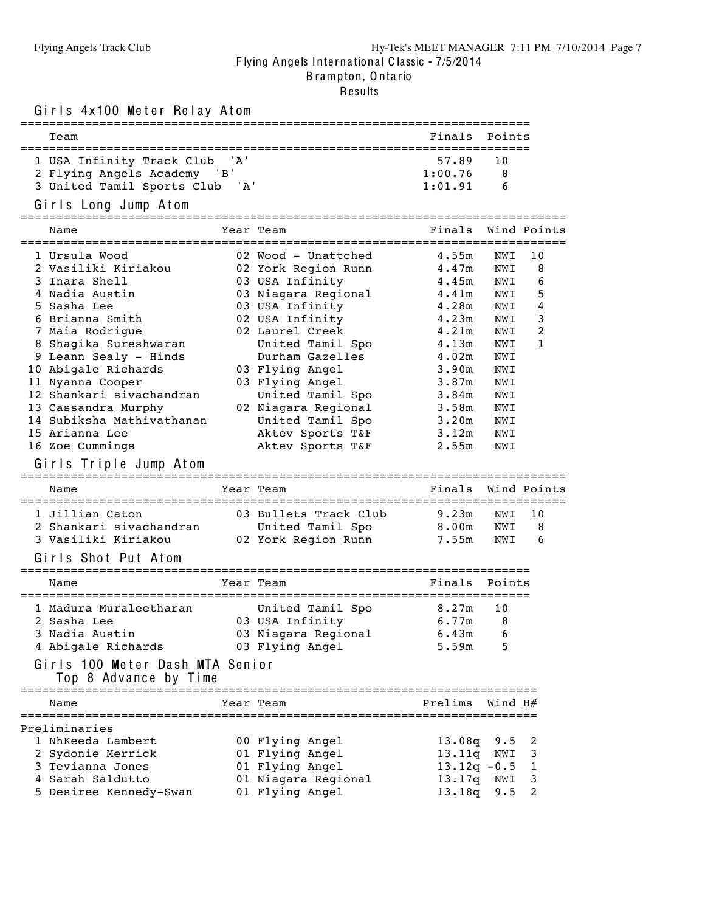Flying Angels International Classic - 7/5/2014
Brampton, Ontario
Results

## Girls 4x100 Meter Relay Atom

| | Team | Finals | Points |
|---|---|---|---|
| 1 | USA Infinity Track Club 'A' | 57.89 | 10 |
| 2 | Flying Angels Academy 'B' | 1:00.76 | 8 |
| 3 | United Tamil Sports Club 'A' | 1:01.91 | 6 |

## Girls Long Jump Atom

| | Name | Year | Team | Finals | Wind | Points |
|---|---|---|---|---|---|---|
| 1 | Ursula Wood | 02 | Wood - Unattched | 4.55m | NWI | 10 |
| 2 | Vasiliki Kiriakou | 02 | York Region Runn | 4.47m | NWI | 8 |
| 3 | Inara Shell | 03 | USA Infinity | 4.45m | NWI | 6 |
| 4 | Nadia Austin | 03 | Niagara Regional | 4.41m | NWI | 5 |
| 5 | Sasha Lee | 03 | USA Infinity | 4.28m | NWI | 4 |
| 6 | Brianna Smith | 02 | USA Infinity | 4.23m | NWI | 3 |
| 7 | Maia Rodrigue | 02 | Laurel Creek | 4.21m | NWI | 2 |
| 8 | Shagika Sureshwaran | | United Tamil Spo | 4.13m | NWI | 1 |
| 9 | Leann Sealy - Hinds | | Durham Gazelles | 4.02m | NWI | |
| 10 | Abigale Richards | 03 | Flying Angel | 3.90m | NWI | |
| 11 | Nyanna Cooper | 03 | Flying Angel | 3.87m | NWI | |
| 12 | Shankari sivachandran | | United Tamil Spo | 3.84m | NWI | |
| 13 | Cassandra Murphy | 02 | Niagara Regional | 3.58m | NWI | |
| 14 | Subiksha Mathivathanan | | United Tamil Spo | 3.20m | NWI | |
| 15 | Arianna Lee | | Aktev Sports T&F | 3.12m | NWI | |
| 16 | Zoe Cummings | | Aktev Sports T&F | 2.55m | NWI | |

## Girls Triple Jump Atom

| | Name | Year | Team | Finals | Wind | Points |
|---|---|---|---|---|---|---|
| 1 | Jillian Caton | 03 | Bullets Track Club | 9.23m | NWI | 10 |
| 2 | Shankari sivachandran | | United Tamil Spo | 8.00m | NWI | 8 |
| 3 | Vasiliki Kiriakou | 02 | York Region Runn | 7.55m | NWI | 6 |

## Girls Shot Put Atom

| | Name | Year | Team | Finals | Points |
|---|---|---|---|---|---|
| 1 | Madura Muraleetharan | | United Tamil Spo | 8.27m | 10 |
| 2 | Sasha Lee | 03 | USA Infinity | 6.77m | 8 |
| 3 | Nadia Austin | 03 | Niagara Regional | 6.43m | 6 |
| 4 | Abigale Richards | 03 | Flying Angel | 5.59m | 5 |

## Girls 100 Meter Dash MTA Senior

Top 8 Advance by Time

Preliminaries

| | Name | Year | Team | Prelims | Wind | H# |
|---|---|---|---|---|---|---|
| 1 | NhKeeda Lambert | 00 | Flying Angel | 13.08q | 9.5 | 2 |
| 2 | Sydonie Merrick | 01 | Flying Angel | 13.11q | NWI | 3 |
| 3 | Tevianna Jones | 01 | Flying Angel | 13.12q | -0.5 | 1 |
| 4 | Sarah Saldutto | 01 | Niagara Regional | 13.17q | NWI | 3 |
| 5 | Desiree Kennedy-Swan | 01 | Flying Angel | 13.18q | 9.5 | 2 |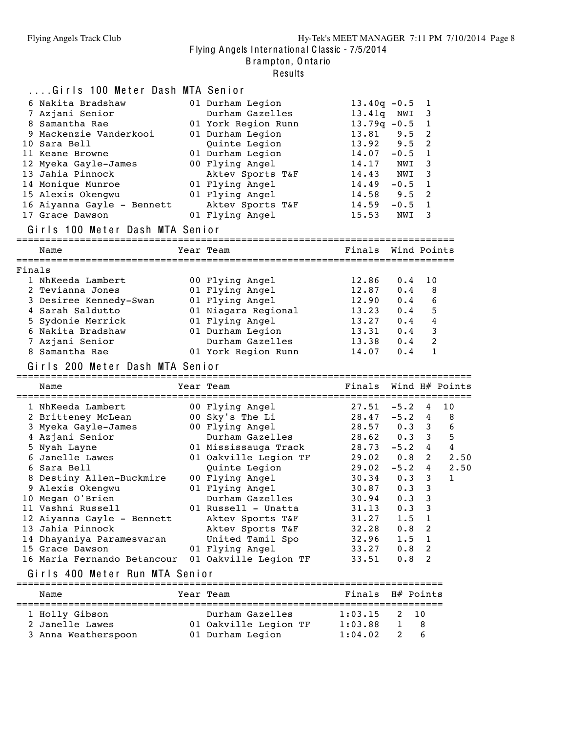## ....Girls 100 Meter Dash MTA Senior

| | Name | Year | Team | Prelims | Wind | H# |
|---|---|---|---|---|---|---|
| 6 | Nakita Bradshaw | 01 | Durham Legion | 13.40q | -0.5 | 1 |
| 7 | Azjani Senior | | Durham Gazelles | 13.41q | NWI | 3 |
| 8 | Samantha Rae | 01 | York Region Runn | 13.79q | -0.5 | 1 |
| 9 | Mackenzie Vanderkooi | 01 | Durham Legion | 13.81 | 9.5 | 2 |
| 10 | Sara Bell | | Quinte Legion | 13.92 | 9.5 | 2 |
| 11 | Keane Browne | 01 | Durham Legion | 14.07 | -0.5 | 1 |
| 12 | Myeka Gayle-James | 00 | Flying Angel | 14.17 | NWI | 3 |
| 13 | Jahia Pinnock | | Aktev Sports T&F | 14.43 | NWI | 3 |
| 14 | Monique Munroe | 01 | Flying Angel | 14.49 | -0.5 | 1 |
| 15 | Alexis Okengwu | 01 | Flying Angel | 14.58 | 9.5 | 2 |
| 16 | Aiyanna Gayle - Bennett | | Aktev Sports T&F | 14.59 | -0.5 | 1 |
| 17 | Grace Dawson | 01 | Flying Angel | 15.53 | NWI | 3 |

## Girls 100 Meter Dash MTA Senior

Finals

| | Name | Year | Team | Finals | Wind | Points |
|---|---|---|---|---|---|---|
| 1 | NhKeeda Lambert | 00 | Flying Angel | 12.86 | 0.4 | 10 |
| 2 | Tevianna Jones | 01 | Flying Angel | 12.87 | 0.4 | 8 |
| 3 | Desiree Kennedy-Swan | 01 | Flying Angel | 12.90 | 0.4 | 6 |
| 4 | Sarah Saldutto | 01 | Niagara Regional | 13.23 | 0.4 | 5 |
| 5 | Sydonie Merrick | 01 | Flying Angel | 13.27 | 0.4 | 4 |
| 6 | Nakita Bradshaw | 01 | Durham Legion | 13.31 | 0.4 | 3 |
| 7 | Azjani Senior | | Durham Gazelles | 13.38 | 0.4 | 2 |
| 8 | Samantha Rae | 01 | York Region Runn | 14.07 | 0.4 | 1 |

## Girls 200 Meter Dash MTA Senior

| | Name | Year | Team | Finals | Wind | H# | Points |
|---|---|---|---|---|---|---|---|
| 1 | NhKeeda Lambert | 00 | Flying Angel | 27.51 | -5.2 | 4 | 10 |
| 2 | Britteney McLean | 00 | Sky's The Li | 28.47 | -5.2 | 4 | 8 |
| 3 | Myeka Gayle-James | 00 | Flying Angel | 28.57 | 0.3 | 3 | 6 |
| 4 | Azjani Senior | | Durham Gazelles | 28.62 | 0.3 | 3 | 5 |
| 5 | Nyah Layne | 01 | Mississauga Track | 28.73 | -5.2 | 4 | 4 |
| 6 | Janelle Lawes | 01 | Oakville Legion TF | 29.02 | 0.8 | 2 | 2.50 |
| 6 | Sara Bell | | Quinte Legion | 29.02 | -5.2 | 4 | 2.50 |
| 8 | Destiny Allen-Buckmire | 00 | Flying Angel | 30.34 | 0.3 | 3 | 1 |
| 9 | Alexis Okengwu | 01 | Flying Angel | 30.87 | 0.3 | 3 | |
| 10 | Megan O'Brien | | Durham Gazelles | 30.94 | 0.3 | 3 | |
| 11 | Vashni Russell | 01 | Russell - Unatta | 31.13 | 0.3 | 3 | |
| 12 | Aiyanna Gayle - Bennett | | Aktev Sports T&F | 31.27 | 1.5 | 1 | |
| 13 | Jahia Pinnock | | Aktev Sports T&F | 32.28 | 0.8 | 2 | |
| 14 | Dhayaniya Paramesvaran | | United Tamil Spo | 32.96 | 1.5 | 1 | |
| 15 | Grace Dawson | 01 | Flying Angel | 33.27 | 0.8 | 2 | |
| 16 | Maria Fernando Betancour | 01 | Oakville Legion TF | 33.51 | 0.8 | 2 | |

## Girls 400 Meter Run MTA Senior

| | Name | Year | Team | Finals | H# | Points |
|---|---|---|---|---|---|---|
| 1 | Holly Gibson | | Durham Gazelles | 1:03.15 | 2 | 10 |
| 2 | Janelle Lawes | 01 | Oakville Legion TF | 1:03.88 | 1 | 8 |
| 3 | Anna Weatherspoon | 01 | Durham Legion | 1:04.02 | 2 | 6 |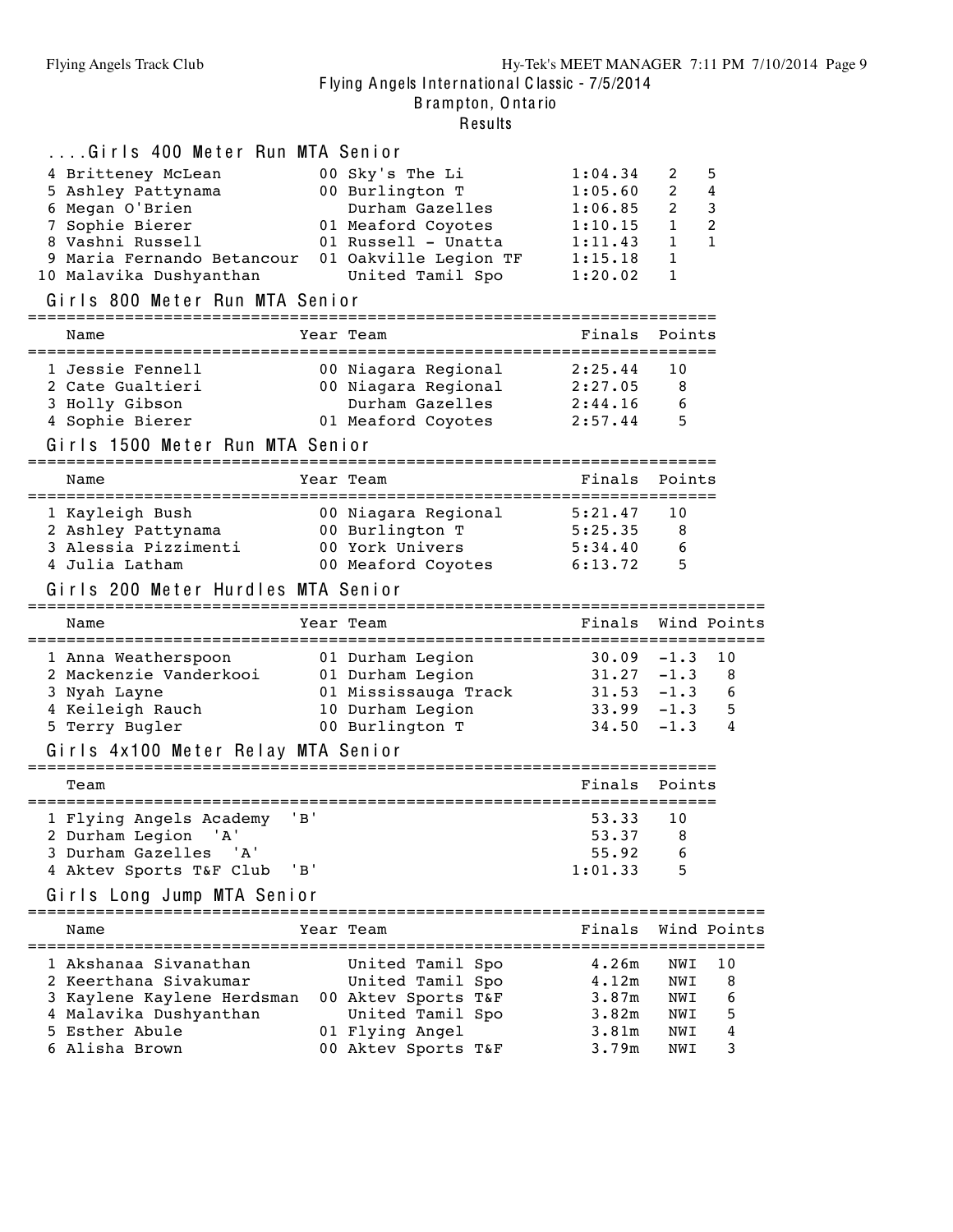## ....Girls 400 Meter Run MTA Senior

| Place | Name | Year | Team | Finals | H# | Points |
|---|---|---|---|---|---|---|
| 4 | Britteney McLean | 00 | Sky's The Li | 1:04.34 | 2 | 5 |
| 5 | Ashley Pattynama | 00 | Burlington T | 1:05.60 | 2 | 4 |
| 6 | Megan O'Brien | | Durham Gazelles | 1:06.85 | 2 | 3 |
| 7 | Sophie Bierer | 01 | Meaford Coyotes | 1:10.15 | 1 | 2 |
| 8 | Vashni Russell | 01 | Russell - Unatta | 1:11.43 | 1 | 1 |
| 9 | Maria Fernando Betancour | 01 | Oakville Legion TF | 1:15.18 | 1 | |
| 10 | Malavika Dushyanthan | | United Tamil Spo | 1:20.02 | 1 | |

## Girls 800 Meter Run MTA Senior

| Place | Name | Year | Team | Finals | Points |
|---|---|---|---|---|---|
| 1 | Jessie Fennell | 00 | Niagara Regional | 2:25.44 | 10 |
| 2 | Cate Gualtieri | 00 | Niagara Regional | 2:27.05 | 8 |
| 3 | Holly Gibson | | Durham Gazelles | 2:44.16 | 6 |
| 4 | Sophie Bierer | 01 | Meaford Coyotes | 2:57.44 | 5 |

## Girls 1500 Meter Run MTA Senior

| Place | Name | Year | Team | Finals | Points |
|---|---|---|---|---|---|
| 1 | Kayleigh Bush | 00 | Niagara Regional | 5:21.47 | 10 |
| 2 | Ashley Pattynama | 00 | Burlington T | 5:25.35 | 8 |
| 3 | Alessia Pizzimenti | 00 | York Univers | 5:34.40 | 6 |
| 4 | Julia Latham | 00 | Meaford Coyotes | 6:13.72 | 5 |

## Girls 200 Meter Hurdles MTA Senior

| Place | Name | Year | Team | Finals | Wind | Points |
|---|---|---|---|---|---|---|
| 1 | Anna Weatherspoon | 01 | Durham Legion | 30.09 | -1.3 | 10 |
| 2 | Mackenzie Vanderkooi | 01 | Durham Legion | 31.27 | -1.3 | 8 |
| 3 | Nyah Layne | 01 | Mississauga Track | 31.53 | -1.3 | 6 |
| 4 | Keileigh Rauch | 10 | Durham Legion | 33.99 | -1.3 | 5 |
| 5 | Terry Bugler | 00 | Burlington T | 34.50 | -1.3 | 4 |

## Girls 4x100 Meter Relay MTA Senior

| Place | Team | Finals | Points |
|---|---|---|---|
| 1 | Flying Angels Academy 'B' | 53.33 | 10 |
| 2 | Durham Legion 'A' | 53.37 | 8 |
| 3 | Durham Gazelles 'A' | 55.92 | 6 |
| 4 | Aktev Sports T&F Club 'B' | 1:01.33 | 5 |

## Girls Long Jump MTA Senior

| Place | Name | Year | Team | Finals | Wind | Points |
|---|---|---|---|---|---|---|
| 1 | Akshanaa Sivanathan | | United Tamil Spo | 4.26m | NWI | 10 |
| 2 | Keerthana Sivakumar | | United Tamil Spo | 4.12m | NWI | 8 |
| 3 | Kaylene Kaylene Herdsman | 00 | Aktev Sports T&F | 3.87m | NWI | 6 |
| 4 | Malavika Dushyanthan | | United Tamil Spo | 3.82m | NWI | 5 |
| 5 | Esther Abule | 01 | Flying Angel | 3.81m | NWI | 4 |
| 6 | Alisha Brown | 00 | Aktev Sports T&F | 3.79m | NWI | 3 |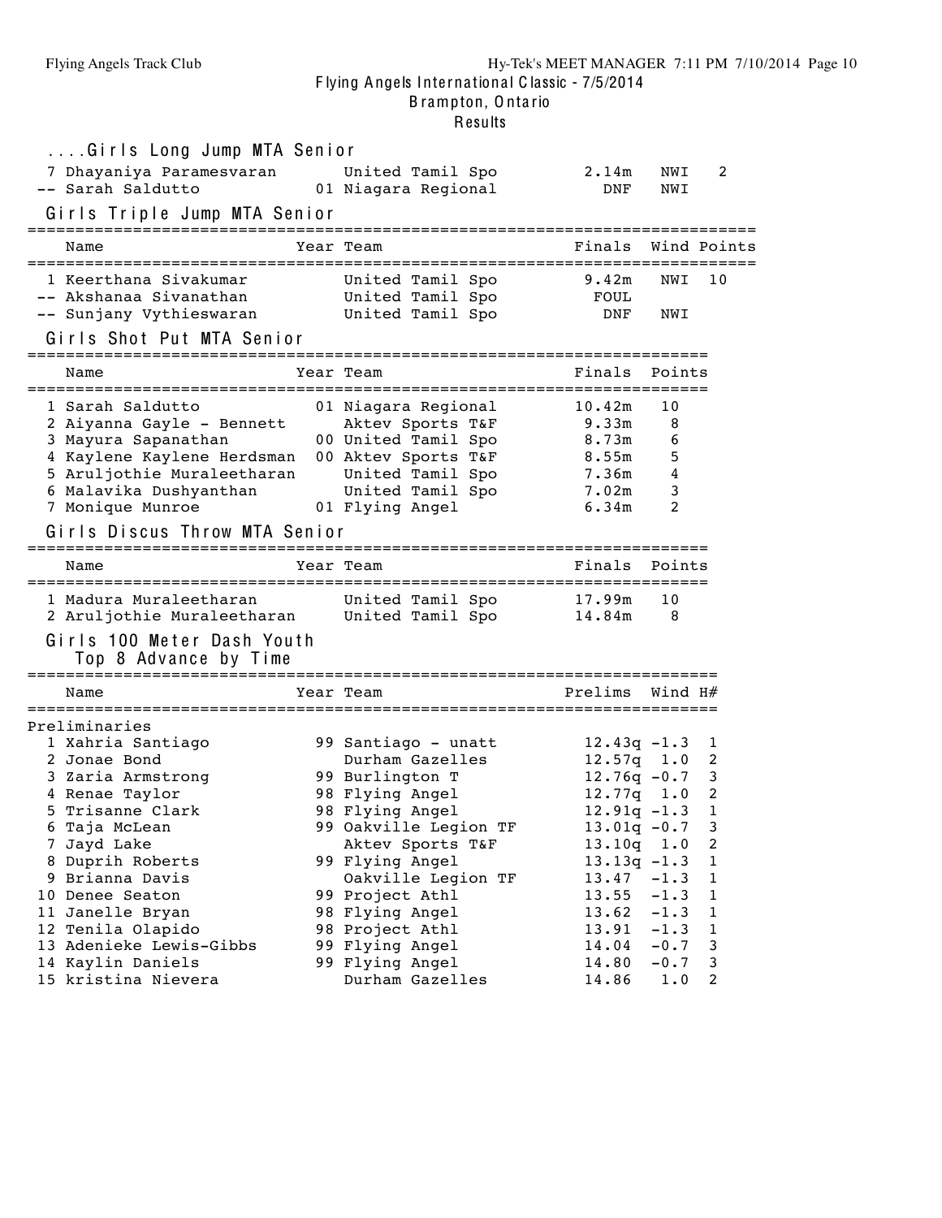Flying Angels International Classic - 7/5/2014
Brampton, Ontario
Results

## ....Girls Long Jump MTA Senior

| Place | Name | Year | Team | Finals | Wind | Points |
|---|---|---|---|---|---|---|
| 7 | Dhayaniya Paramesvaran | | United Tamil Spo | 2.14m | NWI | 2 |
| -- | Sarah Saldutto | 01 | Niagara Regional | DNF | NWI | |

## Girls Triple Jump MTA Senior

| Place | Name | Year | Team | Finals | Wind | Points |
|---|---|---|---|---|---|---|
| 1 | Keerthana Sivakumar | | United Tamil Spo | 9.42m | NWI | 10 |
| -- | Akshanaa Sivanathan | | United Tamil Spo | FOUL | | |
| -- | Sunjany Vythieswaran | | United Tamil Spo | DNF | NWI | |

## Girls Shot Put MTA Senior

| Place | Name | Year | Team | Finals | Points |
|---|---|---|---|---|---|
| 1 | Sarah Saldutto | 01 | Niagara Regional | 10.42m | 10 |
| 2 | Aiyanna Gayle - Bennett | | Aktev Sports T&F | 9.33m | 8 |
| 3 | Mayura Sapanathan | 00 | United Tamil Spo | 8.73m | 6 |
| 4 | Kaylene Kaylene Herdsman | 00 | Aktev Sports T&F | 8.55m | 5 |
| 5 | Aruljothie Muraleetharan | | United Tamil Spo | 7.36m | 4 |
| 6 | Malavika Dushyanthan | | United Tamil Spo | 7.02m | 3 |
| 7 | Monique Munroe | 01 | Flying Angel | 6.34m | 2 |

## Girls Discus Throw MTA Senior

| Place | Name | Year | Team | Finals | Points |
|---|---|---|---|---|---|
| 1 | Madura Muraleetharan | | United Tamil Spo | 17.99m | 10 |
| 2 | Aruljothie Muraleetharan | | United Tamil Spo | 14.84m | 8 |

## Girls 100 Meter Dash Youth

Top 8 Advance by Time

Preliminaries

| Place | Name | Year | Team | Prelims | Wind | H# |
|---|---|---|---|---|---|---|
| 1 | Xahria Santiago | 99 | Santiago - unatt | 12.43q | -1.3 | 1 |
| 2 | Jonae Bond | | Durham Gazelles | 12.57q | 1.0 | 2 |
| 3 | Zaria Armstrong | 99 | Burlington T | 12.76q | -0.7 | 3 |
| 4 | Renae Taylor | 98 | Flying Angel | 12.77q | 1.0 | 2 |
| 5 | Trisanne Clark | 98 | Flying Angel | 12.91q | -1.3 | 1 |
| 6 | Taja McLean | 99 | Oakville Legion TF | 13.01q | -0.7 | 3 |
| 7 | Jayd Lake | | Aktev Sports T&F | 13.10q | 1.0 | 2 |
| 8 | Duprih Roberts | 99 | Flying Angel | 13.13q | -1.3 | 1 |
| 9 | Brianna Davis | | Oakville Legion TF | 13.47 | -1.3 | 1 |
| 10 | Denee Seaton | 99 | Project Athl | 13.55 | -1.3 | 1 |
| 11 | Janelle Bryan | 98 | Flying Angel | 13.62 | -1.3 | 1 |
| 12 | Tenila Olapido | 98 | Project Athl | 13.91 | -1.3 | 1 |
| 13 | Adenieke Lewis-Gibbs | 99 | Flying Angel | 14.04 | -0.7 | 3 |
| 14 | Kaylin Daniels | 99 | Flying Angel | 14.80 | -0.7 | 3 |
| 15 | kristina Nievera | | Durham Gazelles | 14.86 | 1.0 | 2 |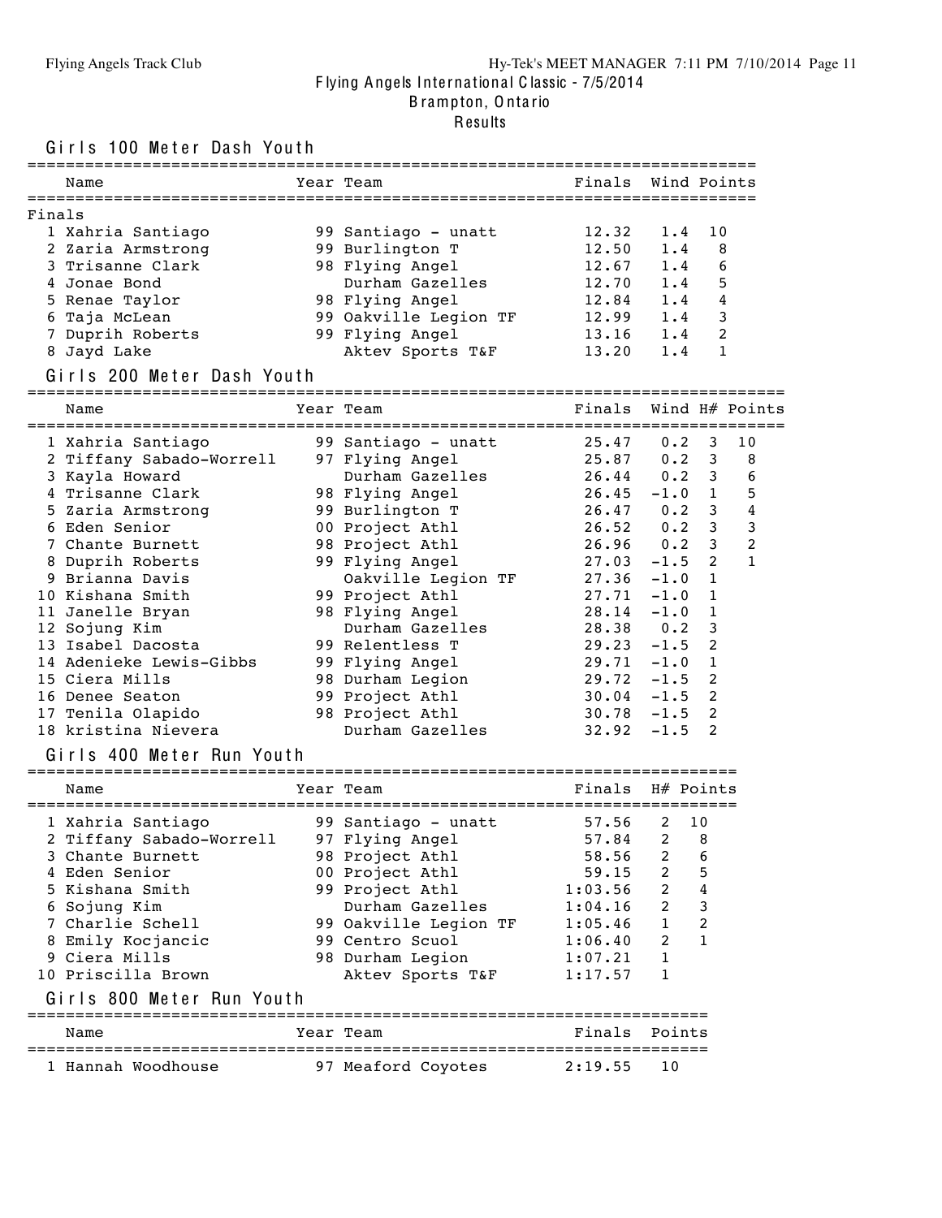# Flying Angels International Classic - 7/5/2014

Brampton, Ontario

Results

## Girls 100 Meter Dash Youth

Finals

| | Name | Year | Team | Finals | Wind | Points |
|---|---|---|---|---|---|---|
| 1 | Xahria Santiago | 99 | Santiago - unatt | 12.32 | 1.4 | 10 |
| 2 | Zaria Armstrong | 99 | Burlington T | 12.50 | 1.4 | 8 |
| 3 | Trisanne Clark | 98 | Flying Angel | 12.67 | 1.4 | 6 |
| 4 | Jonae Bond | | Durham Gazelles | 12.70 | 1.4 | 5 |
| 5 | Renae Taylor | 98 | Flying Angel | 12.84 | 1.4 | 4 |
| 6 | Taja McLean | 99 | Oakville Legion TF | 12.99 | 1.4 | 3 |
| 7 | Duprih Roberts | 99 | Flying Angel | 13.16 | 1.4 | 2 |
| 8 | Jayd Lake | | Aktev Sports T&F | 13.20 | 1.4 | 1 |

## Girls 200 Meter Dash Youth

| | Name | Year | Team | Finals | Wind | H# | Points |
|---|---|---|---|---|---|---|---|
| 1 | Xahria Santiago | 99 | Santiago - unatt | 25.47 | 0.2 | 3 | 10 |
| 2 | Tiffany Sabado-Worrell | 97 | Flying Angel | 25.87 | 0.2 | 3 | 8 |
| 3 | Kayla Howard | | Durham Gazelles | 26.44 | 0.2 | 3 | 6 |
| 4 | Trisanne Clark | 98 | Flying Angel | 26.45 | -1.0 | 1 | 5 |
| 5 | Zaria Armstrong | 99 | Burlington T | 26.47 | 0.2 | 3 | 4 |
| 6 | Eden Senior | 00 | Project Athl | 26.52 | 0.2 | 3 | 3 |
| 7 | Chante Burnett | 98 | Project Athl | 26.96 | 0.2 | 3 | 2 |
| 8 | Duprih Roberts | 99 | Flying Angel | 27.03 | -1.5 | 2 | 1 |
| 9 | Brianna Davis | | Oakville Legion TF | 27.36 | -1.0 | 1 | |
| 10 | Kishana Smith | 99 | Project Athl | 27.71 | -1.0 | 1 | |
| 11 | Janelle Bryan | 98 | Flying Angel | 28.14 | -1.0 | 1 | |
| 12 | Sojung Kim | | Durham Gazelles | 28.38 | 0.2 | 3 | |
| 13 | Isabel Dacosta | 99 | Relentless T | 29.23 | -1.5 | 2 | |
| 14 | Adenieke Lewis-Gibbs | 99 | Flying Angel | 29.71 | -1.0 | 1 | |
| 15 | Ciera Mills | 98 | Durham Legion | 29.72 | -1.5 | 2 | |
| 16 | Denee Seaton | 99 | Project Athl | 30.04 | -1.5 | 2 | |
| 17 | Tenila Olapido | 98 | Project Athl | 30.78 | -1.5 | 2 | |
| 18 | kristina Nievera | | Durham Gazelles | 32.92 | -1.5 | 2 | |

## Girls 400 Meter Run Youth

| | Name | Year | Team | Finals | H# | Points |
|---|---|---|---|---|---|---|
| 1 | Xahria Santiago | 99 | Santiago - unatt | 57.56 | 2 | 10 |
| 2 | Tiffany Sabado-Worrell | 97 | Flying Angel | 57.84 | 2 | 8 |
| 3 | Chante Burnett | 98 | Project Athl | 58.56 | 2 | 6 |
| 4 | Eden Senior | 00 | Project Athl | 59.15 | 2 | 5 |
| 5 | Kishana Smith | 99 | Project Athl | 1:03.56 | 2 | 4 |
| 6 | Sojung Kim | | Durham Gazelles | 1:04.16 | 2 | 3 |
| 7 | Charlie Schell | 99 | Oakville Legion TF | 1:05.46 | 1 | 2 |
| 8 | Emily Kocjancic | 99 | Centro Scuol | 1:06.40 | 2 | 1 |
| 9 | Ciera Mills | 98 | Durham Legion | 1:07.21 | 1 | |
| 10 | Priscilla Brown | | Aktev Sports T&F | 1:17.57 | 1 | |

## Girls 800 Meter Run Youth

| | Name | Year | Team | Finals | Points |
|---|---|---|---|---|---|
| 1 | Hannah Woodhouse | 97 | Meaford Coyotes | 2:19.55 | 10 |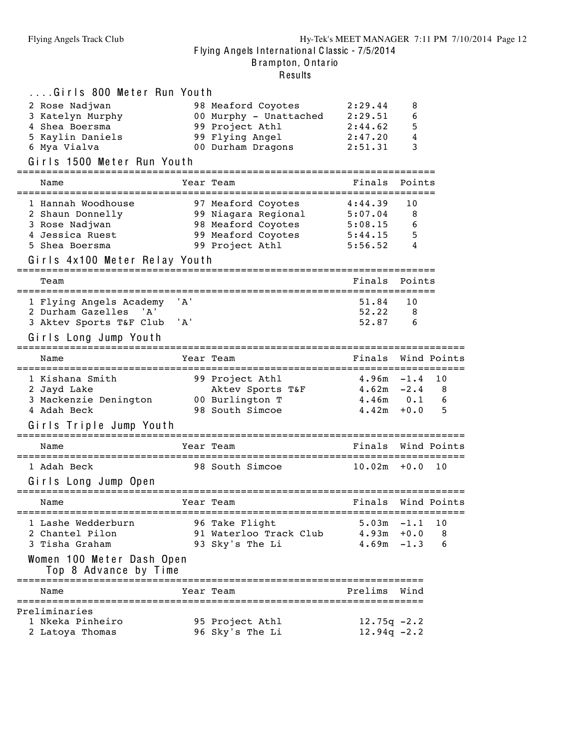## ....Girls 800 Meter Run Youth

| Place | Name | Year | Team | Finals | Points |
|---|---|---|---|---|---|
| 2 | Rose Nadjwan | 98 | Meaford Coyotes | 2:29.44 | 8 |
| 3 | Katelyn Murphy | 00 | Murphy - Unattached | 2:29.51 | 6 |
| 4 | Shea Boersma | 99 | Project Athl | 2:44.62 | 5 |
| 5 | Kaylin Daniels | 99 | Flying Angel | 2:47.20 | 4 |
| 6 | Mya Vialva | 00 | Durham Dragons | 2:51.31 | 3 |

## Girls 1500 Meter Run Youth

| Place | Name | Year | Team | Finals | Points |
|---|---|---|---|---|---|
| 1 | Hannah Woodhouse | 97 | Meaford Coyotes | 4:44.39 | 10 |
| 2 | Shaun Donnelly | 99 | Niagara Regional | 5:07.04 | 8 |
| 3 | Rose Nadjwan | 98 | Meaford Coyotes | 5:08.15 | 6 |
| 4 | Jessica Ruest | 99 | Meaford Coyotes | 5:44.15 | 5 |
| 5 | Shea Boersma | 99 | Project Athl | 5:56.52 | 4 |

## Girls 4x100 Meter Relay Youth

| Place | Team | Finals | Points |
|---|---|---|---|
| 1 | Flying Angels Academy 'A' | 51.84 | 10 |
| 2 | Durham Gazelles 'A' | 52.22 | 8 |
| 3 | Aktev Sports T&F Club 'A' | 52.87 | 6 |

## Girls Long Jump Youth

| Place | Name | Year | Team | Finals | Wind | Points |
|---|---|---|---|---|---|---|
| 1 | Kishana Smith | 99 | Project Athl | 4.96m | -1.4 | 10 |
| 2 | Jayd Lake | | Aktev Sports T&F | 4.62m | -2.4 | 8 |
| 3 | Mackenzie Denington | 00 | Burlington T | 4.46m | 0.1 | 6 |
| 4 | Adah Beck | 98 | South Simcoe | 4.42m | +0.0 | 5 |

## Girls Triple Jump Youth

| Place | Name | Year | Team | Finals | Wind | Points |
|---|---|---|---|---|---|---|
| 1 | Adah Beck | 98 | South Simcoe | 10.02m | +0.0 | 10 |

## Girls Long Jump Open

| Place | Name | Year | Team | Finals | Wind | Points |
|---|---|---|---|---|---|---|
| 1 | Lashe Wedderburn | 96 | Take Flight | 5.03m | -1.1 | 10 |
| 2 | Chantel Pilon | 91 | Waterloo Track Club | 4.93m | +0.0 | 8 |
| 3 | Tisha Graham | 93 | Sky's The Li | 4.69m | -1.3 | 6 |

## Women 100 Meter Dash Open

Top 8 Advance by Time

Preliminaries

| Place | Name | Year | Team | Prelims | Wind |
|---|---|---|---|---|---|
| 1 | Nkeka Pinheiro | 95 | Project Athl | 12.75q | -2.2 |
| 2 | Latoya Thomas | 96 | Sky's The Li | 12.94q | -2.2 |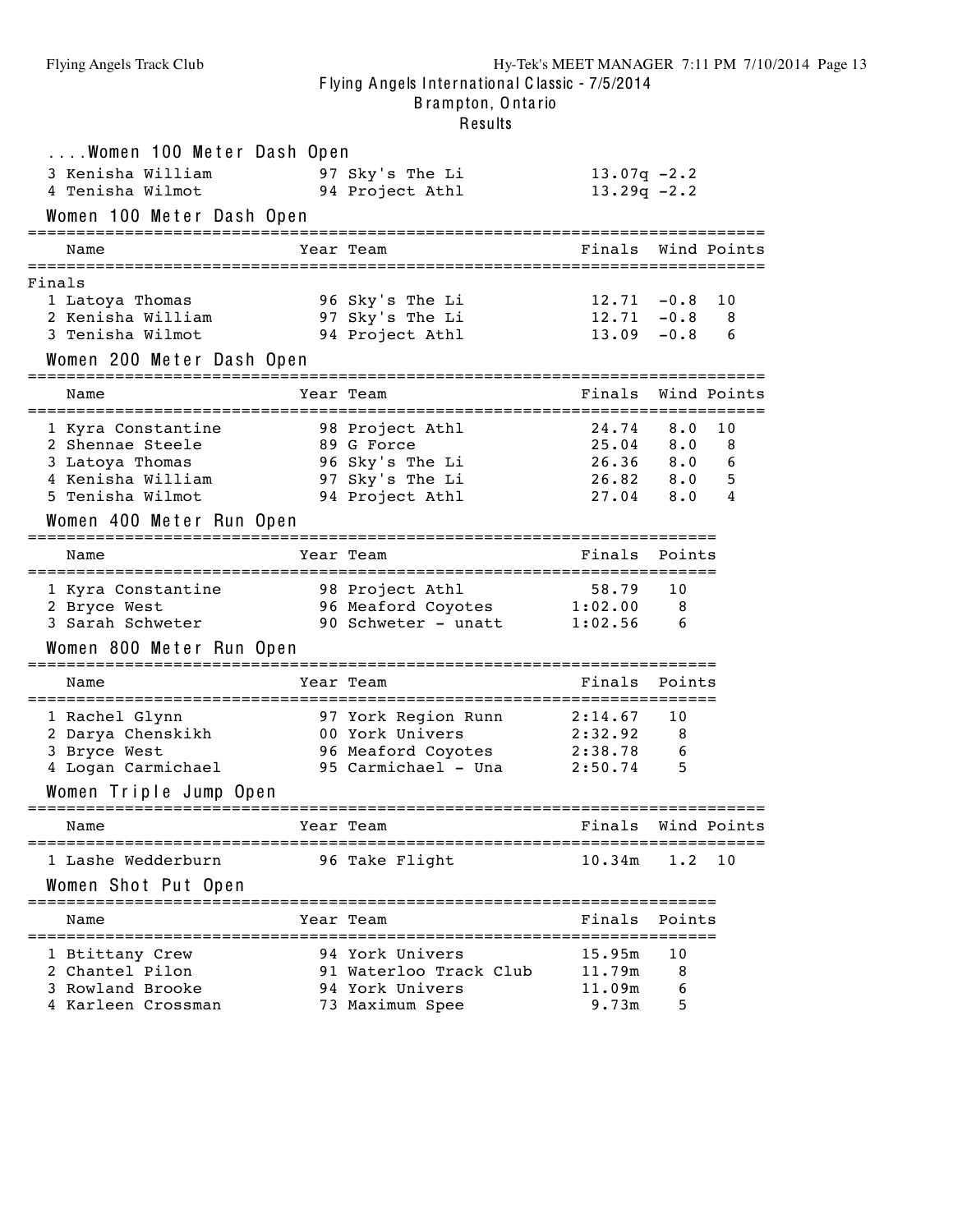## Flying Angels International Classic - 7/5/2014
### Brampton, Ontario
### Results

#### ....Women 100 Meter Dash Open

| Place | Name | Year | Team | Prelims | Wind |
|---|---|---|---|---|---|
| 3 | Kenisha William | 97 | Sky's The Li | 13.07q | -2.2 |
| 4 | Tenisha Wilmot | 94 | Project Athl | 13.29q | -2.2 |

#### Women 100 Meter Dash Open

| Place | Name | Year | Team | Finals | Wind | Points |
|---|---|---|---|---|---|---|
| **Finals** | | | | | | |
| 1 | Latoya Thomas | 96 | Sky's The Li | 12.71 | -0.8 | 10 |
| 2 | Kenisha William | 97 | Sky's The Li | 12.71 | -0.8 | 8 |
| 3 | Tenisha Wilmot | 94 | Project Athl | 13.09 | -0.8 | 6 |

#### Women 200 Meter Dash Open

| Place | Name | Year | Team | Finals | Wind | Points |
|---|---|---|---|---|---|---|
| 1 | Kyra Constantine | 98 | Project Athl | 24.74 | 8.0 | 10 |
| 2 | Shennae Steele | 89 | G Force | 25.04 | 8.0 | 8 |
| 3 | Latoya Thomas | 96 | Sky's The Li | 26.36 | 8.0 | 6 |
| 4 | Kenisha William | 97 | Sky's The Li | 26.82 | 8.0 | 5 |
| 5 | Tenisha Wilmot | 94 | Project Athl | 27.04 | 8.0 | 4 |

#### Women 400 Meter Run Open

| Place | Name | Year | Team | Finals | Points |
|---|---|---|---|---|---|
| 1 | Kyra Constantine | 98 | Project Athl | 58.79 | 10 |
| 2 | Bryce West | 96 | Meaford Coyotes | 1:02.00 | 8 |
| 3 | Sarah Schweter | 90 | Schweter - unatt | 1:02.56 | 6 |

#### Women 800 Meter Run Open

| Place | Name | Year | Team | Finals | Points |
|---|---|---|---|---|---|
| 1 | Rachel Glynn | 97 | York Region Runn | 2:14.67 | 10 |
| 2 | Darya Chenskikh | 00 | York Univers | 2:32.92 | 8 |
| 3 | Bryce West | 96 | Meaford Coyotes | 2:38.78 | 6 |
| 4 | Logan Carmichael | 95 | Carmichael - Una | 2:50.74 | 5 |

#### Women Triple Jump Open

| Place | Name | Year | Team | Finals | Wind | Points |
|---|---|---|---|---|---|---|
| 1 | Lashe Wedderburn | 96 | Take Flight | 10.34m | 1.2 | 10 |

#### Women Shot Put Open

| Place | Name | Year | Team | Finals | Points |
|---|---|---|---|---|---|
| 1 | Btittany Crew | 94 | York Univers | 15.95m | 10 |
| 2 | Chantel Pilon | 91 | Waterloo Track Club | 11.79m | 8 |
| 3 | Rowland Brooke | 94 | York Univers | 11.09m | 6 |
| 4 | Karleen Crossman | 73 | Maximum Spee | 9.73m | 5 |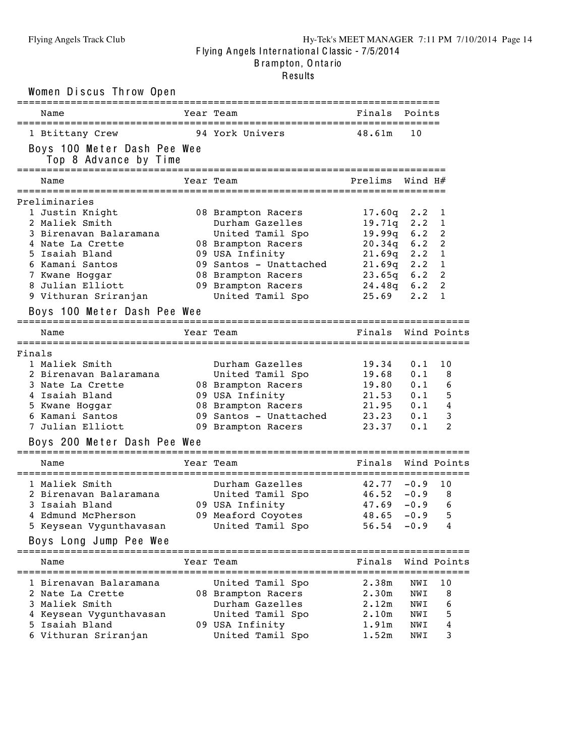# Flying Angels International Classic - 7/5/2014
## Brampton, Ontario
### Results

## Women Discus Throw Open

| Name | Year | Team | Finals | Points |
|---|---|---|---|---|
| 1 Btittany Crew | 94 | York Univers | 48.61m | 10 |

## Boys 100 Meter Dash Pee Wee

Top 8 Advance by Time

| Name | Year | Team | Prelims | Wind | H# |
|---|---|---|---|---|---|
| **Preliminaries** | | | | | |
| 1 Justin Knight | 08 | Brampton Racers | 17.60q | 2.2 | 1 |
| 2 Maliek Smith | | Durham Gazelles | 19.71q | 2.2 | 1 |
| 3 Birenavan Balaramana | | United Tamil Spo | 19.99q | 6.2 | 2 |
| 4 Nate La Crette | 08 | Brampton Racers | 20.34q | 6.2 | 2 |
| 5 Isaiah Bland | 09 | USA Infinity | 21.69q | 2.2 | 1 |
| 6 Kamani Santos | 09 | Santos - Unattached | 21.69q | 2.2 | 1 |
| 7 Kwane Hoggar | 08 | Brampton Racers | 23.65q | 6.2 | 2 |
| 8 Julian Elliott | 09 | Brampton Racers | 24.48q | 6.2 | 2 |
| 9 Vithuran Sriranjan | | United Tamil Spo | 25.69 | 2.2 | 1 |

## Boys 100 Meter Dash Pee Wee

| Name | Year | Team | Finals | Wind | Points |
|---|---|---|---|---|---|
| **Finals** | | | | | |
| 1 Maliek Smith | | Durham Gazelles | 19.34 | 0.1 | 10 |
| 2 Birenavan Balaramana | | United Tamil Spo | 19.68 | 0.1 | 8 |
| 3 Nate La Crette | 08 | Brampton Racers | 19.80 | 0.1 | 6 |
| 4 Isaiah Bland | 09 | USA Infinity | 21.53 | 0.1 | 5 |
| 5 Kwane Hoggar | 08 | Brampton Racers | 21.95 | 0.1 | 4 |
| 6 Kamani Santos | 09 | Santos - Unattached | 23.23 | 0.1 | 3 |
| 7 Julian Elliott | 09 | Brampton Racers | 23.37 | 0.1 | 2 |

## Boys 200 Meter Dash Pee Wee

| Name | Year | Team | Finals | Wind | Points |
|---|---|---|---|---|---|
| 1 Maliek Smith | | Durham Gazelles | 42.77 | -0.9 | 10 |
| 2 Birenavan Balaramana | | United Tamil Spo | 46.52 | -0.9 | 8 |
| 3 Isaiah Bland | 09 | USA Infinity | 47.69 | -0.9 | 6 |
| 4 Edmund McPherson | 09 | Meaford Coyotes | 48.65 | -0.9 | 5 |
| 5 Keysean Vygunthavasan | | United Tamil Spo | 56.54 | -0.9 | 4 |

## Boys Long Jump Pee Wee

| Name | Year | Team | Finals | Wind | Points |
|---|---|---|---|---|---|
| 1 Birenavan Balaramana | | United Tamil Spo | 2.38m | NWI | 10 |
| 2 Nate La Crette | 08 | Brampton Racers | 2.30m | NWI | 8 |
| 3 Maliek Smith | | Durham Gazelles | 2.12m | NWI | 6 |
| 4 Keysean Vygunthavasan | | United Tamil Spo | 2.10m | NWI | 5 |
| 5 Isaiah Bland | 09 | USA Infinity | 1.91m | NWI | 4 |
| 6 Vithuran Sriranjan | | United Tamil Spo | 1.52m | NWI | 3 |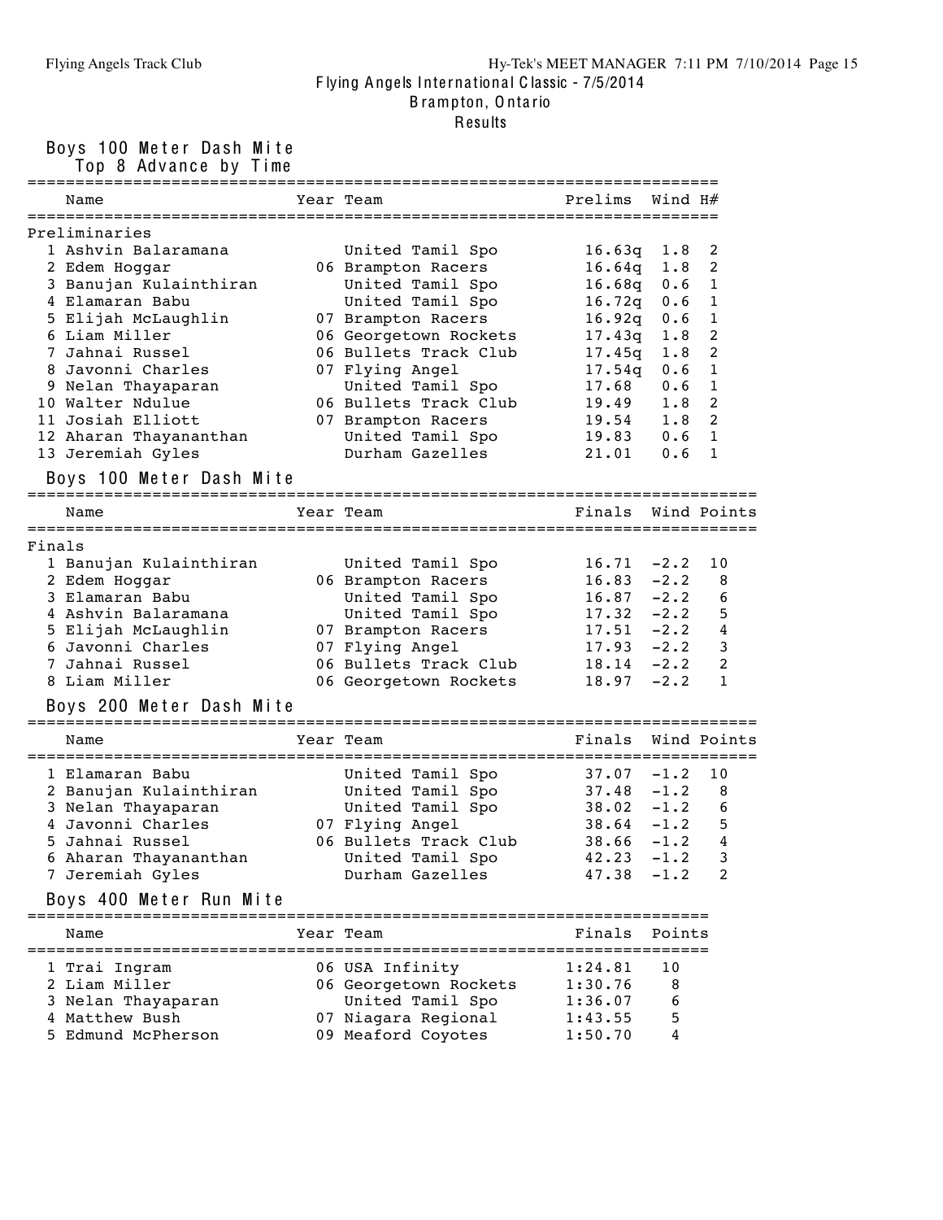Flying Angels International Classic - 7/5/2014

Brampton, Ontario

Results

## Boys 100 Meter Dash Mite

Top 8 Advance by Time

| | Name | Year | Team | Prelims | Wind | H# |
|---|---|---|---|---|---|---|
| **Preliminaries** | | | | | | |
| 1 | Ashvin Balaramana | | United Tamil Spo | 16.63q | 1.8 | 2 |
| 2 | Edem Hoggar | 06 | Brampton Racers | 16.64q | 1.8 | 2 |
| 3 | Banujan Kulainthiran | | United Tamil Spo | 16.68q | 0.6 | 1 |
| 4 | Elamaran Babu | | United Tamil Spo | 16.72q | 0.6 | 1 |
| 5 | Elijah McLaughlin | 07 | Brampton Racers | 16.92q | 0.6 | 1 |
| 6 | Liam Miller | 06 | Georgetown Rockets | 17.43q | 1.8 | 2 |
| 7 | Jahnai Russel | 06 | Bullets Track Club | 17.45q | 1.8 | 2 |
| 8 | Javonni Charles | 07 | Flying Angel | 17.54q | 0.6 | 1 |
| 9 | Nelan Thayaparan | | United Tamil Spo | 17.68 | 0.6 | 1 |
| 10 | Walter Ndulue | 06 | Bullets Track Club | 19.49 | 1.8 | 2 |
| 11 | Josiah Elliott | 07 | Brampton Racers | 19.54 | 1.8 | 2 |
| 12 | Aharan Thayananthan | | United Tamil Spo | 19.83 | 0.6 | 1 |
| 13 | Jeremiah Gyles | | Durham Gazelles | 21.01 | 0.6 | 1 |

## Boys 100 Meter Dash Mite

| | Name | Year | Team | Finals | Wind | Points |
|---|---|---|---|---|---|---|
| **Finals** | | | | | | |
| 1 | Banujan Kulainthiran | | United Tamil Spo | 16.71 | -2.2 | 10 |
| 2 | Edem Hoggar | 06 | Brampton Racers | 16.83 | -2.2 | 8 |
| 3 | Elamaran Babu | | United Tamil Spo | 16.87 | -2.2 | 6 |
| 4 | Ashvin Balaramana | | United Tamil Spo | 17.32 | -2.2 | 5 |
| 5 | Elijah McLaughlin | 07 | Brampton Racers | 17.51 | -2.2 | 4 |
| 6 | Javonni Charles | 07 | Flying Angel | 17.93 | -2.2 | 3 |
| 7 | Jahnai Russel | 06 | Bullets Track Club | 18.14 | -2.2 | 2 |
| 8 | Liam Miller | 06 | Georgetown Rockets | 18.97 | -2.2 | 1 |

## Boys 200 Meter Dash Mite

| | Name | Year | Team | Finals | Wind | Points |
|---|---|---|---|---|---|---|
| 1 | Elamaran Babu | | United Tamil Spo | 37.07 | -1.2 | 10 |
| 2 | Banujan Kulainthiran | | United Tamil Spo | 37.48 | -1.2 | 8 |
| 3 | Nelan Thayaparan | | United Tamil Spo | 38.02 | -1.2 | 6 |
| 4 | Javonni Charles | 07 | Flying Angel | 38.64 | -1.2 | 5 |
| 5 | Jahnai Russel | 06 | Bullets Track Club | 38.66 | -1.2 | 4 |
| 6 | Aharan Thayananthan | | United Tamil Spo | 42.23 | -1.2 | 3 |
| 7 | Jeremiah Gyles | | Durham Gazelles | 47.38 | -1.2 | 2 |

## Boys 400 Meter Run Mite

| | Name | Year | Team | Finals | Points |
|---|---|---|---|---|---|
| 1 | Trai Ingram | 06 | USA Infinity | 1:24.81 | 10 |
| 2 | Liam Miller | 06 | Georgetown Rockets | 1:30.76 | 8 |
| 3 | Nelan Thayaparan | | United Tamil Spo | 1:36.07 | 6 |
| 4 | Matthew Bush | 07 | Niagara Regional | 1:43.55 | 5 |
| 5 | Edmund McPherson | 09 | Meaford Coyotes | 1:50.70 | 4 |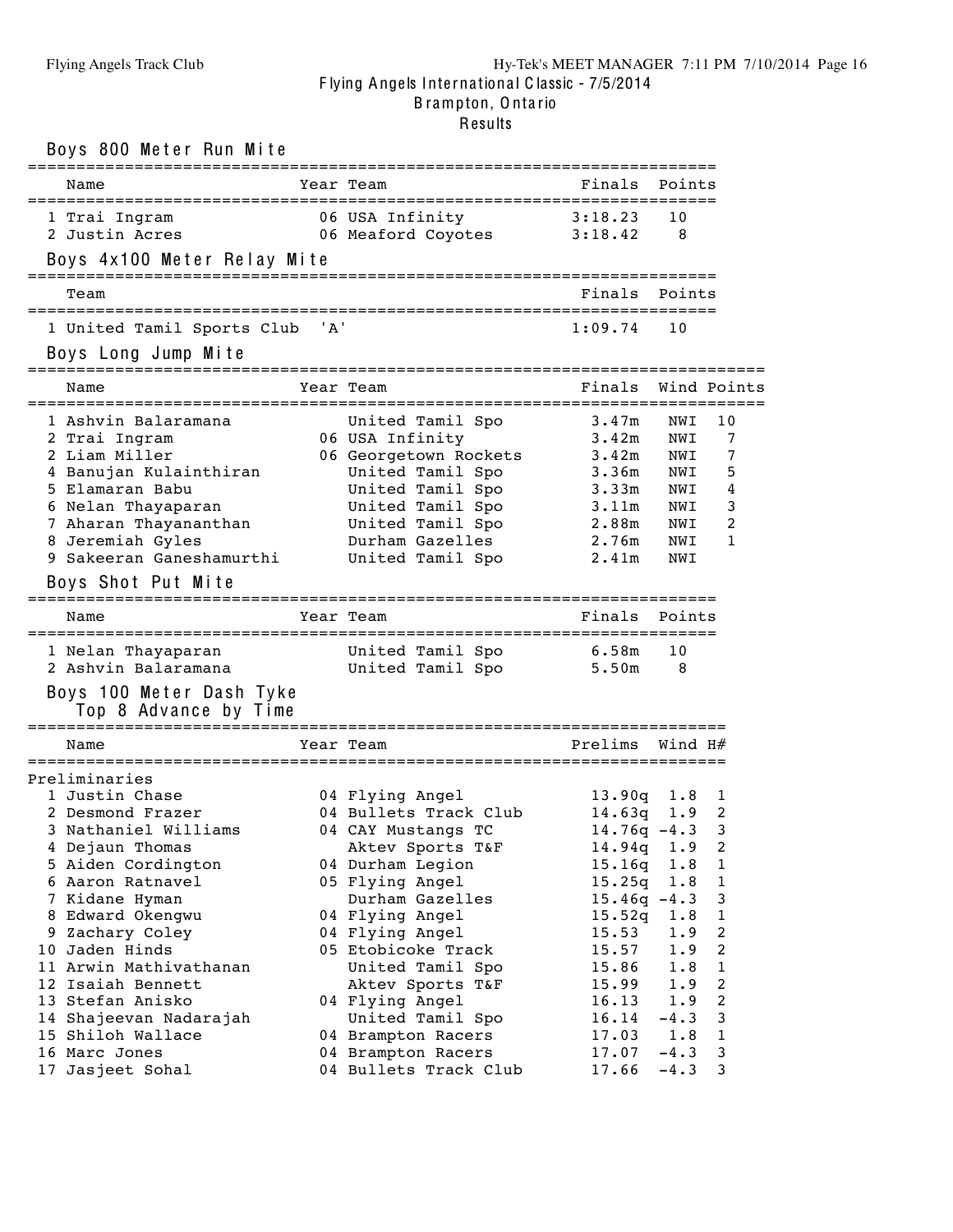Flying Angels International Classic - 7/5/2014
Brampton, Ontario
Results

## Boys 800 Meter Run Mite

| | Name | Year | Team | Finals | Points |
|---|---|---|---|---|---|
| 1 | Trai Ingram | 06 | USA Infinity | 3:18.23 | 10 |
| 2 | Justin Acres | 06 | Meaford Coyotes | 3:18.42 | 8 |

## Boys 4x100 Meter Relay Mite

| | Team | | Finals | Points |
|---|---|---|---|---|
| 1 | United Tamil Sports Club | 'A' | 1:09.74 | 10 |

## Boys Long Jump Mite

| | Name | Year | Team | Finals | Wind | Points |
|---|---|---|---|---|---|---|
| 1 | Ashvin Balaramana | | United Tamil Spo | 3.47m | NWI | 10 |
| 2 | Trai Ingram | 06 | USA Infinity | 3.42m | NWI | 7 |
| 2 | Liam Miller | 06 | Georgetown Rockets | 3.42m | NWI | 7 |
| 4 | Banujan Kulainthiran | | United Tamil Spo | 3.36m | NWI | 5 |
| 5 | Elamaran Babu | | United Tamil Spo | 3.33m | NWI | 4 |
| 6 | Nelan Thayaparan | | United Tamil Spo | 3.11m | NWI | 3 |
| 7 | Aharan Thayananthan | | United Tamil Spo | 2.88m | NWI | 2 |
| 8 | Jeremiah Gyles | | Durham Gazelles | 2.76m | NWI | 1 |
| 9 | Sakeeran Ganeshamurthi | | United Tamil Spo | 2.41m | NWI | |

## Boys Shot Put Mite

| | Name | Year | Team | Finals | Points |
|---|---|---|---|---|---|
| 1 | Nelan Thayaparan | | United Tamil Spo | 6.58m | 10 |
| 2 | Ashvin Balaramana | | United Tamil Spo | 5.50m | 8 |

## Boys 100 Meter Dash Tyke

Top 8 Advance by Time

| | Name | Year | Team | Prelims | Wind | H# |
|---|---|---|---|---|---|---|
| **Preliminaries** | | | | | | |
| 1 | Justin Chase | 04 | Flying Angel | 13.90q | 1.8 | 1 |
| 2 | Desmond Frazer | 04 | Bullets Track Club | 14.63q | 1.9 | 2 |
| 3 | Nathaniel Williams | 04 | CAY Mustangs TC | 14.76q | -4.3 | 3 |
| 4 | Dejaun Thomas | | Aktev Sports T&F | 14.94q | 1.9 | 2 |
| 5 | Aiden Cordington | 04 | Durham Legion | 15.16q | 1.8 | 1 |
| 6 | Aaron Ratnavel | 05 | Flying Angel | 15.25q | 1.8 | 1 |
| 7 | Kidane Hyman | | Durham Gazelles | 15.46q | -4.3 | 3 |
| 8 | Edward Okengwu | 04 | Flying Angel | 15.52q | 1.8 | 1 |
| 9 | Zachary Coley | 04 | Flying Angel | 15.53 | 1.9 | 2 |
| 10 | Jaden Hinds | 05 | Etobicoke Track | 15.57 | 1.9 | 2 |
| 11 | Arwin Mathivathanan | | United Tamil Spo | 15.86 | 1.8 | 1 |
| 12 | Isaiah Bennett | | Aktev Sports T&F | 15.99 | 1.9 | 2 |
| 13 | Stefan Anisko | 04 | Flying Angel | 16.13 | 1.9 | 2 |
| 14 | Shajeevan Nadarajah | | United Tamil Spo | 16.14 | -4.3 | 3 |
| 15 | Shiloh Wallace | 04 | Brampton Racers | 17.03 | 1.8 | 1 |
| 16 | Marc Jones | 04 | Brampton Racers | 17.07 | -4.3 | 3 |
| 17 | Jasjeet Sohal | 04 | Bullets Track Club | 17.66 | -4.3 | 3 |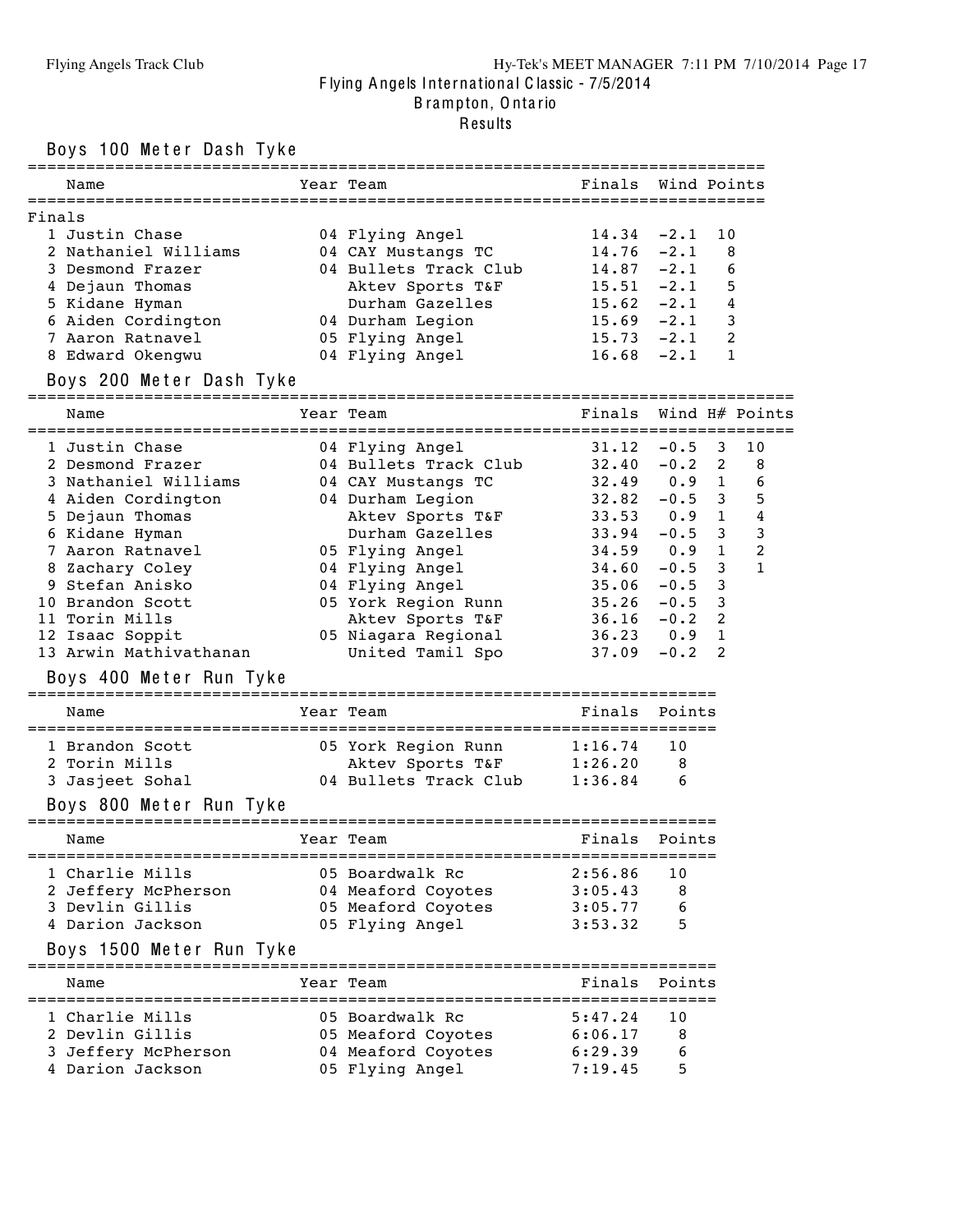# Flying Angels International Classic - 7/5/2014

## Brampton, Ontario

### Results

#### Boys 100 Meter Dash Tyke

Finals

| | Name | Year | Team | Finals | Wind | Points |
|---|---|---|---|---|---|---|
| 1 | Justin Chase | 04 | Flying Angel | 14.34 | -2.1 | 10 |
| 2 | Nathaniel Williams | 04 | CAY Mustangs TC | 14.76 | -2.1 | 8 |
| 3 | Desmond Frazer | 04 | Bullets Track Club | 14.87 | -2.1 | 6 |
| 4 | Dejaun Thomas | | Aktev Sports T&F | 15.51 | -2.1 | 5 |
| 5 | Kidane Hyman | | Durham Gazelles | 15.62 | -2.1 | 4 |
| 6 | Aiden Cordington | 04 | Durham Legion | 15.69 | -2.1 | 3 |
| 7 | Aaron Ratnavel | 05 | Flying Angel | 15.73 | -2.1 | 2 |
| 8 | Edward Okengwu | 04 | Flying Angel | 16.68 | -2.1 | 1 |

#### Boys 200 Meter Dash Tyke

| | Name | Year | Team | Finals | Wind | H# | Points |
|---|---|---|---|---|---|---|---|
| 1 | Justin Chase | 04 | Flying Angel | 31.12 | -0.5 | 3 | 10 |
| 2 | Desmond Frazer | 04 | Bullets Track Club | 32.40 | -0.2 | 2 | 8 |
| 3 | Nathaniel Williams | 04 | CAY Mustangs TC | 32.49 | 0.9 | 1 | 6 |
| 4 | Aiden Cordington | 04 | Durham Legion | 32.82 | -0.5 | 3 | 5 |
| 5 | Dejaun Thomas | | Aktev Sports T&F | 33.53 | 0.9 | 1 | 4 |
| 6 | Kidane Hyman | | Durham Gazelles | 33.94 | -0.5 | 3 | 3 |
| 7 | Aaron Ratnavel | 05 | Flying Angel | 34.59 | 0.9 | 1 | 2 |
| 8 | Zachary Coley | 04 | Flying Angel | 34.60 | -0.5 | 3 | 1 |
| 9 | Stefan Anisko | 04 | Flying Angel | 35.06 | -0.5 | 3 | |
| 10 | Brandon Scott | 05 | York Region Runn | 35.26 | -0.5 | 3 | |
| 11 | Torin Mills | | Aktev Sports T&F | 36.16 | -0.2 | 2 | |
| 12 | Isaac Soppit | 05 | Niagara Regional | 36.23 | 0.9 | 1 | |
| 13 | Arwin Mathivathanan | | United Tamil Spo | 37.09 | -0.2 | 2 | |

#### Boys 400 Meter Run Tyke

| | Name | Year | Team | Finals | Points |
|---|---|---|---|---|---|
| 1 | Brandon Scott | 05 | York Region Runn | 1:16.74 | 10 |
| 2 | Torin Mills | | Aktev Sports T&F | 1:26.20 | 8 |
| 3 | Jasjeet Sohal | 04 | Bullets Track Club | 1:36.84 | 6 |

#### Boys 800 Meter Run Tyke

| | Name | Year | Team | Finals | Points |
|---|---|---|---|---|---|
| 1 | Charlie Mills | 05 | Boardwalk Rc | 2:56.86 | 10 |
| 2 | Jeffery McPherson | 04 | Meaford Coyotes | 3:05.43 | 8 |
| 3 | Devlin Gillis | 05 | Meaford Coyotes | 3:05.77 | 6 |
| 4 | Darion Jackson | 05 | Flying Angel | 3:53.32 | 5 |

#### Boys 1500 Meter Run Tyke

| | Name | Year | Team | Finals | Points |
|---|---|---|---|---|---|
| 1 | Charlie Mills | 05 | Boardwalk Rc | 5:47.24 | 10 |
| 2 | Devlin Gillis | 05 | Meaford Coyotes | 6:06.17 | 8 |
| 3 | Jeffery McPherson | 04 | Meaford Coyotes | 6:29.39 | 6 |
| 4 | Darion Jackson | 05 | Flying Angel | 7:19.45 | 5 |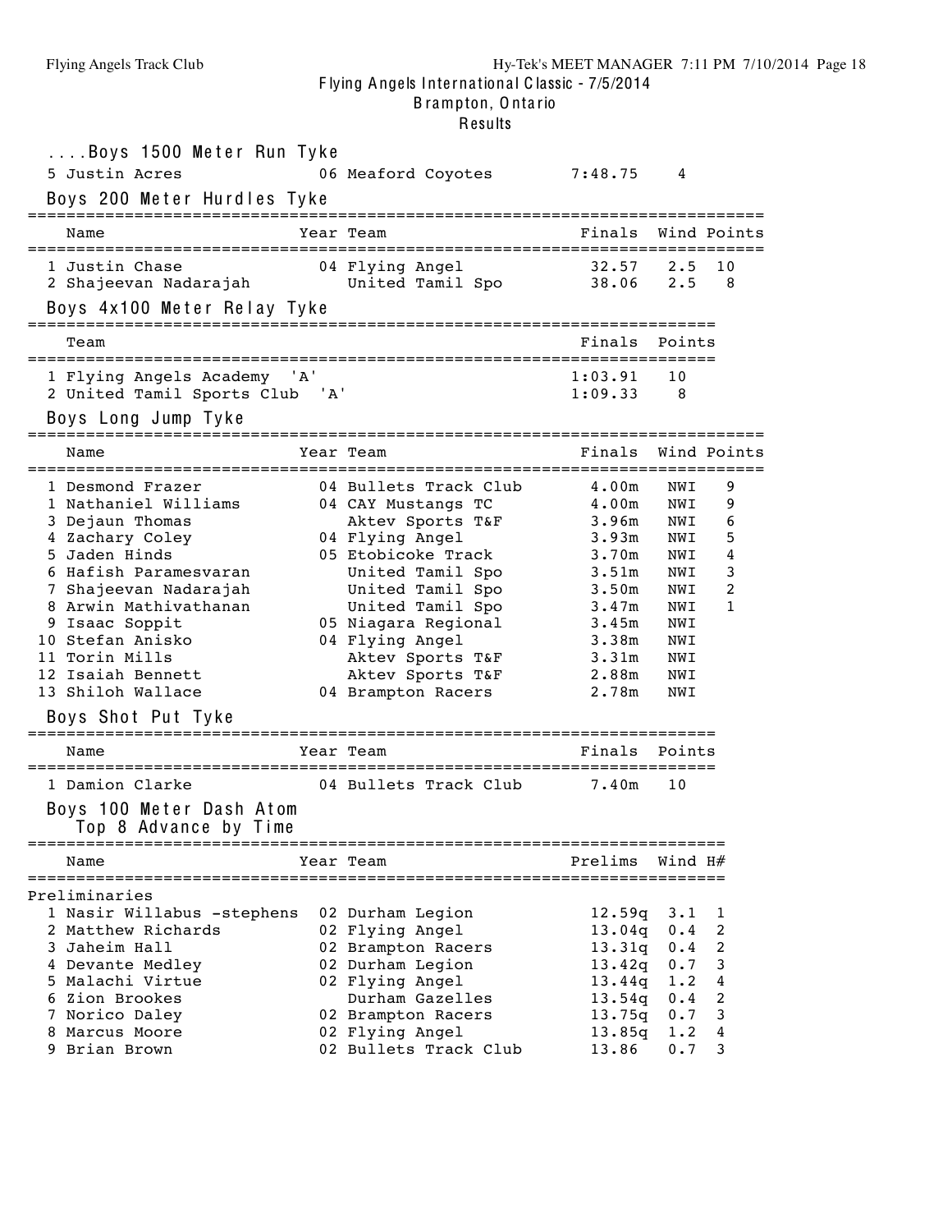# Flying Angels International Classic - 7/5/2014

Brampton, Ontario

Results

### ....Boys 1500 Meter Run Tyke

| Place | Name | Year | Team | Finals | Points |
|---|---|---|---|---|---|
| 5 | Justin Acres | 06 | Meaford Coyotes | 7:48.75 | 4 |

### Boys 200 Meter Hurdles Tyke

| Place | Name | Year | Team | Finals | Wind | Points |
|---|---|---|---|---|---|---|
| 1 | Justin Chase | 04 | Flying Angel | 32.57 | 2.5 | 10 |
| 2 | Shajeevan Nadarajah | | United Tamil Spo | 38.06 | 2.5 | 8 |

### Boys 4x100 Meter Relay Tyke

| Place | Team | Finals | Points |
|---|---|---|---|
| 1 | Flying Angels Academy 'A' | 1:03.91 | 10 |
| 2 | United Tamil Sports Club 'A' | 1:09.33 | 8 |

### Boys Long Jump Tyke

| Place | Name | Year | Team | Finals | Wind | Points |
|---|---|---|---|---|---|---|
| 1 | Desmond Frazer | 04 | Bullets Track Club | 4.00m | NWI | 9 |
| 1 | Nathaniel Williams | 04 | CAY Mustangs TC | 4.00m | NWI | 9 |
| 3 | Dejaun Thomas | | Aktev Sports T&F | 3.96m | NWI | 6 |
| 4 | Zachary Coley | 04 | Flying Angel | 3.93m | NWI | 5 |
| 5 | Jaden Hinds | 05 | Etobicoke Track | 3.70m | NWI | 4 |
| 6 | Hafish Paramesvaran | | United Tamil Spo | 3.51m | NWI | 3 |
| 7 | Shajeevan Nadarajah | | United Tamil Spo | 3.50m | NWI | 2 |
| 8 | Arwin Mathivathanan | | United Tamil Spo | 3.47m | NWI | 1 |
| 9 | Isaac Soppit | 05 | Niagara Regional | 3.45m | NWI | |
| 10 | Stefan Anisko | 04 | Flying Angel | 3.38m | NWI | |
| 11 | Torin Mills | | Aktev Sports T&F | 3.31m | NWI | |
| 12 | Isaiah Bennett | | Aktev Sports T&F | 2.88m | NWI | |
| 13 | Shiloh Wallace | 04 | Brampton Racers | 2.78m | NWI | |

### Boys Shot Put Tyke

| Place | Name | Year | Team | Finals | Points |
|---|---|---|---|---|---|
| 1 | Damion Clarke | 04 | Bullets Track Club | 7.40m | 10 |

### Boys 100 Meter Dash Atom

Top 8 Advance by Time

Preliminaries

| Place | Name | Year | Team | Prelims | Wind | H# |
|---|---|---|---|---|---|---|
| 1 | Nasir Willabus -stephens | 02 | Durham Legion | 12.59q | 3.1 | 1 |
| 2 | Matthew Richards | 02 | Flying Angel | 13.04q | 0.4 | 2 |
| 3 | Jaheim Hall | 02 | Brampton Racers | 13.31q | 0.4 | 2 |
| 4 | Devante Medley | 02 | Durham Legion | 13.42q | 0.7 | 3 |
| 5 | Malachi Virtue | 02 | Flying Angel | 13.44q | 1.2 | 4 |
| 6 | Zion Brookes | | Durham Gazelles | 13.54q | 0.4 | 2 |
| 7 | Norico Daley | 02 | Brampton Racers | 13.75q | 0.7 | 3 |
| 8 | Marcus Moore | 02 | Flying Angel | 13.85q | 1.2 | 4 |
| 9 | Brian Brown | 02 | Bullets Track Club | 13.86 | 0.7 | 3 |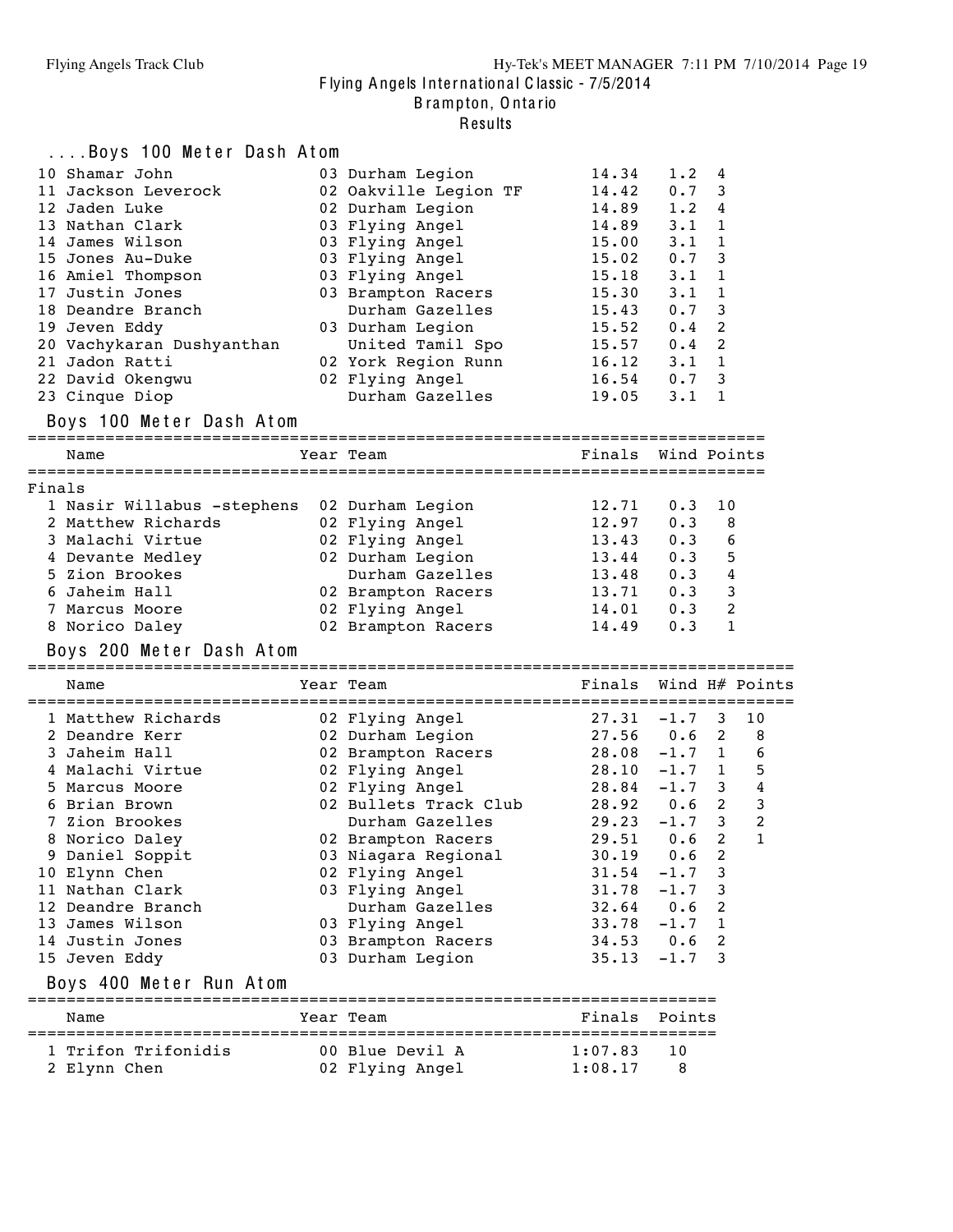## ....Boys 100 Meter Dash Atom

| | Name | Year | Team | Finals | Wind | H# |
|---|---|---|---|---|---|---|
| 10 | Shamar John | 03 | Durham Legion | 14.34 | 1.2 | 4 |
| 11 | Jackson Leverock | 02 | Oakville Legion TF | 14.42 | 0.7 | 3 |
| 12 | Jaden Luke | 02 | Durham Legion | 14.89 | 1.2 | 4 |
| 13 | Nathan Clark | 03 | Flying Angel | 14.89 | 3.1 | 1 |
| 14 | James Wilson | 03 | Flying Angel | 15.00 | 3.1 | 1 |
| 15 | Jones Au-Duke | 03 | Flying Angel | 15.02 | 0.7 | 3 |
| 16 | Amiel Thompson | 03 | Flying Angel | 15.18 | 3.1 | 1 |
| 17 | Justin Jones | 03 | Brampton Racers | 15.30 | 3.1 | 1 |
| 18 | Deandre Branch | | Durham Gazelles | 15.43 | 0.7 | 3 |
| 19 | Jeven Eddy | 03 | Durham Legion | 15.52 | 0.4 | 2 |
| 20 | Vachykaran Dushyanthan | | United Tamil Spo | 15.57 | 0.4 | 2 |
| 21 | Jadon Ratti | 02 | York Region Runn | 16.12 | 3.1 | 1 |
| 22 | David Okengwu | 02 | Flying Angel | 16.54 | 0.7 | 3 |
| 23 | Cinque Diop | | Durham Gazelles | 19.05 | 3.1 | 1 |

## Boys 100 Meter Dash Atom

Finals

| | Name | Year | Team | Finals | Wind | Points |
|---|---|---|---|---|---|---|
| 1 | Nasir Willabus -stephens | 02 | Durham Legion | 12.71 | 0.3 | 10 |
| 2 | Matthew Richards | 02 | Flying Angel | 12.97 | 0.3 | 8 |
| 3 | Malachi Virtue | 02 | Flying Angel | 13.43 | 0.3 | 6 |
| 4 | Devante Medley | 02 | Durham Legion | 13.44 | 0.3 | 5 |
| 5 | Zion Brookes | | Durham Gazelles | 13.48 | 0.3 | 4 |
| 6 | Jaheim Hall | 02 | Brampton Racers | 13.71 | 0.3 | 3 |
| 7 | Marcus Moore | 02 | Flying Angel | 14.01 | 0.3 | 2 |
| 8 | Norico Daley | 02 | Brampton Racers | 14.49 | 0.3 | 1 |

## Boys 200 Meter Dash Atom

| | Name | Year | Team | Finals | Wind | H# | Points |
|---|---|---|---|---|---|---|---|
| 1 | Matthew Richards | 02 | Flying Angel | 27.31 | -1.7 | 3 | 10 |
| 2 | Deandre Kerr | 02 | Durham Legion | 27.56 | 0.6 | 2 | 8 |
| 3 | Jaheim Hall | 02 | Brampton Racers | 28.08 | -1.7 | 1 | 6 |
| 4 | Malachi Virtue | 02 | Flying Angel | 28.10 | -1.7 | 1 | 5 |
| 5 | Marcus Moore | 02 | Flying Angel | 28.84 | -1.7 | 3 | 4 |
| 6 | Brian Brown | 02 | Bullets Track Club | 28.92 | 0.6 | 2 | 3 |
| 7 | Zion Brookes | | Durham Gazelles | 29.23 | -1.7 | 3 | 2 |
| 8 | Norico Daley | 02 | Brampton Racers | 29.51 | 0.6 | 2 | 1 |
| 9 | Daniel Soppit | 03 | Niagara Regional | 30.19 | 0.6 | 2 | |
| 10 | Elynn Chen | 02 | Flying Angel | 31.54 | -1.7 | 3 | |
| 11 | Nathan Clark | 03 | Flying Angel | 31.78 | -1.7 | 3 | |
| 12 | Deandre Branch | | Durham Gazelles | 32.64 | 0.6 | 2 | |
| 13 | James Wilson | 03 | Flying Angel | 33.78 | -1.7 | 1 | |
| 14 | Justin Jones | 03 | Brampton Racers | 34.53 | 0.6 | 2 | |
| 15 | Jeven Eddy | 03 | Durham Legion | 35.13 | -1.7 | 3 | |

## Boys 400 Meter Run Atom

| | Name | Year | Team | Finals | Points |
|---|---|---|---|---|---|
| 1 | Trifon Trifonidis | 00 | Blue Devil A | 1:07.83 | 10 |
| 2 | Elynn Chen | 02 | Flying Angel | 1:08.17 | 8 |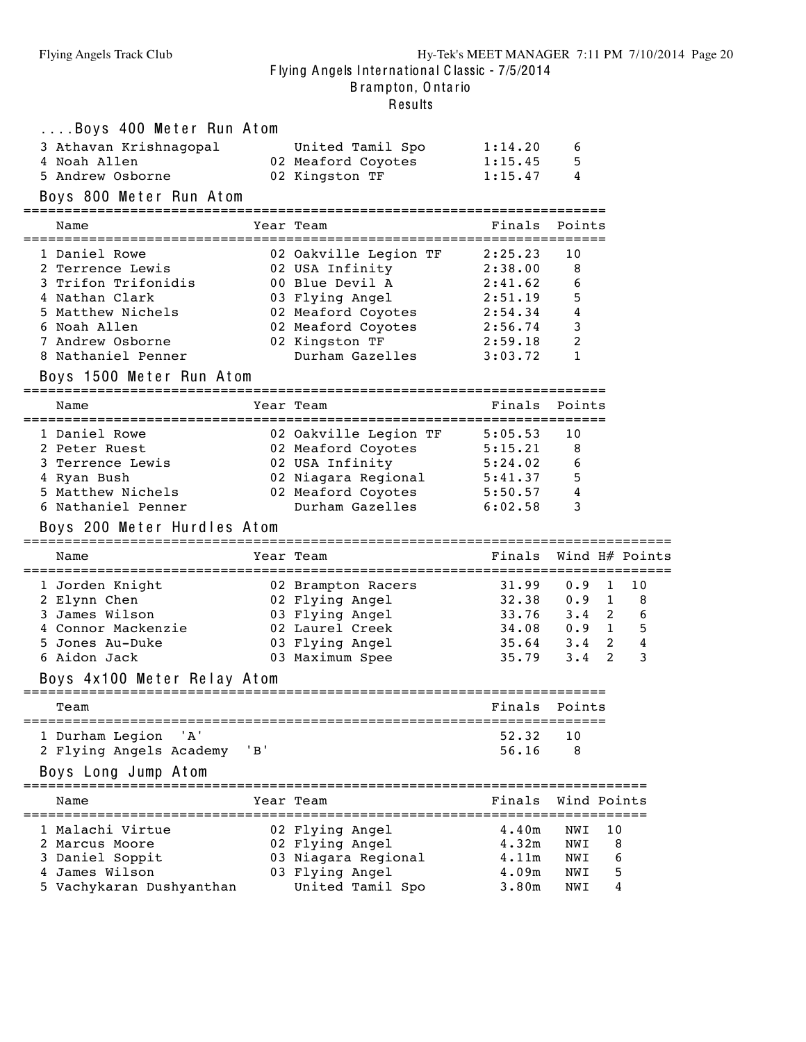## ....Boys 400 Meter Run Atom

| Place | Name | Year | Team | Finals | Points |
|---|---|---|---|---|---|
| 3 | Athavan Krishnagopal | | United Tamil Spo | 1:14.20 | 6 |
| 4 | Noah Allen | 02 | Meaford Coyotes | 1:15.45 | 5 |
| 5 | Andrew Osborne | 02 | Kingston TF | 1:15.47 | 4 |

## Boys 800 Meter Run Atom

| Place | Name | Year | Team | Finals | Points |
|---|---|---|---|---|---|
| 1 | Daniel Rowe | 02 | Oakville Legion TF | 2:25.23 | 10 |
| 2 | Terrence Lewis | 02 | USA Infinity | 2:38.00 | 8 |
| 3 | Trifon Trifonidis | 00 | Blue Devil A | 2:41.62 | 6 |
| 4 | Nathan Clark | 03 | Flying Angel | 2:51.19 | 5 |
| 5 | Matthew Nichels | 02 | Meaford Coyotes | 2:54.34 | 4 |
| 6 | Noah Allen | 02 | Meaford Coyotes | 2:56.74 | 3 |
| 7 | Andrew Osborne | 02 | Kingston TF | 2:59.18 | 2 |
| 8 | Nathaniel Penner | | Durham Gazelles | 3:03.72 | 1 |

## Boys 1500 Meter Run Atom

| Place | Name | Year | Team | Finals | Points |
|---|---|---|---|---|---|
| 1 | Daniel Rowe | 02 | Oakville Legion TF | 5:05.53 | 10 |
| 2 | Peter Ruest | 02 | Meaford Coyotes | 5:15.21 | 8 |
| 3 | Terrence Lewis | 02 | USA Infinity | 5:24.02 | 6 |
| 4 | Ryan Bush | 02 | Niagara Regional | 5:41.37 | 5 |
| 5 | Matthew Nichels | 02 | Meaford Coyotes | 5:50.57 | 4 |
| 6 | Nathaniel Penner | | Durham Gazelles | 6:02.58 | 3 |

## Boys 200 Meter Hurdles Atom

| Place | Name | Year | Team | Finals | Wind | H# | Points |
|---|---|---|---|---|---|---|---|
| 1 | Jorden Knight | 02 | Brampton Racers | 31.99 | 0.9 | 1 | 10 |
| 2 | Elynn Chen | 02 | Flying Angel | 32.38 | 0.9 | 1 | 8 |
| 3 | James Wilson | 03 | Flying Angel | 33.76 | 3.4 | 2 | 6 |
| 4 | Connor Mackenzie | 02 | Laurel Creek | 34.08 | 0.9 | 1 | 5 |
| 5 | Jones Au-Duke | 03 | Flying Angel | 35.64 | 3.4 | 2 | 4 |
| 6 | Aidon Jack | 03 | Maximum Spee | 35.79 | 3.4 | 2 | 3 |

## Boys 4x100 Meter Relay Atom

| Place | Team | Finals | Points |
|---|---|---|---|
| 1 | Durham Legion 'A' | 52.32 | 10 |
| 2 | Flying Angels Academy 'B' | 56.16 | 8 |

## Boys Long Jump Atom

| Place | Name | Year | Team | Finals | Wind | Points |
|---|---|---|---|---|---|---|
| 1 | Malachi Virtue | 02 | Flying Angel | 4.40m | NWI | 10 |
| 2 | Marcus Moore | 02 | Flying Angel | 4.32m | NWI | 8 |
| 3 | Daniel Soppit | 03 | Niagara Regional | 4.11m | NWI | 6 |
| 4 | James Wilson | 03 | Flying Angel | 4.09m | NWI | 5 |
| 5 | Vachykaran Dushyanthan | | United Tamil Spo | 3.80m | NWI | 4 |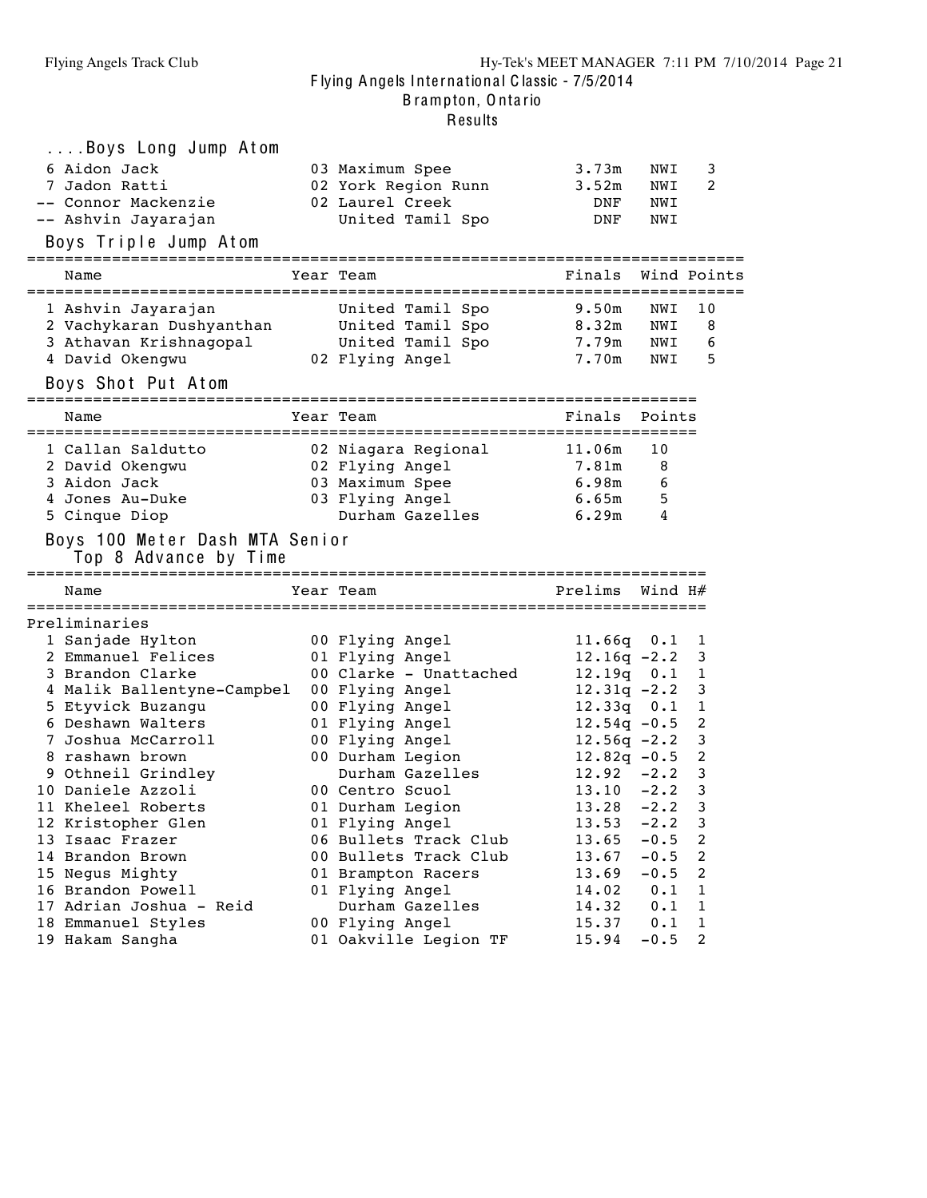Flying Angels International Classic - 7/5/2014
Brampton, Ontario
Results

### ....Boys Long Jump Atom

| Place | Name | Year | Team | Finals | Wind | Points |
|---|---|---|---|---|---|---|
| 6 | Aidon Jack | 03 | Maximum Spee | 3.73m | NWI | 3 |
| 7 | Jadon Ratti | 02 | York Region Runn | 3.52m | NWI | 2 |
| -- | Connor Mackenzie | 02 | Laurel Creek | DNF | NWI | |
| -- | Ashvin Jayarajan | | United Tamil Spo | DNF | NWI | |

### Boys Triple Jump Atom

| Place | Name | Year | Team | Finals | Wind | Points |
|---|---|---|---|---|---|---|
| 1 | Ashvin Jayarajan | | United Tamil Spo | 9.50m | NWI | 10 |
| 2 | Vachykaran Dushyanthan | | United Tamil Spo | 8.32m | NWI | 8 |
| 3 | Athavan Krishnagopal | | United Tamil Spo | 7.79m | NWI | 6 |
| 4 | David Okengwu | 02 | Flying Angel | 7.70m | NWI | 5 |

### Boys Shot Put Atom

| Place | Name | Year | Team | Finals | Points |
|---|---|---|---|---|---|
| 1 | Callan Saldutto | 02 | Niagara Regional | 11.06m | 10 |
| 2 | David Okengwu | 02 | Flying Angel | 7.81m | 8 |
| 3 | Aidon Jack | 03 | Maximum Spee | 6.98m | 6 |
| 4 | Jones Au-Duke | 03 | Flying Angel | 6.65m | 5 |
| 5 | Cinque Diop | | Durham Gazelles | 6.29m | 4 |

### Boys 100 Meter Dash MTA Senior

Top 8 Advance by Time

Preliminaries

| Place | Name | Year | Team | Prelims | Wind | H# |
|---|---|---|---|---|---|---|
| 1 | Sanjade Hylton | 00 | Flying Angel | 11.66q | 0.1 | 1 |
| 2 | Emmanuel Felices | 01 | Flying Angel | 12.16q | -2.2 | 3 |
| 3 | Brandon Clarke | 00 | Clarke - Unattached | 12.19q | 0.1 | 1 |
| 4 | Malik Ballentyne-Campbel | 00 | Flying Angel | 12.31q | -2.2 | 3 |
| 5 | Etyvick Buzangu | 00 | Flying Angel | 12.33q | 0.1 | 1 |
| 6 | Deshawn Walters | 01 | Flying Angel | 12.54q | -0.5 | 2 |
| 7 | Joshua McCarroll | 00 | Flying Angel | 12.56q | -2.2 | 3 |
| 8 | rashawn brown | 00 | Durham Legion | 12.82q | -0.5 | 2 |
| 9 | Othneil Grindley | | Durham Gazelles | 12.92 | -2.2 | 3 |
| 10 | Daniele Azzoli | 00 | Centro Scuol | 13.10 | -2.2 | 3 |
| 11 | Kheleel Roberts | 01 | Durham Legion | 13.28 | -2.2 | 3 |
| 12 | Kristopher Glen | 01 | Flying Angel | 13.53 | -2.2 | 3 |
| 13 | Isaac Frazer | 06 | Bullets Track Club | 13.65 | -0.5 | 2 |
| 14 | Brandon Brown | 00 | Bullets Track Club | 13.67 | -0.5 | 2 |
| 15 | Negus Mighty | 01 | Brampton Racers | 13.69 | -0.5 | 2 |
| 16 | Brandon Powell | 01 | Flying Angel | 14.02 | 0.1 | 1 |
| 17 | Adrian Joshua - Reid | | Durham Gazelles | 14.32 | 0.1 | 1 |
| 18 | Emmanuel Styles | 00 | Flying Angel | 15.37 | 0.1 | 1 |
| 19 | Hakam Sangha | 01 | Oakville Legion TF | 15.94 | -0.5 | 2 |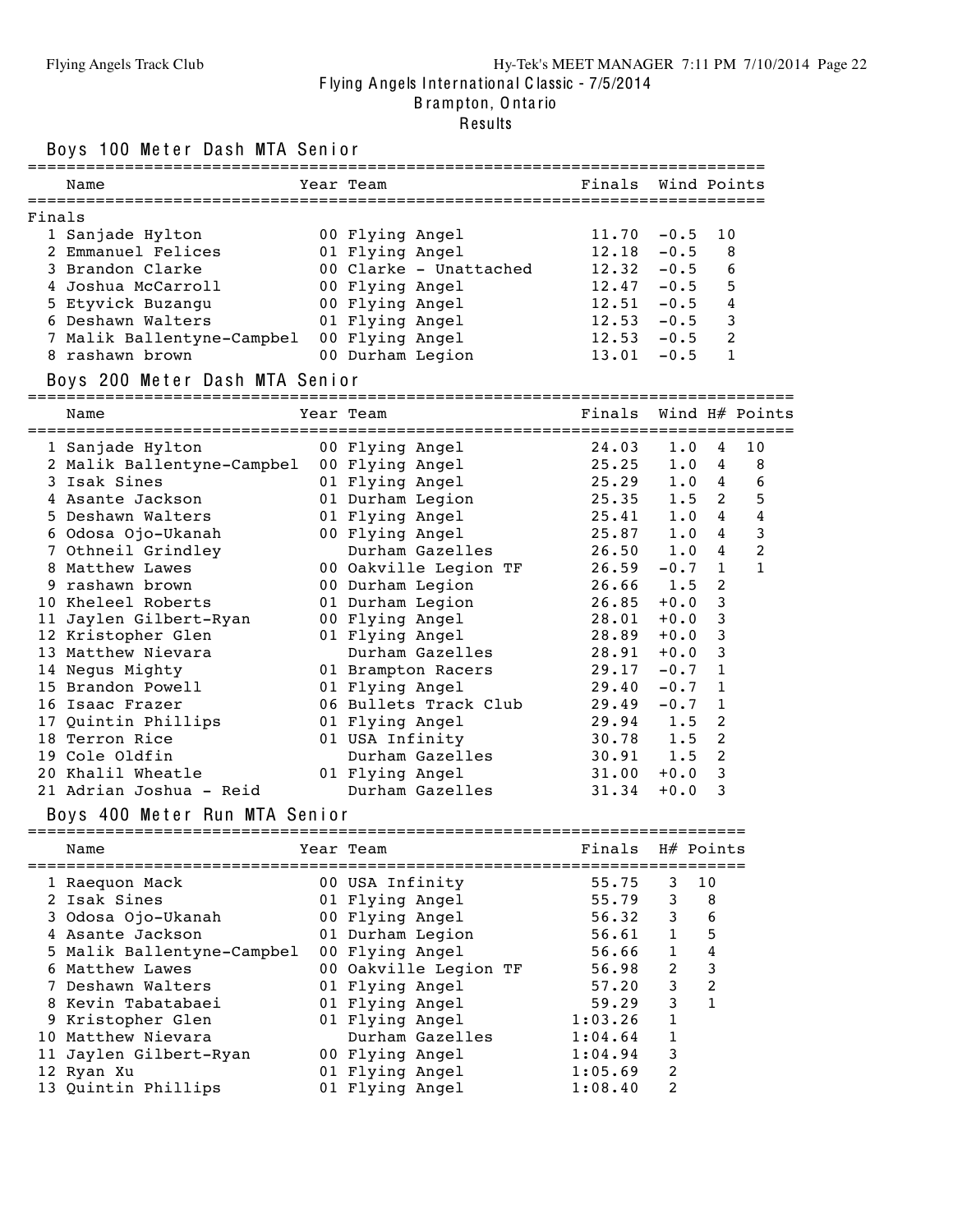Flying Angels International Classic - 7/5/2014
Brampton, Ontario
Results

## Boys 100 Meter Dash MTA Senior

Finals

| Place | Name | Year | Team | Finals | Wind | Points |
|---|---|---|---|---|---|---|
| 1 | Sanjade Hylton | 00 | Flying Angel | 11.70 | -0.5 | 10 |
| 2 | Emmanuel Felices | 01 | Flying Angel | 12.18 | -0.5 | 8 |
| 3 | Brandon Clarke | 00 | Clarke - Unattached | 12.32 | -0.5 | 6 |
| 4 | Joshua McCarroll | 00 | Flying Angel | 12.47 | -0.5 | 5 |
| 5 | Etyvick Buzangu | 00 | Flying Angel | 12.51 | -0.5 | 4 |
| 6 | Deshawn Walters | 01 | Flying Angel | 12.53 | -0.5 | 3 |
| 7 | Malik Ballentyne-Campbel | 00 | Flying Angel | 12.53 | -0.5 | 2 |
| 8 | rashawn brown | 00 | Durham Legion | 13.01 | -0.5 | 1 |

## Boys 200 Meter Dash MTA Senior

| Place | Name | Year | Team | Finals | Wind | H# | Points |
|---|---|---|---|---|---|---|---|
| 1 | Sanjade Hylton | 00 | Flying Angel | 24.03 | 1.0 | 4 | 10 |
| 2 | Malik Ballentyne-Campbel | 00 | Flying Angel | 25.25 | 1.0 | 4 | 8 |
| 3 | Isak Sines | 01 | Flying Angel | 25.29 | 1.0 | 4 | 6 |
| 4 | Asante Jackson | 01 | Durham Legion | 25.35 | 1.5 | 2 | 5 |
| 5 | Deshawn Walters | 01 | Flying Angel | 25.41 | 1.0 | 4 | 4 |
| 6 | Odosa Ojo-Ukanah | 00 | Flying Angel | 25.87 | 1.0 | 4 | 3 |
| 7 | Othneil Grindley | | Durham Gazelles | 26.50 | 1.0 | 4 | 2 |
| 8 | Matthew Lawes | 00 | Oakville Legion TF | 26.59 | -0.7 | 1 | 1 |
| 9 | rashawn brown | 00 | Durham Legion | 26.66 | 1.5 | 2 | |
| 10 | Kheleel Roberts | 01 | Durham Legion | 26.85 | +0.0 | 3 | |
| 11 | Jaylen Gilbert-Ryan | 00 | Flying Angel | 28.01 | +0.0 | 3 | |
| 12 | Kristopher Glen | 01 | Flying Angel | 28.89 | +0.0 | 3 | |
| 13 | Matthew Nievara | | Durham Gazelles | 28.91 | +0.0 | 3 | |
| 14 | Negus Mighty | 01 | Brampton Racers | 29.17 | -0.7 | 1 | |
| 15 | Brandon Powell | 01 | Flying Angel | 29.40 | -0.7 | 1 | |
| 16 | Isaac Frazer | 06 | Bullets Track Club | 29.49 | -0.7 | 1 | |
| 17 | Quintin Phillips | 01 | Flying Angel | 29.94 | 1.5 | 2 | |
| 18 | Terron Rice | 01 | USA Infinity | 30.78 | 1.5 | 2 | |
| 19 | Cole Oldfin | | Durham Gazelles | 30.91 | 1.5 | 2 | |
| 20 | Khalil Wheatle | 01 | Flying Angel | 31.00 | +0.0 | 3 | |
| 21 | Adrian Joshua - Reid | | Durham Gazelles | 31.34 | +0.0 | 3 | |

## Boys 400 Meter Run MTA Senior

| Place | Name | Year | Team | Finals | H# | Points |
|---|---|---|---|---|---|---|
| 1 | Raequon Mack | 00 | USA Infinity | 55.75 | 3 | 10 |
| 2 | Isak Sines | 01 | Flying Angel | 55.79 | 3 | 8 |
| 3 | Odosa Ojo-Ukanah | 00 | Flying Angel | 56.32 | 3 | 6 |
| 4 | Asante Jackson | 01 | Durham Legion | 56.61 | 1 | 5 |
| 5 | Malik Ballentyne-Campbel | 00 | Flying Angel | 56.66 | 1 | 4 |
| 6 | Matthew Lawes | 00 | Oakville Legion TF | 56.98 | 2 | 3 |
| 7 | Deshawn Walters | 01 | Flying Angel | 57.20 | 3 | 2 |
| 8 | Kevin Tabatabaei | 01 | Flying Angel | 59.29 | 3 | 1 |
| 9 | Kristopher Glen | 01 | Flying Angel | 1:03.26 | 1 | |
| 10 | Matthew Nievara | | Durham Gazelles | 1:04.64 | 1 | |
| 11 | Jaylen Gilbert-Ryan | 00 | Flying Angel | 1:04.94 | 3 | |
| 12 | Ryan Xu | 01 | Flying Angel | 1:05.69 | 2 | |
| 13 | Quintin Phillips | 01 | Flying Angel | 1:08.40 | 2 | |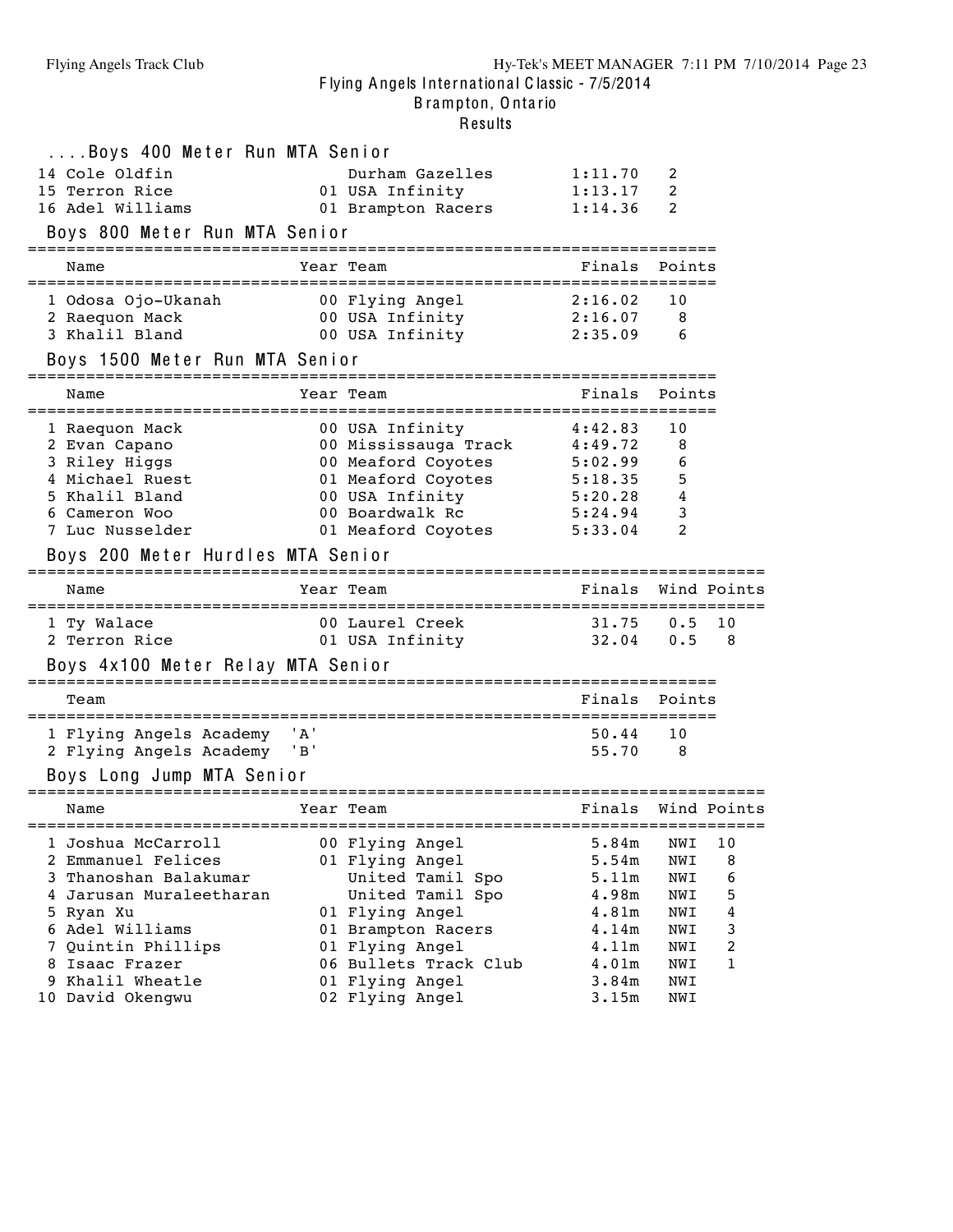## ....Boys 400 Meter Run MTA Senior

| Place | Name | Year | Team | Finals | Points |
|---|---|---|---|---|---|
| 14 | Cole Oldfin | | Durham Gazelles | 1:11.70 | 2 |
| 15 | Terron Rice | 01 | USA Infinity | 1:13.17 | 2 |
| 16 | Adel Williams | 01 | Brampton Racers | 1:14.36 | 2 |

## Boys 800 Meter Run MTA Senior

| Place | Name | Year | Team | Finals | Points |
|---|---|---|---|---|---|
| 1 | Odosa Ojo-Ukanah | 00 | Flying Angel | 2:16.02 | 10 |
| 2 | Raequon Mack | 00 | USA Infinity | 2:16.07 | 8 |
| 3 | Khalil Bland | 00 | USA Infinity | 2:35.09 | 6 |

## Boys 1500 Meter Run MTA Senior

| Place | Name | Year | Team | Finals | Points |
|---|---|---|---|---|---|
| 1 | Raequon Mack | 00 | USA Infinity | 4:42.83 | 10 |
| 2 | Evan Capano | 00 | Mississauga Track | 4:49.72 | 8 |
| 3 | Riley Higgs | 00 | Meaford Coyotes | 5:02.99 | 6 |
| 4 | Michael Ruest | 01 | Meaford Coyotes | 5:18.35 | 5 |
| 5 | Khalil Bland | 00 | USA Infinity | 5:20.28 | 4 |
| 6 | Cameron Woo | 00 | Boardwalk Rc | 5:24.94 | 3 |
| 7 | Luc Nusselder | 01 | Meaford Coyotes | 5:33.04 | 2 |

## Boys 200 Meter Hurdles MTA Senior

| Place | Name | Year | Team | Finals | Wind | Points |
|---|---|---|---|---|---|---|
| 1 | Ty Walace | 00 | Laurel Creek | 31.75 | 0.5 | 10 |
| 2 | Terron Rice | 01 | USA Infinity | 32.04 | 0.5 | 8 |

## Boys 4x100 Meter Relay MTA Senior

| Place | Team | Finals | Points |
|---|---|---|---|
| 1 | Flying Angels Academy 'A' | 50.44 | 10 |
| 2 | Flying Angels Academy 'B' | 55.70 | 8 |

## Boys Long Jump MTA Senior

| Place | Name | Year | Team | Finals | Wind | Points |
|---|---|---|---|---|---|---|
| 1 | Joshua McCarroll | 00 | Flying Angel | 5.84m | NWI | 10 |
| 2 | Emmanuel Felices | 01 | Flying Angel | 5.54m | NWI | 8 |
| 3 | Thanoshan Balakumar | | United Tamil Spo | 5.11m | NWI | 6 |
| 4 | Jarusan Muraleetharan | | United Tamil Spo | 4.98m | NWI | 5 |
| 5 | Ryan Xu | 01 | Flying Angel | 4.81m | NWI | 4 |
| 6 | Adel Williams | 01 | Brampton Racers | 4.14m | NWI | 3 |
| 7 | Quintin Phillips | 01 | Flying Angel | 4.11m | NWI | 2 |
| 8 | Isaac Frazer | 06 | Bullets Track Club | 4.01m | NWI | 1 |
| 9 | Khalil Wheatle | 01 | Flying Angel | 3.84m | NWI | |
| 10 | David Okengwu | 02 | Flying Angel | 3.15m | NWI | |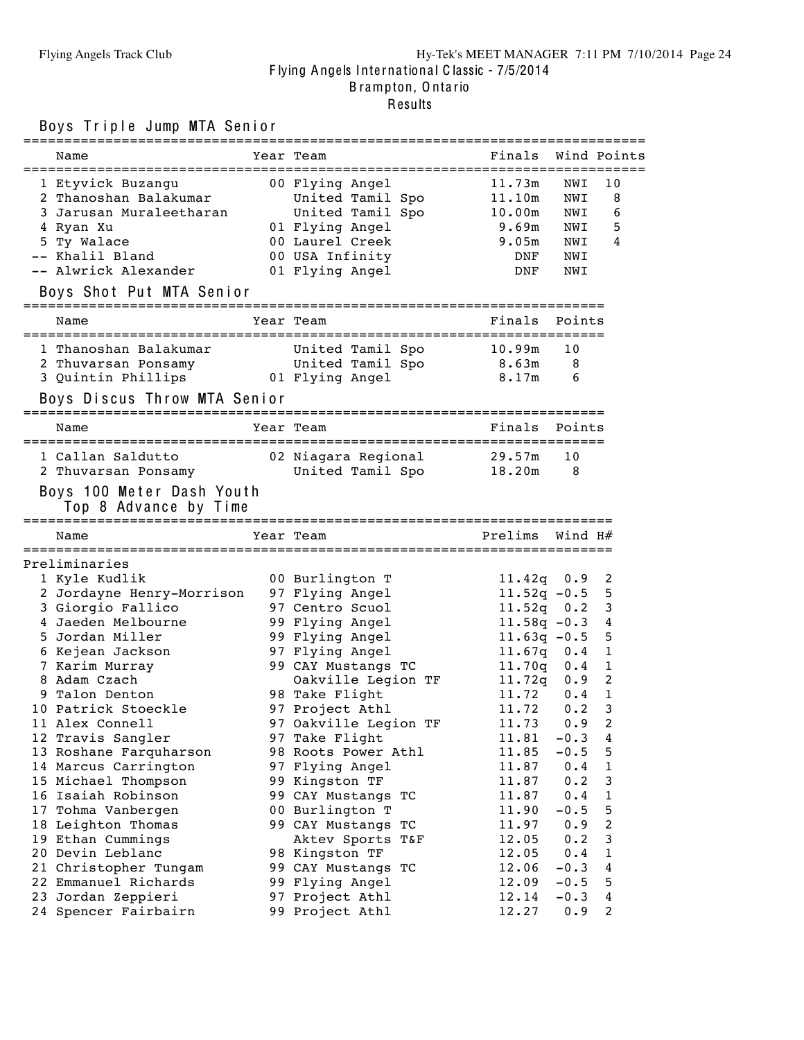Flying Angels International Classic - 7/5/2014
Brampton, Ontario
Results

## Boys Triple Jump MTA Senior

| | Name | Year | Team | Finals | Wind | Points |
|---|---|---|---|---|---|---|
| 1 | Etyvick Buzangu | 00 | Flying Angel | 11.73m | NWI | 10 |
| 2 | Thanoshan Balakumar | | United Tamil Spo | 11.10m | NWI | 8 |
| 3 | Jarusan Muraleetharan | | United Tamil Spo | 10.00m | NWI | 6 |
| 4 | Ryan Xu | 01 | Flying Angel | 9.69m | NWI | 5 |
| 5 | Ty Walace | 00 | Laurel Creek | 9.05m | NWI | 4 |
| -- | Khalil Bland | 00 | USA Infinity | DNF | NWI | |
| -- | Alwrick Alexander | 01 | Flying Angel | DNF | NWI | |

## Boys Shot Put MTA Senior

| | Name | Year | Team | Finals | Points |
|---|---|---|---|---|---|
| 1 | Thanoshan Balakumar | | United Tamil Spo | 10.99m | 10 |
| 2 | Thuvarsan Ponsamy | | United Tamil Spo | 8.63m | 8 |
| 3 | Quintin Phillips | 01 | Flying Angel | 8.17m | 6 |

## Boys Discus Throw MTA Senior

| | Name | Year | Team | Finals | Points |
|---|---|---|---|---|---|
| 1 | Callan Saldutto | 02 | Niagara Regional | 29.57m | 10 |
| 2 | Thuvarsan Ponsamy | | United Tamil Spo | 18.20m | 8 |

## Boys 100 Meter Dash Youth

Top 8 Advance by Time

Preliminaries

| | Name | Year | Team | Prelims | Wind | H# |
|---|---|---|---|---|---|---|
| 1 | Kyle Kudlik | 00 | Burlington T | 11.42q | 0.9 | 2 |
| 2 | Jordayne Henry-Morrison | 97 | Flying Angel | 11.52q | -0.5 | 5 |
| 3 | Giorgio Fallico | 97 | Centro Scuol | 11.52q | 0.2 | 3 |
| 4 | Jaeden Melbourne | 99 | Flying Angel | 11.58q | -0.3 | 4 |
| 5 | Jordan Miller | 99 | Flying Angel | 11.63q | -0.5 | 5 |
| 6 | Kejean Jackson | 97 | Flying Angel | 11.67q | 0.4 | 1 |
| 7 | Karim Murray | 99 | CAY Mustangs TC | 11.70q | 0.4 | 1 |
| 8 | Adam Czach | | Oakville Legion TF | 11.72q | 0.9 | 2 |
| 9 | Talon Denton | 98 | Take Flight | 11.72 | 0.4 | 1 |
| 10 | Patrick Stoeckle | 97 | Project Athl | 11.72 | 0.2 | 3 |
| 11 | Alex Connell | 97 | Oakville Legion TF | 11.73 | 0.9 | 2 |
| 12 | Travis Sangler | 97 | Take Flight | 11.81 | -0.3 | 4 |
| 13 | Roshane Farquharson | 98 | Roots Power Athl | 11.85 | -0.5 | 5 |
| 14 | Marcus Carrington | 97 | Flying Angel | 11.87 | 0.4 | 1 |
| 15 | Michael Thompson | 99 | Kingston TF | 11.87 | 0.2 | 3 |
| 16 | Isaiah Robinson | 99 | CAY Mustangs TC | 11.87 | 0.4 | 1 |
| 17 | Tohma Vanbergen | 00 | Burlington T | 11.90 | -0.5 | 5 |
| 18 | Leighton Thomas | 99 | CAY Mustangs TC | 11.97 | 0.9 | 2 |
| 19 | Ethan Cummings | | Aktev Sports T&F | 12.05 | 0.2 | 3 |
| 20 | Devin Leblanc | 98 | Kingston TF | 12.05 | 0.4 | 1 |
| 21 | Christopher Tungam | 99 | CAY Mustangs TC | 12.06 | -0.3 | 4 |
| 22 | Emmanuel Richards | 99 | Flying Angel | 12.09 | -0.5 | 5 |
| 23 | Jordan Zeppieri | 97 | Project Athl | 12.14 | -0.3 | 4 |
| 24 | Spencer Fairbairn | 99 | Project Athl | 12.27 | 0.9 | 2 |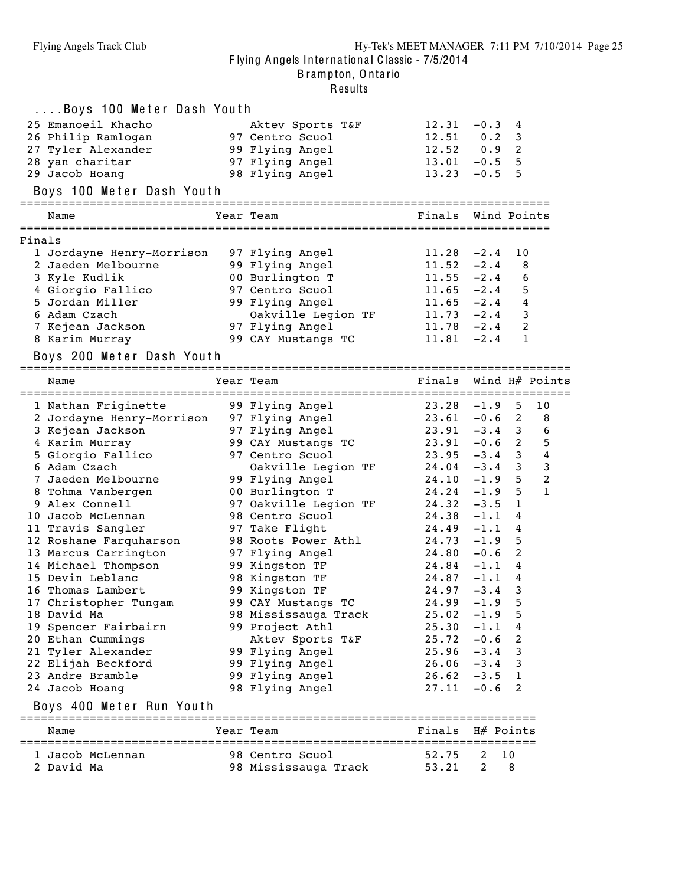## ....Boys 100 Meter Dash Youth

| Name | Year | Team | Finals | Wind | H# |
|---|---|---|---|---|---|
| 25 Emanoeil Khacho | | Aktev Sports T&F | 12.31 | -0.3 | 4 |
| 26 Philip Ramlogan | 97 | Centro Scuol | 12.51 | 0.2 | 3 |
| 27 Tyler Alexander | 99 | Flying Angel | 12.52 | 0.9 | 2 |
| 28 yan charitar | 97 | Flying Angel | 13.01 | -0.5 | 5 |
| 29 Jacob Hoang | 98 | Flying Angel | 13.23 | -0.5 | 5 |

## Boys 100 Meter Dash Youth

Finals

| Name | Year | Team | Finals | Wind | Points |
|---|---|---|---|---|---|
| 1 Jordayne Henry-Morrison | 97 | Flying Angel | 11.28 | -2.4 | 10 |
| 2 Jaeden Melbourne | 99 | Flying Angel | 11.52 | -2.4 | 8 |
| 3 Kyle Kudlik | 00 | Burlington T | 11.55 | -2.4 | 6 |
| 4 Giorgio Fallico | 97 | Centro Scuol | 11.65 | -2.4 | 5 |
| 5 Jordan Miller | 99 | Flying Angel | 11.65 | -2.4 | 4 |
| 6 Adam Czach | | Oakville Legion TF | 11.73 | -2.4 | 3 |
| 7 Kejean Jackson | 97 | Flying Angel | 11.78 | -2.4 | 2 |
| 8 Karim Murray | 99 | CAY Mustangs TC | 11.81 | -2.4 | 1 |

## Boys 200 Meter Dash Youth

| Name | Year | Team | Finals | Wind | H# | Points |
|---|---|---|---|---|---|---|
| 1 Nathan Friginette | 99 | Flying Angel | 23.28 | -1.9 | 5 | 10 |
| 2 Jordayne Henry-Morrison | 97 | Flying Angel | 23.61 | -0.6 | 2 | 8 |
| 3 Kejean Jackson | 97 | Flying Angel | 23.91 | -3.4 | 3 | 6 |
| 4 Karim Murray | 99 | CAY Mustangs TC | 23.91 | -0.6 | 2 | 5 |
| 5 Giorgio Fallico | 97 | Centro Scuol | 23.95 | -3.4 | 3 | 4 |
| 6 Adam Czach | | Oakville Legion TF | 24.04 | -3.4 | 3 | 3 |
| 7 Jaeden Melbourne | 99 | Flying Angel | 24.10 | -1.9 | 5 | 2 |
| 8 Tohma Vanbergen | 00 | Burlington T | 24.24 | -1.9 | 5 | 1 |
| 9 Alex Connell | 97 | Oakville Legion TF | 24.32 | -3.5 | 1 | |
| 10 Jacob McLennan | 98 | Centro Scuol | 24.38 | -1.1 | 4 | |
| 11 Travis Sangler | 97 | Take Flight | 24.49 | -1.1 | 4 | |
| 12 Roshane Farquharson | 98 | Roots Power Athl | 24.73 | -1.9 | 5 | |
| 13 Marcus Carrington | 97 | Flying Angel | 24.80 | -0.6 | 2 | |
| 14 Michael Thompson | 99 | Kingston TF | 24.84 | -1.1 | 4 | |
| 15 Devin Leblanc | 98 | Kingston TF | 24.87 | -1.1 | 4 | |
| 16 Thomas Lambert | 99 | Kingston TF | 24.97 | -3.4 | 3 | |
| 17 Christopher Tungam | 99 | CAY Mustangs TC | 24.99 | -1.9 | 5 | |
| 18 David Ma | 98 | Mississauga Track | 25.02 | -1.9 | 5 | |
| 19 Spencer Fairbairn | 99 | Project Athl | 25.30 | -1.1 | 4 | |
| 20 Ethan Cummings | | Aktev Sports T&F | 25.72 | -0.6 | 2 | |
| 21 Tyler Alexander | 99 | Flying Angel | 25.96 | -3.4 | 3 | |
| 22 Elijah Beckford | 99 | Flying Angel | 26.06 | -3.4 | 3 | |
| 23 Andre Bramble | 99 | Flying Angel | 26.62 | -3.5 | 1 | |
| 24 Jacob Hoang | 98 | Flying Angel | 27.11 | -0.6 | 2 | |

## Boys 400 Meter Run Youth

| Name | Year | Team | Finals | H# | Points |
|---|---|---|---|---|---|
| 1 Jacob McLennan | 98 | Centro Scuol | 52.75 | 2 | 10 |
| 2 David Ma | 98 | Mississauga Track | 53.21 | 2 | 8 |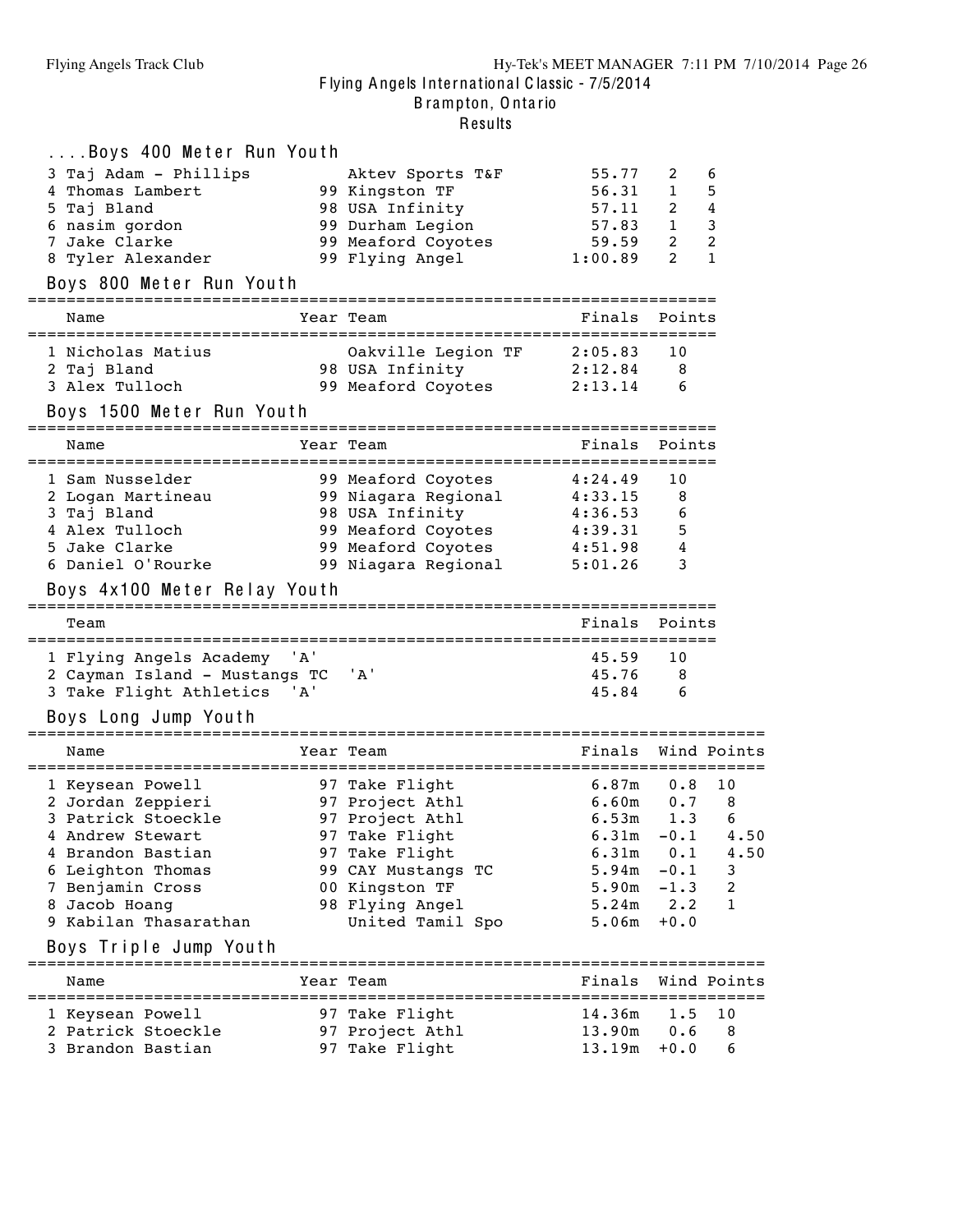# Flying Angels International Classic - 7/5/2014

Brampton, Ontario

Results

### ....Boys 400 Meter Run Youth

| Name | Year | Team | Finals | H# | Points |
|---|---|---|---|---|---|
| 3 Taj Adam - Phillips | | Aktev Sports T&F | 55.77 | 2 | 6 |
| 4 Thomas Lambert | 99 | Kingston TF | 56.31 | 1 | 5 |
| 5 Taj Bland | 98 | USA Infinity | 57.11 | 2 | 4 |
| 6 nasim gordon | 99 | Durham Legion | 57.83 | 1 | 3 |
| 7 Jake Clarke | 99 | Meaford Coyotes | 59.59 | 2 | 2 |
| 8 Tyler Alexander | 99 | Flying Angel | 1:00.89 | 2 | 1 |

### Boys 800 Meter Run Youth

| Name | Year | Team | Finals | Points |
|---|---|---|---|---|
| 1 Nicholas Matius | | Oakville Legion TF | 2:05.83 | 10 |
| 2 Taj Bland | 98 | USA Infinity | 2:12.84 | 8 |
| 3 Alex Tulloch | 99 | Meaford Coyotes | 2:13.14 | 6 |

### Boys 1500 Meter Run Youth

| Name | Year | Team | Finals | Points |
|---|---|---|---|---|
| 1 Sam Nusselder | 99 | Meaford Coyotes | 4:24.49 | 10 |
| 2 Logan Martineau | 99 | Niagara Regional | 4:33.15 | 8 |
| 3 Taj Bland | 98 | USA Infinity | 4:36.53 | 6 |
| 4 Alex Tulloch | 99 | Meaford Coyotes | 4:39.31 | 5 |
| 5 Jake Clarke | 99 | Meaford Coyotes | 4:51.98 | 4 |
| 6 Daniel O'Rourke | 99 | Niagara Regional | 5:01.26 | 3 |

### Boys 4x100 Meter Relay Youth

| Team | Finals | Points |
|---|---|---|
| 1 Flying Angels Academy 'A' | 45.59 | 10 |
| 2 Cayman Island - Mustangs TC 'A' | 45.76 | 8 |
| 3 Take Flight Athletics 'A' | 45.84 | 6 |

### Boys Long Jump Youth

| Name | Year | Team | Finals | Wind | Points |
|---|---|---|---|---|---|
| 1 Keysean Powell | 97 | Take Flight | 6.87m | 0.8 | 10 |
| 2 Jordan Zeppieri | 97 | Project Athl | 6.60m | 0.7 | 8 |
| 3 Patrick Stoeckle | 97 | Project Athl | 6.53m | 1.3 | 6 |
| 4 Andrew Stewart | 97 | Take Flight | 6.31m | -0.1 | 4.50 |
| 4 Brandon Bastian | 97 | Take Flight | 6.31m | 0.1 | 4.50 |
| 6 Leighton Thomas | 99 | CAY Mustangs TC | 5.94m | -0.1 | 3 |
| 7 Benjamin Cross | 00 | Kingston TF | 5.90m | -1.3 | 2 |
| 8 Jacob Hoang | 98 | Flying Angel | 5.24m | 2.2 | 1 |
| 9 Kabilan Thasarathan | | United Tamil Spo | 5.06m | +0.0 | |

### Boys Triple Jump Youth

| Name | Year | Team | Finals | Wind | Points |
|---|---|---|---|---|---|
| 1 Keysean Powell | 97 | Take Flight | 14.36m | 1.5 | 10 |
| 2 Patrick Stoeckle | 97 | Project Athl | 13.90m | 0.6 | 8 |
| 3 Brandon Bastian | 97 | Take Flight | 13.19m | +0.0 | 6 |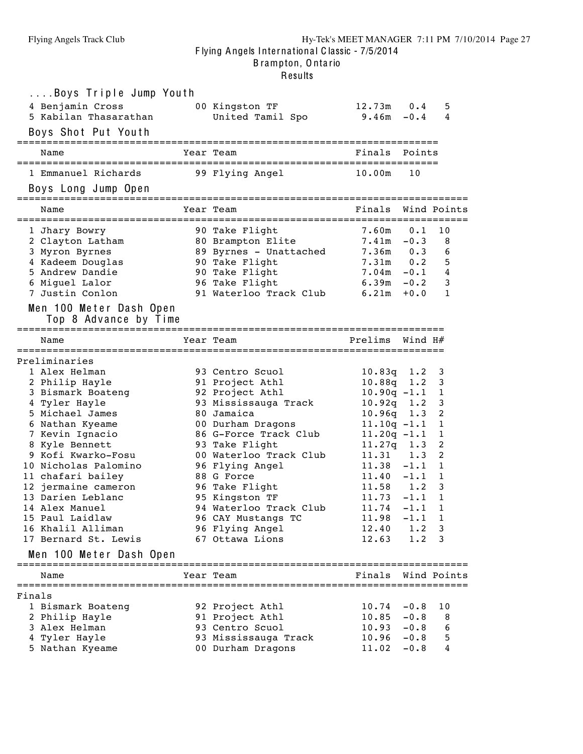# Flying Angels International Classic - 7/5/2014
## Brampton, Ontario
### Results

#### ....Boys Triple Jump Youth

| Name | Year | Team | Finals | Wind | Points |
|---|---|---|---|---|---|
| 4 Benjamin Cross | 00 | Kingston TF | 12.73m | 0.4 | 5 |
| 5 Kabilan Thasarathan | | United Tamil Spo | 9.46m | -0.4 | 4 |

#### Boys Shot Put Youth

| Name | Year | Team | Finals | Points |
|---|---|---|---|---|
| 1 Emmanuel Richards | 99 | Flying Angel | 10.00m | 10 |

#### Boys Long Jump Open

| Name | Year | Team | Finals | Wind | Points |
|---|---|---|---|---|---|
| 1 Jhary Bowry | 90 | Take Flight | 7.60m | 0.1 | 10 |
| 2 Clayton Latham | 80 | Brampton Elite | 7.41m | -0.3 | 8 |
| 3 Myron Byrnes | 89 | Byrnes - Unattached | 7.36m | 0.3 | 6 |
| 4 Kadeem Douglas | 90 | Take Flight | 7.31m | 0.2 | 5 |
| 5 Andrew Dandie | 90 | Take Flight | 7.04m | -0.1 | 4 |
| 6 Miguel Lalor | 96 | Take Flight | 6.39m | -0.2 | 3 |
| 7 Justin Conlon | 91 | Waterloo Track Club | 6.21m | +0.0 | 1 |

#### Men 100 Meter Dash Open
Top 8 Advance by Time

| Name | Year | Team | Prelims | Wind | H# |
|---|---|---|---|---|---|
| **Preliminaries** | | | | | |
| 1 Alex Helman | 93 | Centro Scuol | 10.83q | 1.2 | 3 |
| 2 Philip Hayle | 91 | Project Athl | 10.88q | 1.2 | 3 |
| 3 Bismark Boateng | 92 | Project Athl | 10.90q | -1.1 | 1 |
| 4 Tyler Hayle | 93 | Mississauga Track | 10.92q | 1.2 | 3 |
| 5 Michael James | 80 | Jamaica | 10.96q | 1.3 | 2 |
| 6 Nathan Kyeame | 00 | Durham Dragons | 11.10q | -1.1 | 1 |
| 7 Kevin Ignacio | 86 | G-Force Track Club | 11.20q | -1.1 | 1 |
| 8 Kyle Bennett | 93 | Take Flight | 11.27q | 1.3 | 2 |
| 9 Kofi Kwarko-Fosu | 00 | Waterloo Track Club | 11.31 | 1.3 | 2 |
| 10 Nicholas Palomino | 96 | Flying Angel | 11.38 | -1.1 | 1 |
| 11 chafari bailey | 88 | G Force | 11.40 | -1.1 | 1 |
| 12 jermaine cameron | 96 | Take Flight | 11.58 | 1.2 | 3 |
| 13 Darien Leblanc | 95 | Kingston TF | 11.73 | -1.1 | 1 |
| 14 Alex Manuel | 94 | Waterloo Track Club | 11.74 | -1.1 | 1 |
| 15 Paul Laidlaw | 96 | CAY Mustangs TC | 11.98 | -1.1 | 1 |
| 16 Khalil Alliman | 96 | Flying Angel | 12.40 | 1.2 | 3 |
| 17 Bernard St. Lewis | 67 | Ottawa Lions | 12.63 | 1.2 | 3 |

#### Men 100 Meter Dash Open

| Name | Year | Team | Finals | Wind | Points |
|---|---|---|---|---|---|
| **Finals** | | | | | |
| 1 Bismark Boateng | 92 | Project Athl | 10.74 | -0.8 | 10 |
| 2 Philip Hayle | 91 | Project Athl | 10.85 | -0.8 | 8 |
| 3 Alex Helman | 93 | Centro Scuol | 10.93 | -0.8 | 6 |
| 4 Tyler Hayle | 93 | Mississauga Track | 10.96 | -0.8 | 5 |
| 5 Nathan Kyeame | 00 | Durham Dragons | 11.02 | -0.8 | 4 |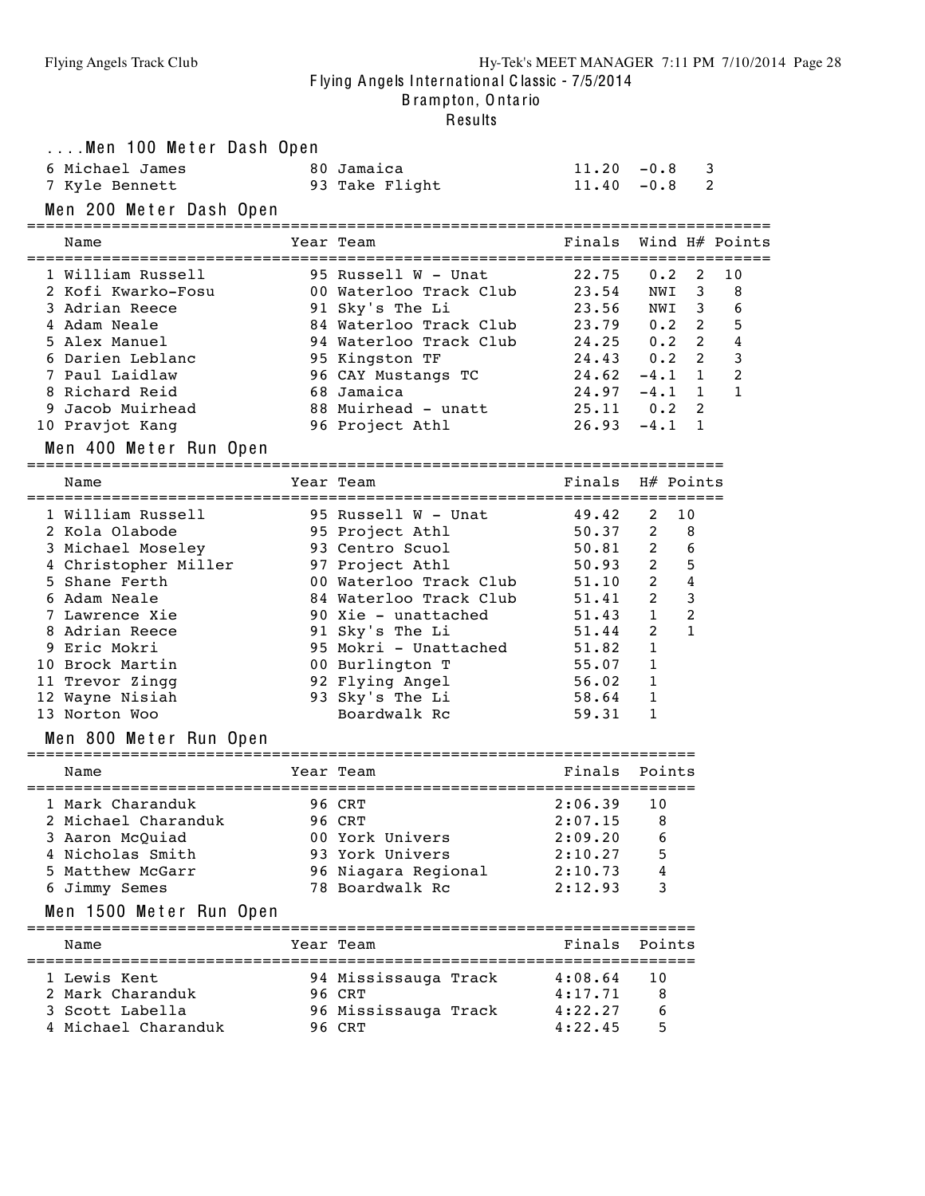## ....Men 100 Meter Dash Open

| Place | Name | Year | Team | Finals | Wind | Points |
|---|---|---|---|---|---|---|
| 6 | Michael James | 80 | Jamaica | 11.20 | -0.8 | 3 |
| 7 | Kyle Bennett | 93 | Take Flight | 11.40 | -0.8 | 2 |

## Men 200 Meter Dash Open

| Place | Name | Year | Team | Finals | Wind | H# | Points |
|---|---|---|---|---|---|---|---|
| 1 | William Russell | 95 | Russell W - Unat | 22.75 | 0.2 | 2 | 10 |
| 2 | Kofi Kwarko-Fosu | 00 | Waterloo Track Club | 23.54 | NWI | 3 | 8 |
| 3 | Adrian Reece | 91 | Sky's The Li | 23.56 | NWI | 3 | 6 |
| 4 | Adam Neale | 84 | Waterloo Track Club | 23.79 | 0.2 | 2 | 5 |
| 5 | Alex Manuel | 94 | Waterloo Track Club | 24.25 | 0.2 | 2 | 4 |
| 6 | Darien Leblanc | 95 | Kingston TF | 24.43 | 0.2 | 2 | 3 |
| 7 | Paul Laidlaw | 96 | CAY Mustangs TC | 24.62 | -4.1 | 1 | 2 |
| 8 | Richard Reid | 68 | Jamaica | 24.97 | -4.1 | 1 | 1 |
| 9 | Jacob Muirhead | 88 | Muirhead - unatt | 25.11 | 0.2 | 2 | |
| 10 | Pravjot Kang | 96 | Project Athl | 26.93 | -4.1 | 1 | |

## Men 400 Meter Run Open

| Place | Name | Year | Team | Finals | H# | Points |
|---|---|---|---|---|---|---|
| 1 | William Russell | 95 | Russell W - Unat | 49.42 | 2 | 10 |
| 2 | Kola Olabode | 95 | Project Athl | 50.37 | 2 | 8 |
| 3 | Michael Moseley | 93 | Centro Scuol | 50.81 | 2 | 6 |
| 4 | Christopher Miller | 97 | Project Athl | 50.93 | 2 | 5 |
| 5 | Shane Ferth | 00 | Waterloo Track Club | 51.10 | 2 | 4 |
| 6 | Adam Neale | 84 | Waterloo Track Club | 51.41 | 2 | 3 |
| 7 | Lawrence Xie | 90 | Xie - unattached | 51.43 | 1 | 2 |
| 8 | Adrian Reece | 91 | Sky's The Li | 51.44 | 2 | 1 |
| 9 | Eric Mokri | 95 | Mokri - Unattached | 51.82 | 1 | |
| 10 | Brock Martin | 00 | Burlington T | 55.07 | 1 | |
| 11 | Trevor Zingg | 92 | Flying Angel | 56.02 | 1 | |
| 12 | Wayne Nisiah | 93 | Sky's The Li | 58.64 | 1 | |
| 13 | Norton Woo | | Boardwalk Rc | 59.31 | 1 | |

## Men 800 Meter Run Open

| Place | Name | Year | Team | Finals | Points |
|---|---|---|---|---|---|
| 1 | Mark Charanduk | 96 | CRT | 2:06.39 | 10 |
| 2 | Michael Charanduk | 96 | CRT | 2:07.15 | 8 |
| 3 | Aaron McQuiad | 00 | York Univers | 2:09.20 | 6 |
| 4 | Nicholas Smith | 93 | York Univers | 2:10.27 | 5 |
| 5 | Matthew McGarr | 96 | Niagara Regional | 2:10.73 | 4 |
| 6 | Jimmy Semes | 78 | Boardwalk Rc | 2:12.93 | 3 |

## Men 1500 Meter Run Open

| Place | Name | Year | Team | Finals | Points |
|---|---|---|---|---|---|
| 1 | Lewis Kent | 94 | Mississauga Track | 4:08.64 | 10 |
| 2 | Mark Charanduk | 96 | CRT | 4:17.71 | 8 |
| 3 | Scott Labella | 96 | Mississauga Track | 4:22.27 | 6 |
| 4 | Michael Charanduk | 96 | CRT | 4:22.45 | 5 |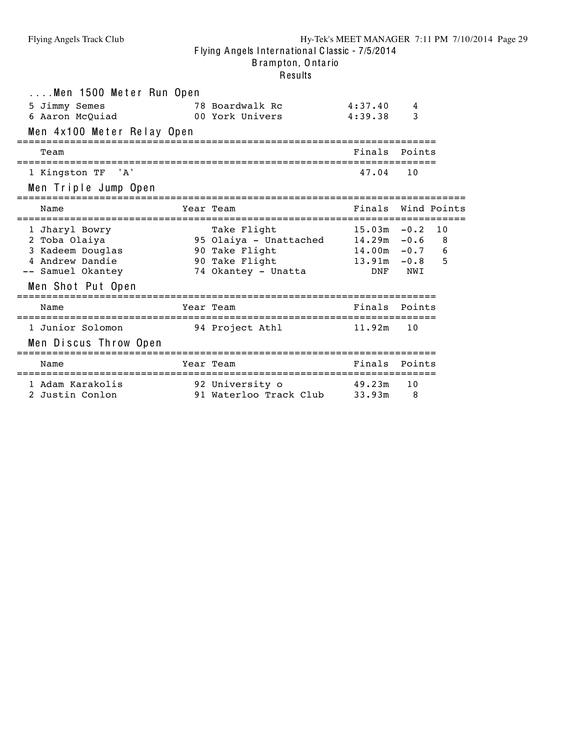## ....Men 1500 Meter Run Open

| | | | | |
|---|---|---|---|---|
| 5 | Jimmy Semes | 78 Boardwalk Rc | 4:37.40 | 4 |
| 6 | Aaron McQuiad | 00 York Univers | 4:39.38 | 3 |

## Men 4x100 Meter Relay Open

| | Team | Finals | Points |
|---|---|---|---|
| 1 | Kingston TF 'A' | 47.04 | 10 |

## Men Triple Jump Open

| | Name | Year | Team | Finals | Wind | Points |
|---|---|---|---|---|---|---|
| 1 | Jharyl Bowry | | Take Flight | 15.03m | -0.2 | 10 |
| 2 | Toba Olaiya | 95 | Olaiya - Unattached | 14.29m | -0.6 | 8 |
| 3 | Kadeem Douglas | 90 | Take Flight | 14.00m | -0.7 | 6 |
| 4 | Andrew Dandie | 90 | Take Flight | 13.91m | -0.8 | 5 |
| -- | Samuel Okantey | 74 | Okantey - Unatta | DNF | NWI | |

## Men Shot Put Open

| | Name | Year | Team | Finals | Points |
|---|---|---|---|---|---|
| 1 | Junior Solomon | 94 | Project Athl | 11.92m | 10 |

## Men Discus Throw Open

| | Name | Year | Team | Finals | Points |
|---|---|---|---|---|---|
| 1 | Adam Karakolis | 92 | University o | 49.23m | 10 |
| 2 | Justin Conlon | 91 | Waterloo Track Club | 33.93m | 8 |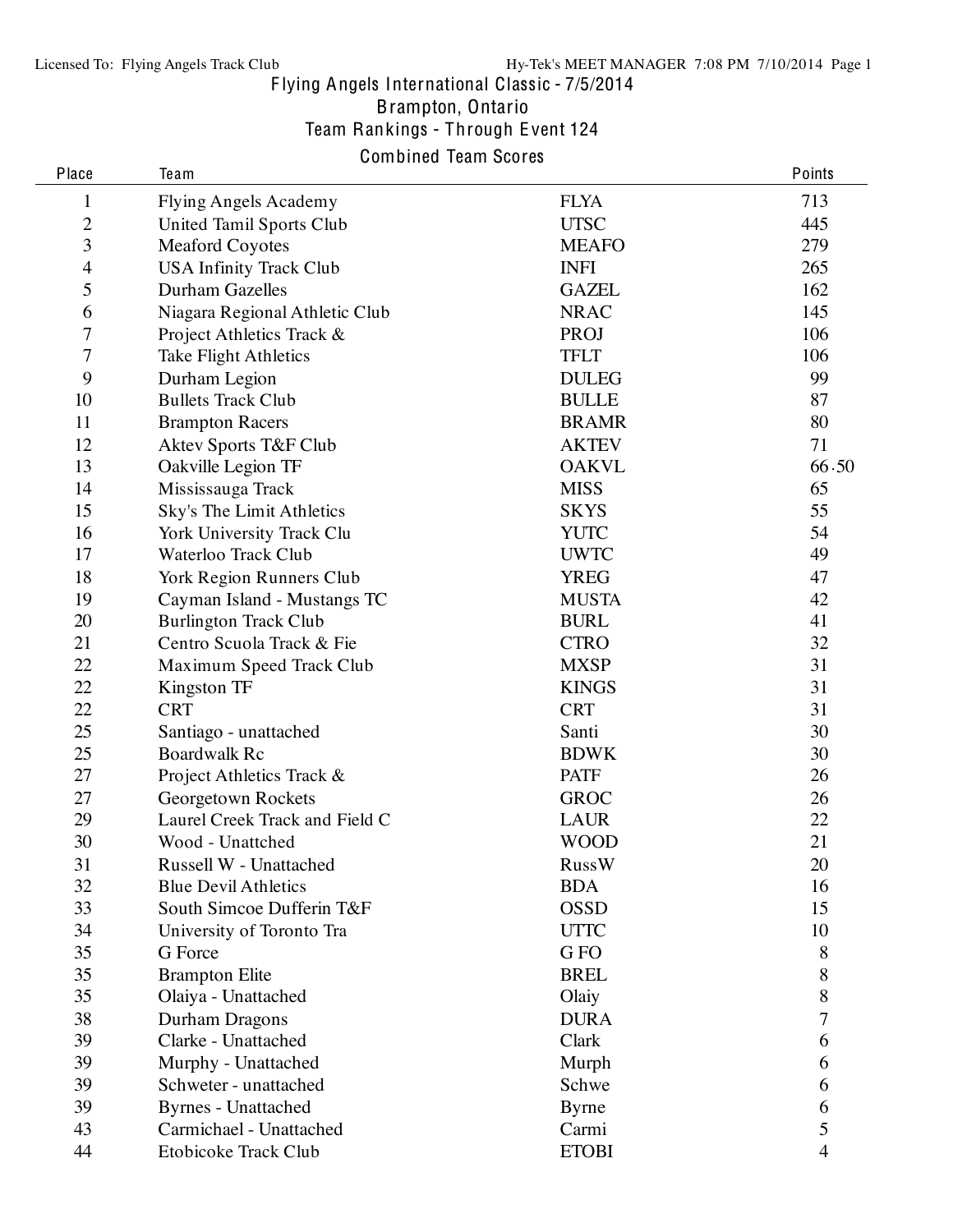# Flying Angels International Classic - 7/5/2014

## Brampton, Ontario

## Team Rankings - Through Event 124

### Combined Team Scores

| Place | Team | | Points |
|---|---|---|---|
| 1 | Flying Angels Academy | FLYA | 713 |
| 2 | United Tamil Sports Club | UTSC | 445 |
| 3 | Meaford Coyotes | MEAFO | 279 |
| 4 | USA Infinity Track Club | INFI | 265 |
| 5 | Durham Gazelles | GAZEL | 162 |
| 6 | Niagara Regional Athletic Club | NRAC | 145 |
| 7 | Project Athletics Track & | PROJ | 106 |
| 7 | Take Flight Athletics | TFLT | 106 |
| 9 | Durham Legion | DULEG | 99 |
| 10 | Bullets Track Club | BULLE | 87 |
| 11 | Brampton Racers | BRAMR | 80 |
| 12 | Aktev Sports T&F Club | AKTEV | 71 |
| 13 | Oakville Legion TF | OAKVL | 66.50 |
| 14 | Mississauga Track | MISS | 65 |
| 15 | Sky's The Limit Athletics | SKYS | 55 |
| 16 | York University Track Clu | YUTC | 54 |
| 17 | Waterloo Track Club | UWTC | 49 |
| 18 | York Region Runners Club | YREG | 47 |
| 19 | Cayman Island - Mustangs TC | MUSTA | 42 |
| 20 | Burlington Track Club | BURL | 41 |
| 21 | Centro Scuola Track & Fie | CTRO | 32 |
| 22 | Maximum Speed Track Club | MXSP | 31 |
| 22 | Kingston TF | KINGS | 31 |
| 22 | CRT | CRT | 31 |
| 25 | Santiago - unattached | Santi | 30 |
| 25 | Boardwalk Rc | BDWK | 30 |
| 27 | Project Athletics Track & | PATF | 26 |
| 27 | Georgetown Rockets | GROC | 26 |
| 29 | Laurel Creek Track and Field C | LAUR | 22 |
| 30 | Wood - Unattched | WOOD | 21 |
| 31 | Russell W - Unattached | RussW | 20 |
| 32 | Blue Devil Athletics | BDA | 16 |
| 33 | South Simcoe Dufferin T&F | OSSD | 15 |
| 34 | University of Toronto Tra | UTTC | 10 |
| 35 | G Force | G FO | 8 |
| 35 | Brampton Elite | BREL | 8 |
| 35 | Olaiya - Unattached | Olaiy | 8 |
| 38 | Durham Dragons | DURA | 7 |
| 39 | Clarke - Unattached | Clark | 6 |
| 39 | Murphy - Unattached | Murph | 6 |
| 39 | Schweter - unattached | Schwe | 6 |
| 39 | Byrnes - Unattached | Byrne | 6 |
| 43 | Carmichael - Unattached | Carmi | 5 |
| 44 | Etobicoke Track Club | ETOBI | 4 |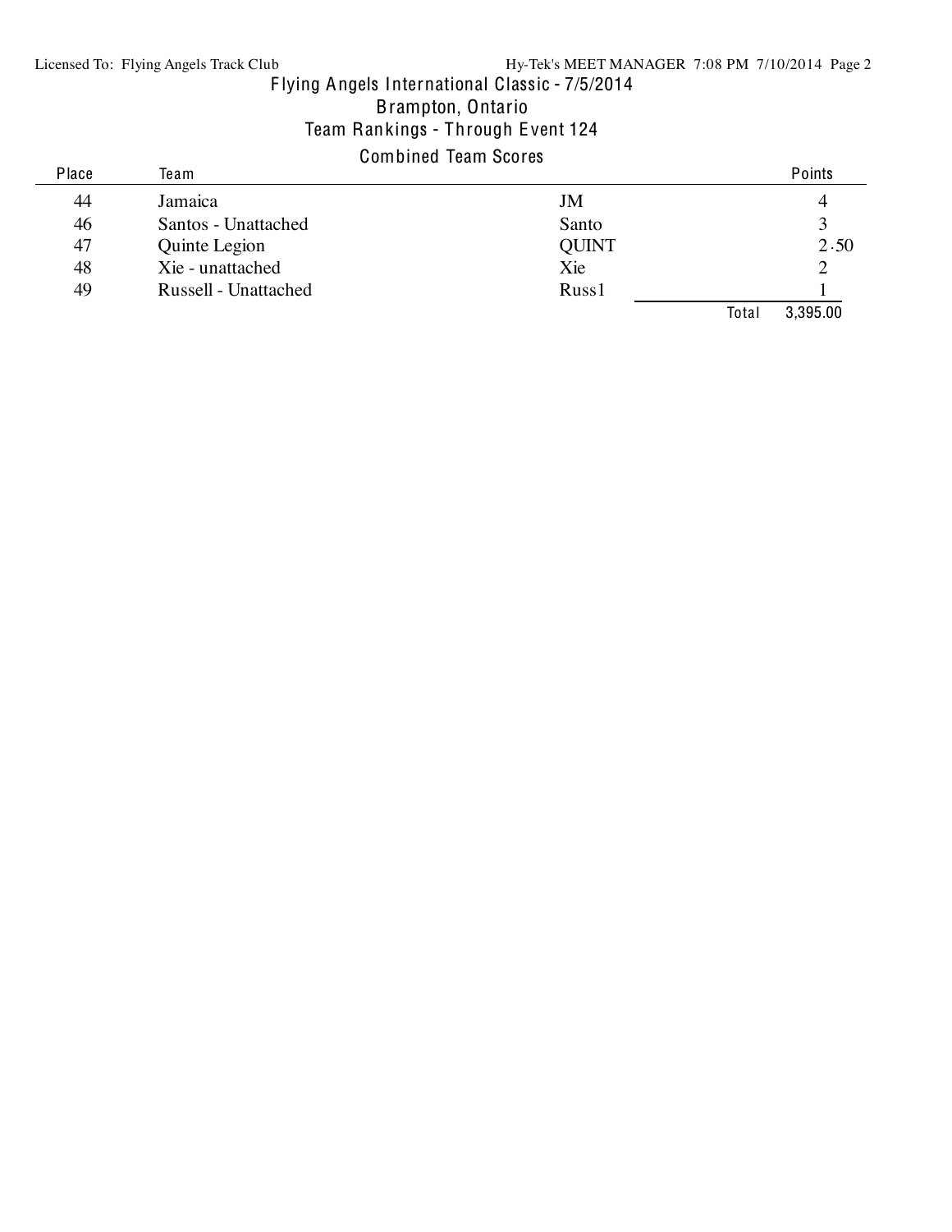Flying Angels International Classic - 7/5/2014

Brampton, Ontario

Team Rankings - Through Event 124

Combined Team Scores

| Place | Team | | Points |
|---|---|---|---|
| 44 | Jamaica | JM | 4 |
| 46 | Santos - Unattached | Santo | 3 |
| 47 | Quinte Legion | QUINT | 2.50 |
| 48 | Xie - unattached | Xie | 2 |
| 49 | Russell - Unattached | Russ1 | 1 |
| | | Total | 3,395.00 |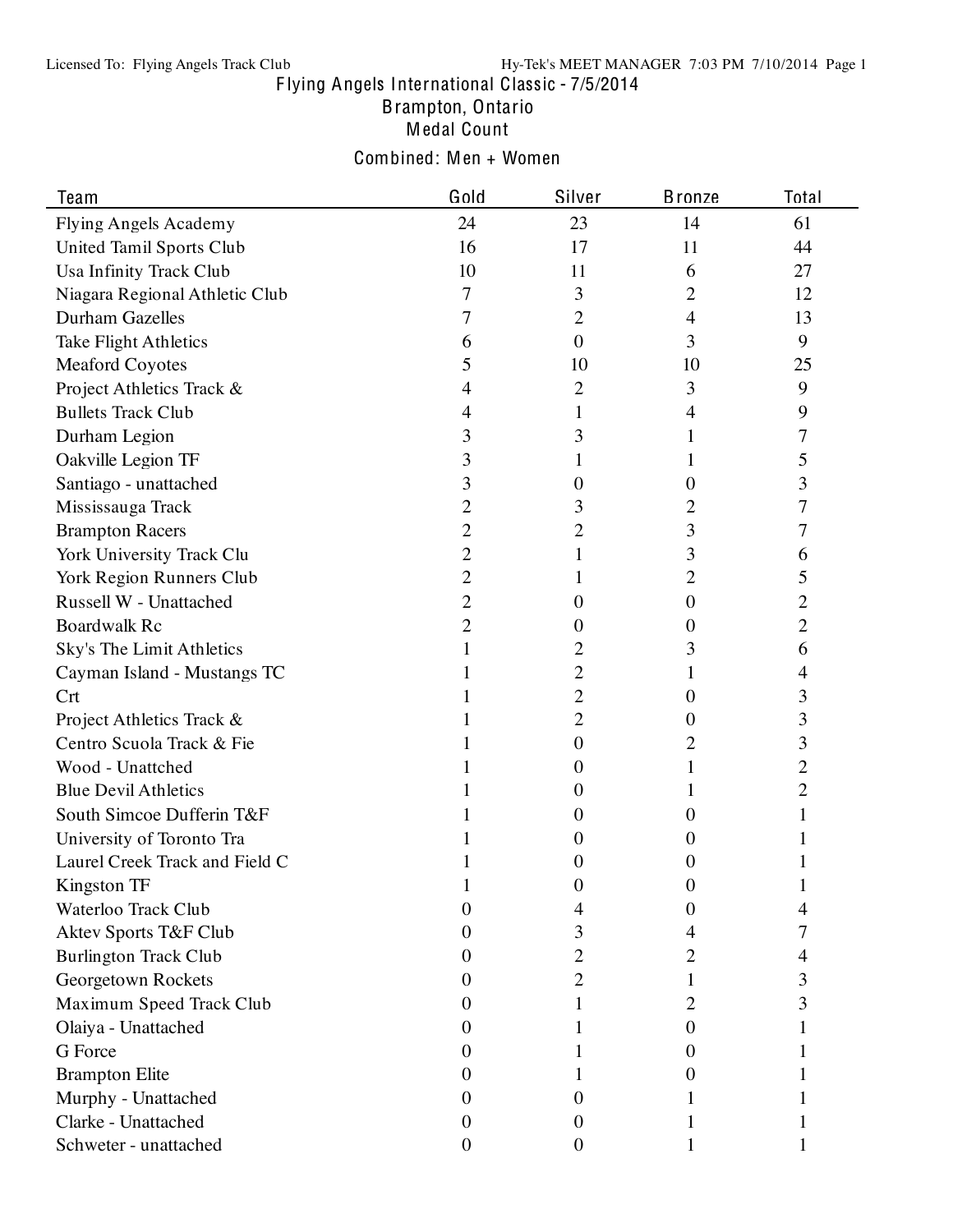# Flying Angels International Classic - 7/5/2014

## Brampton, Ontario

## Medal Count

### Combined: Men + Women

| Team | Gold | Silver | Bronze | Total |
|---|---|---|---|---|
| Flying Angels Academy | 24 | 23 | 14 | 61 |
| United Tamil Sports Club | 16 | 17 | 11 | 44 |
| Usa Infinity Track Club | 10 | 11 | 6 | 27 |
| Niagara Regional Athletic Club | 7 | 3 | 2 | 12 |
| Durham Gazelles | 7 | 2 | 4 | 13 |
| Take Flight Athletics | 6 | 0 | 3 | 9 |
| Meaford Coyotes | 5 | 10 | 10 | 25 |
| Project Athletics Track & | 4 | 2 | 3 | 9 |
| Bullets Track Club | 4 | 1 | 4 | 9 |
| Durham Legion | 3 | 3 | 1 | 7 |
| Oakville Legion TF | 3 | 1 | 1 | 5 |
| Santiago - unattached | 3 | 0 | 0 | 3 |
| Mississauga Track | 2 | 3 | 2 | 7 |
| Brampton Racers | 2 | 2 | 3 | 7 |
| York University Track Clu | 2 | 1 | 3 | 6 |
| York Region Runners Club | 2 | 1 | 2 | 5 |
| Russell W - Unattached | 2 | 0 | 0 | 2 |
| Boardwalk Rc | 2 | 0 | 0 | 2 |
| Sky's The Limit Athletics | 1 | 2 | 3 | 6 |
| Cayman Island - Mustangs TC | 1 | 2 | 1 | 4 |
| Crt | 1 | 2 | 0 | 3 |
| Project Athletics Track & | 1 | 2 | 0 | 3 |
| Centro Scuola Track & Fie | 1 | 0 | 2 | 3 |
| Wood - Unattched | 1 | 0 | 1 | 2 |
| Blue Devil Athletics | 1 | 0 | 1 | 2 |
| South Simcoe Dufferin T&F | 1 | 0 | 0 | 1 |
| University of Toronto Tra | 1 | 0 | 0 | 1 |
| Laurel Creek Track and Field C | 1 | 0 | 0 | 1 |
| Kingston TF | 1 | 0 | 0 | 1 |
| Waterloo Track Club | 0 | 4 | 0 | 4 |
| Aktev Sports T&F Club | 0 | 3 | 4 | 7 |
| Burlington Track Club | 0 | 2 | 2 | 4 |
| Georgetown Rockets | 0 | 2 | 1 | 3 |
| Maximum Speed Track Club | 0 | 1 | 2 | 3 |
| Olaiya - Unattached | 0 | 1 | 0 | 1 |
| G Force | 0 | 1 | 0 | 1 |
| Brampton Elite | 0 | 1 | 0 | 1 |
| Murphy - Unattached | 0 | 0 | 1 | 1 |
| Clarke - Unattached | 0 | 0 | 1 | 1 |
| Schweter - unattached | 0 | 0 | 1 | 1 |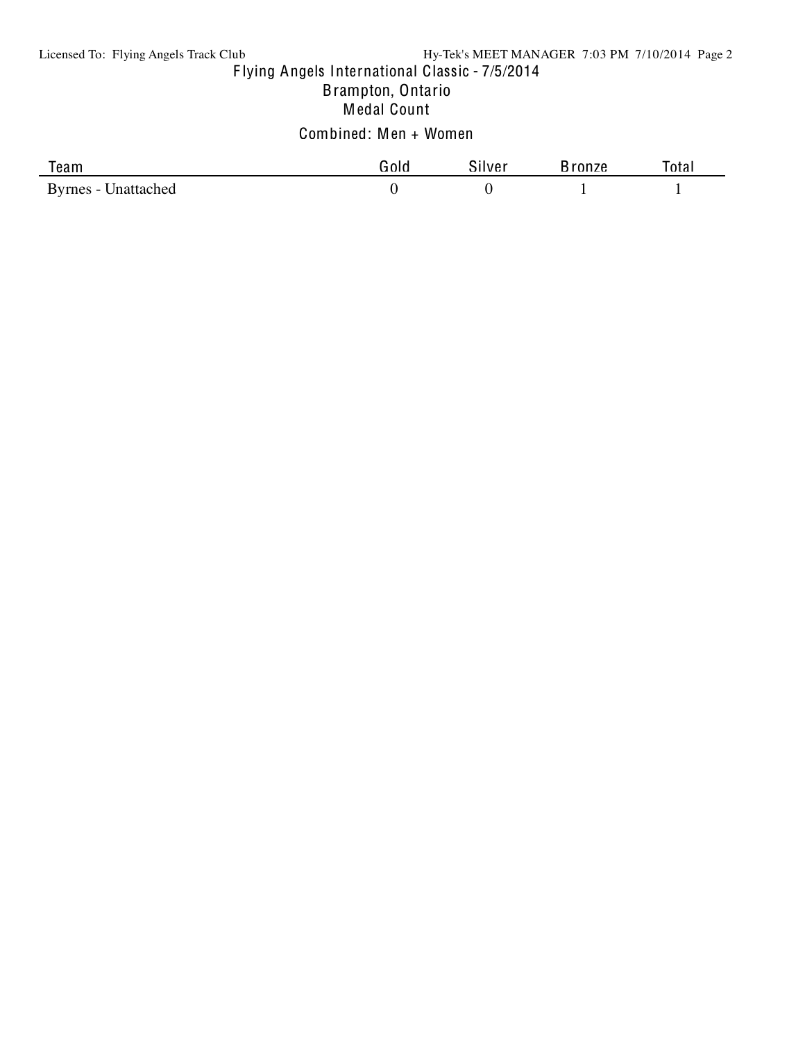# Flying Angels International Classic - 7/5/2014

## Brampton, Ontario

## Medal Count

### Combined: Men + Women

| Team | Gold | Silver | Bronze | Total |
|---|---|---|---|---|
| Byrnes - Unattached | 0 | 0 | 1 | 1 |